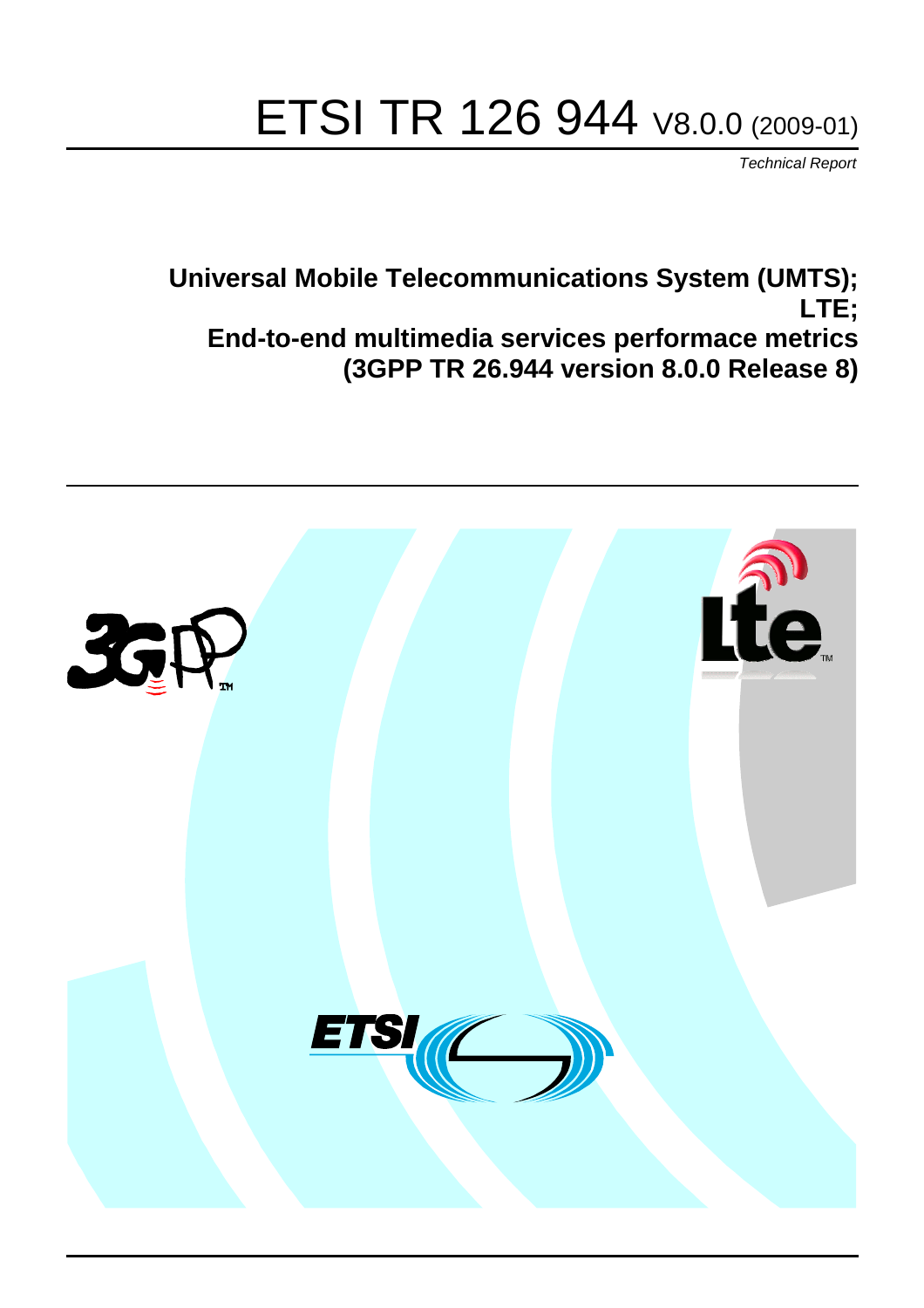# ETSI TR 126 944 V8.0.0 (2009-01)

*Technical Report*

**Universal Mobile Telecommunications System (UMTS);
LTE;
End-to-end multimedia services performace metrics
(3GPP TR 26.944 version 8.0.0 Release 8)**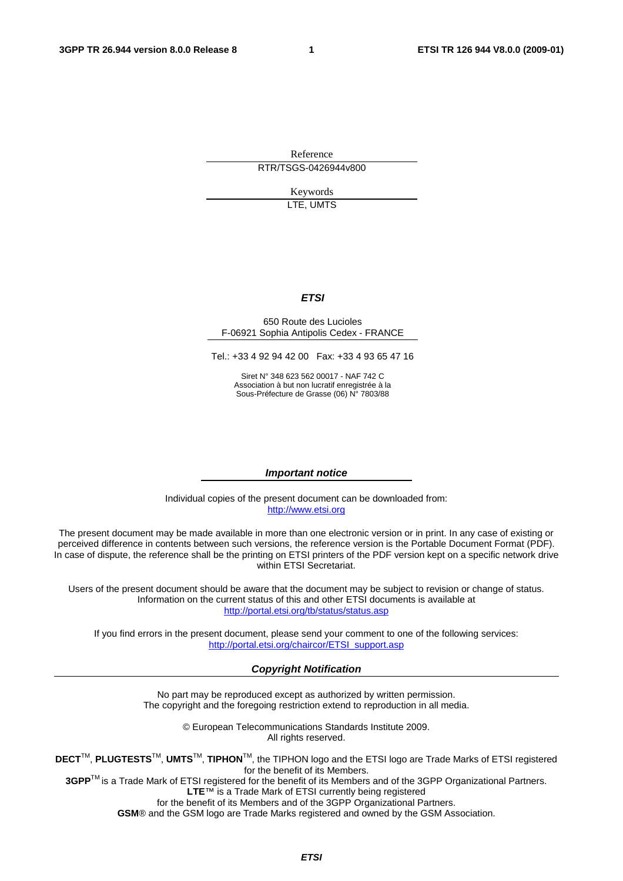Reference

RTR/TSGS-0426944v800

Keywords

LTE, UMTS

***ETSI***

650 Route des Lucioles
F-06921 Sophia Antipolis Cedex - FRANCE

Tel.: +33 4 92 94 42 00 Fax: +33 4 93 65 47 16

Siret N° 348 623 562 00017 - NAF 742 C
Association à but non lucratif enregistrée à la
Sous-Préfecture de Grasse (06) N° 7803/88

***Important notice***

Individual copies of the present document can be downloaded from:
http://www.etsi.org

The present document may be made available in more than one electronic version or in print. In any case of existing or perceived difference in contents between such versions, the reference version is the Portable Document Format (PDF). In case of dispute, the reference shall be the printing on ETSI printers of the PDF version kept on a specific network drive within ETSI Secretariat.

Users of the present document should be aware that the document may be subject to revision or change of status. Information on the current status of this and other ETSI documents is available at
http://portal.etsi.org/tb/status/status.asp

If you find errors in the present document, please send your comment to one of the following services:
http://portal.etsi.org/chaircor/ETSI_support.asp

***Copyright Notification***

No part may be reproduced except as authorized by written permission.
The copyright and the foregoing restriction extend to reproduction in all media.

© European Telecommunications Standards Institute 2009.
All rights reserved.

**DECT**™, **PLUGTESTS**™, **UMTS**™, **TIPHON**™, the TIPHON logo and the ETSI logo are Trade Marks of ETSI registered for the benefit of its Members.
**3GPP**™ is a Trade Mark of ETSI registered for the benefit of its Members and of the 3GPP Organizational Partners.
**LTE**™ is a Trade Mark of ETSI currently being registered
for the benefit of its Members and of the 3GPP Organizational Partners.
**GSM**® and the GSM logo are Trade Marks registered and owned by the GSM Association.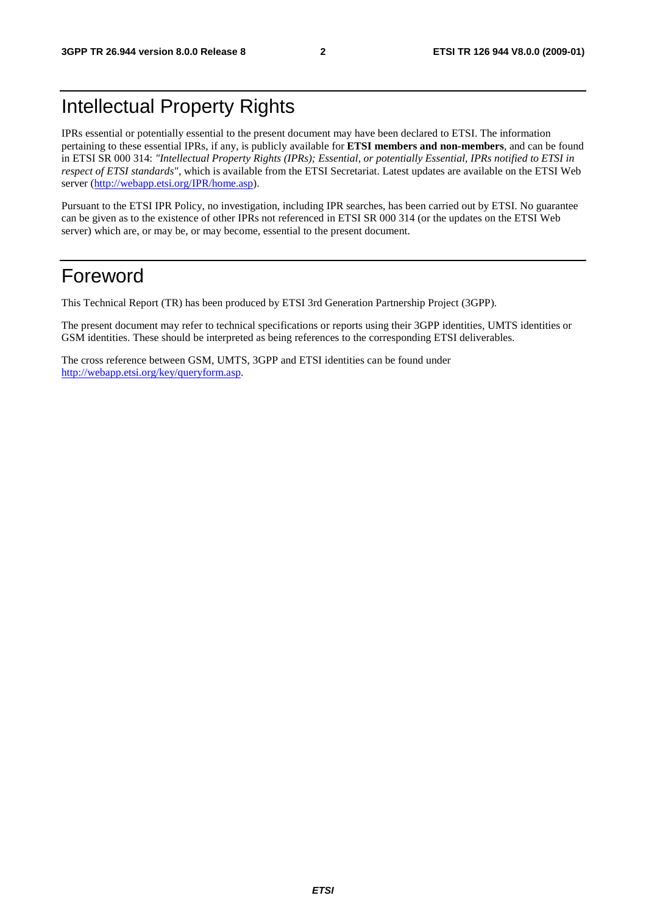# Intellectual Property Rights

IPRs essential or potentially essential to the present document may have been declared to ETSI. The information pertaining to these essential IPRs, if any, is publicly available for **ETSI members and non-members**, and can be found in ETSI SR 000 314: *"Intellectual Property Rights (IPRs); Essential, or potentially Essential, IPRs notified to ETSI in respect of ETSI standards"*, which is available from the ETSI Secretariat. Latest updates are available on the ETSI Web server (http://webapp.etsi.org/IPR/home.asp).

Pursuant to the ETSI IPR Policy, no investigation, including IPR searches, has been carried out by ETSI. No guarantee can be given as to the existence of other IPRs not referenced in ETSI SR 000 314 (or the updates on the ETSI Web server) which are, or may be, or may become, essential to the present document.

# Foreword

This Technical Report (TR) has been produced by ETSI 3rd Generation Partnership Project (3GPP).

The present document may refer to technical specifications or reports using their 3GPP identities, UMTS identities or GSM identities. These should be interpreted as being references to the corresponding ETSI deliverables.

The cross reference between GSM, UMTS, 3GPP and ETSI identities can be found under http://webapp.etsi.org/key/queryform.asp.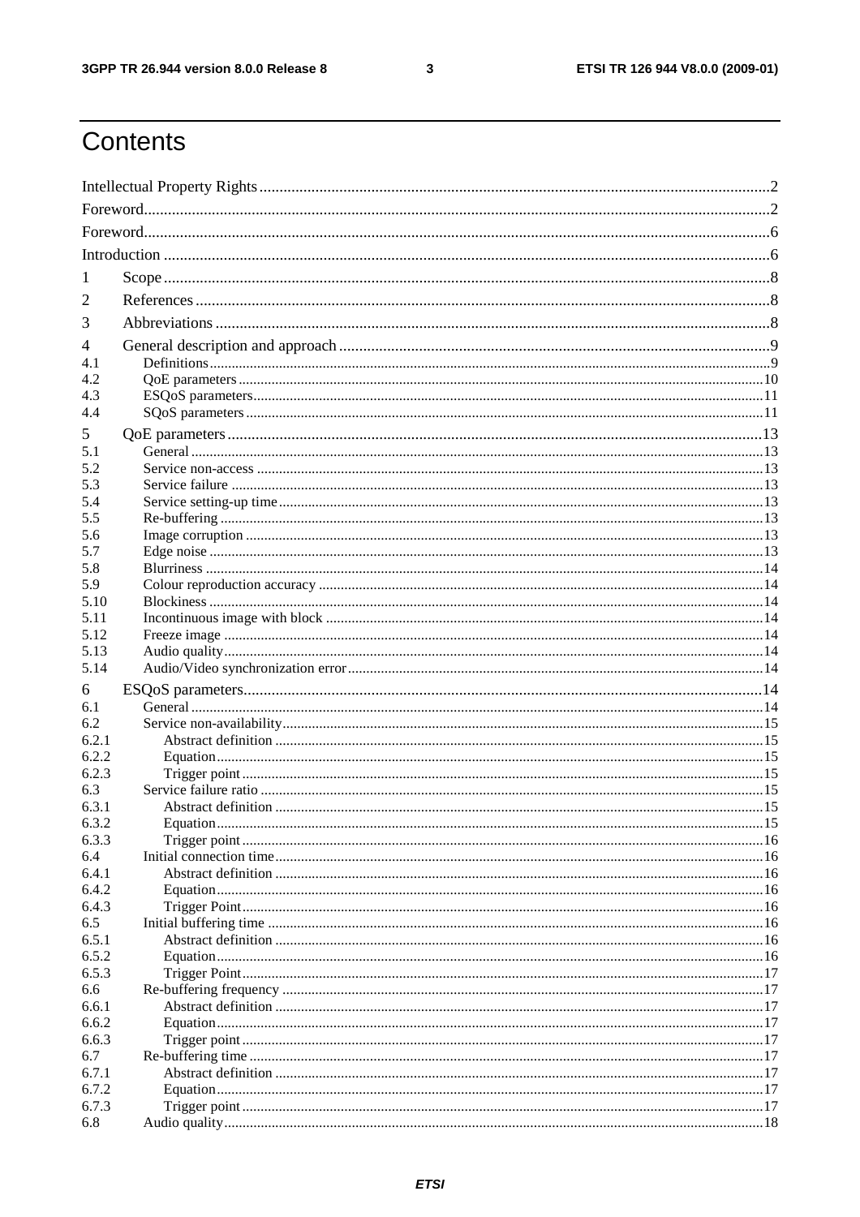# Contents

Intellectual Property Rights ................................................................................................................................2

Foreword.............................................................................................................................................................2

Foreword.............................................................................................................................................................6

Introduction ........................................................................................................................................................6

1 Scope ........................................................................................................................................................8

2 References ................................................................................................................................................8

3 Abbreviations ...........................................................................................................................................8

4 General description and approach ............................................................................................................9
4.1 Definitions ..........................................................................................................................................................9
4.2 QoE parameters ................................................................................................................................................10
4.3 ESQoS parameters............................................................................................................................................11
4.4 SQoS parameters ..............................................................................................................................................11

5 QoE parameters ......................................................................................................................................13
5.1 General .............................................................................................................................................................13
5.2 Service non-access ...........................................................................................................................................13
5.3 Service failure ..................................................................................................................................................13
5.4 Service setting-up time .....................................................................................................................................13
5.5 Re-buffering .....................................................................................................................................................13
5.6 Image corruption ..............................................................................................................................................13
5.7 Edge noise ........................................................................................................................................................13
5.8 Blurriness .........................................................................................................................................................14
5.9 Colour reproduction accuracy ..........................................................................................................................14
5.10 Blockiness ........................................................................................................................................................14
5.11 Incontinuous image with block ........................................................................................................................14
5.12 Freeze image ....................................................................................................................................................14
5.13 Audio quality....................................................................................................................................................14
5.14 Audio/Video synchronization error ..................................................................................................................14

6 ESQoS parameters..................................................................................................................................14
6.1 General .............................................................................................................................................................14
6.2 Service non-availability....................................................................................................................................15
6.2.1 Abstract definition ......................................................................................................................................15
6.2.2 Equation......................................................................................................................................................15
6.2.3 Trigger point ...............................................................................................................................................15
6.3 Service failure ratio ..........................................................................................................................................15
6.3.1 Abstract definition ......................................................................................................................................15
6.3.2 Equation......................................................................................................................................................15
6.3.3 Trigger point ...............................................................................................................................................16
6.4 Initial connection time......................................................................................................................................16
6.4.1 Abstract definition ......................................................................................................................................16
6.4.2 Equation......................................................................................................................................................16
6.4.3 Trigger Point...............................................................................................................................................16
6.5 Initial buffering time ........................................................................................................................................16
6.5.1 Abstract definition ......................................................................................................................................16
6.5.2 Equation......................................................................................................................................................16
6.5.3 Trigger Point...............................................................................................................................................17
6.6 Re-buffering frequency ....................................................................................................................................17
6.6.1 Abstract definition ......................................................................................................................................17
6.6.2 Equation......................................................................................................................................................17
6.6.3 Trigger point ...............................................................................................................................................17
6.7 Re-buffering time .............................................................................................................................................17
6.7.1 Abstract definition ......................................................................................................................................17
6.7.2 Equation......................................................................................................................................................17
6.7.3 Trigger point ...............................................................................................................................................17
6.8 Audio quality....................................................................................................................................................18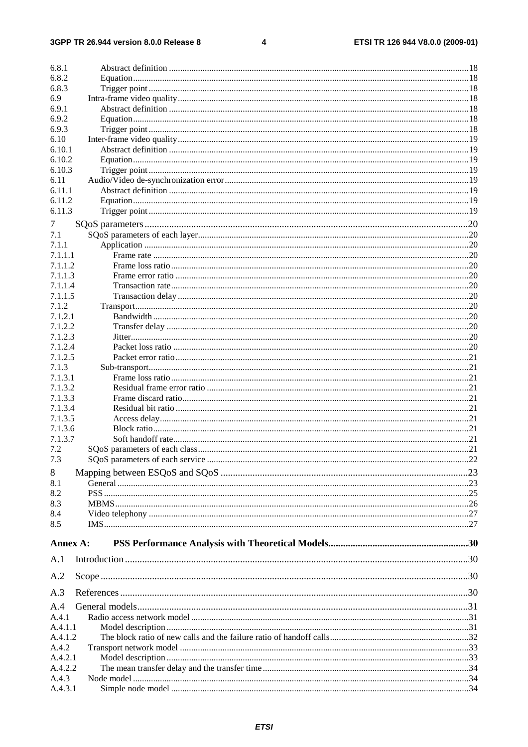6.8.1 Abstract definition .....18
6.8.2 Equation .....18
6.8.3 Trigger point .....18
6.9 Intra-frame video quality .....18
6.9.1 Abstract definition .....18
6.9.2 Equation .....18
6.9.3 Trigger point .....18
6.10 Inter-frame video quality .....19
6.10.1 Abstract definition .....19
6.10.2 Equation .....19
6.10.3 Trigger point .....19
6.11 Audio/Video de-synchronization error .....19
6.11.1 Abstract definition .....19
6.11.2 Equation .....19
6.11.3 Trigger point .....19

7 SQoS parameters .....20
7.1 SQoS parameters of each layer .....20
7.1.1 Application .....20
7.1.1.1 Frame rate .....20
7.1.1.2 Frame loss ratio .....20
7.1.1.3 Frame error ratio .....20
7.1.1.4 Transaction rate .....20
7.1.1.5 Transaction delay .....20
7.1.2 Transport .....20
7.1.2.1 Bandwidth .....20
7.1.2.2 Transfer delay .....20
7.1.2.3 Jitter .....20
7.1.2.4 Packet loss ratio .....20
7.1.2.5 Packet error ratio .....21
7.1.3 Sub-transport .....21
7.1.3.1 Frame loss ratio .....21
7.1.3.2 Residual frame error ratio .....21
7.1.3.3 Frame discard ratio .....21
7.1.3.4 Residual bit ratio .....21
7.1.3.5 Access delay .....21
7.1.3.6 Block ratio .....21
7.1.3.7 Soft handoff rate .....21
7.2 SQoS parameters of each class .....21
7.3 SQoS parameters of each service .....22

8 Mapping between ESQoS and SQoS .....23
8.1 General .....23
8.2 PSS .....25
8.3 MBMS .....26
8.4 Video telephony .....27
8.5 IMS .....27

**Annex A: PSS Performance Analysis with Theoretical Models .....30**

A.1 Introduction .....30

A.2 Scope .....30

A.3 References .....30

A.4 General models .....31
A.4.1 Radio access network model .....31
A.4.1.1 Model description .....31
A.4.1.2 The block ratio of new calls and the failure ratio of handoff calls .....32
A.4.2 Transport network model .....33
A.4.2.1 Model description .....33
A.4.2.2 The mean transfer delay and the transfer time .....34
A.4.3 Node model .....34
A.4.3.1 Simple node model .....34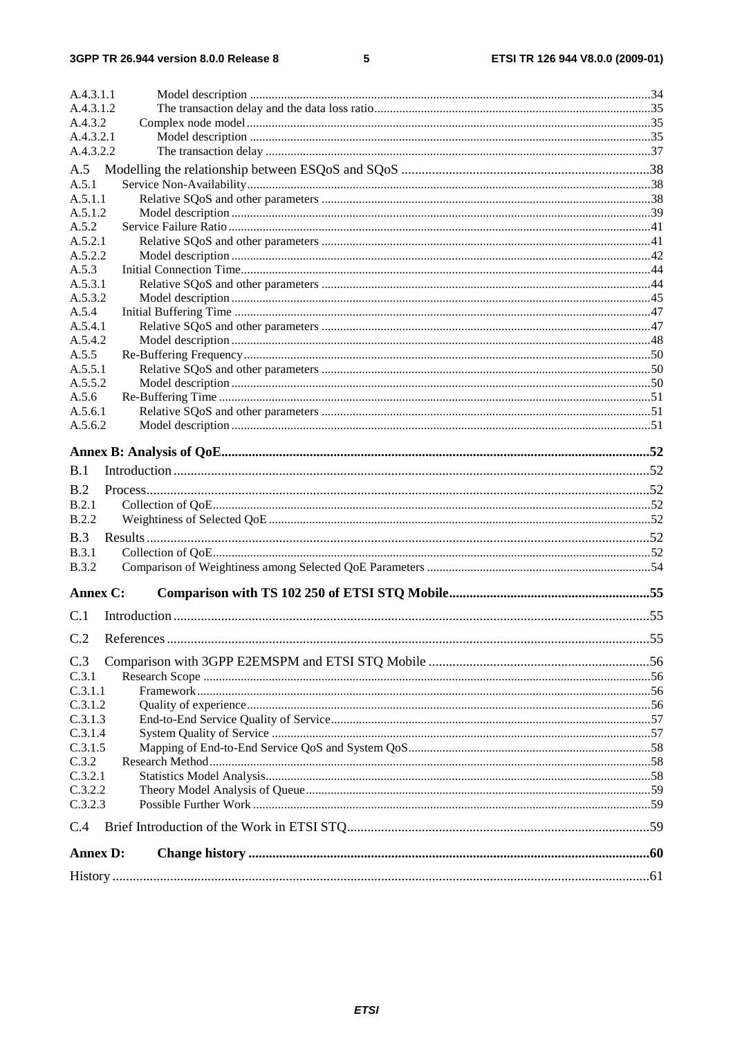A.4.3.1.1 Model description ....................................................................................................................34
A.4.3.1.2 The transaction delay and the data loss ratio.........................................................................................35
A.4.3.2 Complex node model ...................................................................................................................35
A.4.3.2.1 Model description ....................................................................................................................35
A.4.3.2.2 The transaction delay ................................................................................................................37

A.5 Modelling the relationship between ESQoS and SQoS ..........................................................................38
A.5.1 Service Non-Availability.................................................................................................................38
A.5.1.1 Relative SQoS and other parameters ..........................................................................................38
A.5.1.2 Model description .......................................................................................................................39
A.5.2 Service Failure Ratio .......................................................................................................................41
A.5.2.1 Relative SQoS and other parameters ..........................................................................................41
A.5.2.2 Model description .......................................................................................................................42
A.5.3 Initial Connection Time...................................................................................................................44
A.5.3.1 Relative SQoS and other parameters ..........................................................................................44
A.5.3.2 Model description .......................................................................................................................45
A.5.4 Initial Buffering Time .....................................................................................................................47
A.5.4.1 Relative SQoS and other parameters ..........................................................................................47
A.5.4.2 Model description .......................................................................................................................48
A.5.5 Re-Buffering Frequency..................................................................................................................50
A.5.5.1 Relative SQoS and other parameters ..........................................................................................50
A.5.5.2 Model description .......................................................................................................................50
A.5.6 Re-Buffering Time ..........................................................................................................................51
A.5.6.1 Relative SQoS and other parameters ..........................................................................................51
A.5.6.2 Model description .......................................................................................................................51

**Annex B: Analysis of QoE...................................................................................................................52**

B.1 Introduction ...........................................................................................................................................52

B.2 Process...................................................................................................................................................52
B.2.1 Collection of QoE............................................................................................................................52
B.2.2 Weightiness of Selected QoE ..........................................................................................................52

B.3 Results ...................................................................................................................................................52
B.3.1 Collection of QoE............................................................................................................................52
B.3.2 Comparison of Weightiness among Selected QoE Parameters ........................................................54

**Annex C: Comparison with TS 102 250 of ETSI STQ Mobile...........................................................55**

C.1 Introduction ...........................................................................................................................................55

C.2 References .............................................................................................................................................55

C.3 Comparison with 3GPP E2EMSPM and ETSI STQ Mobile .................................................................56
C.3.1 Research Scope ................................................................................................................................56
C.3.1.1 Framework.................................................................................................................................56
C.3.1.2 Quality of experience.................................................................................................................56
C.3.1.3 End-to-End Service Quality of Service......................................................................................57
C.3.1.4 System Quality of Service .........................................................................................................57
C.3.1.5 Mapping of End-to-End Service QoS and System QoS.............................................................58
C.3.2 Research Method.............................................................................................................................58
C.3.2.1 Statistics Model Analysis...........................................................................................................58
C.3.2.2 Theory Model Analysis of Queue..............................................................................................59
C.3.2.3 Possible Further Work ...............................................................................................................59

C.4 Brief Introduction of the Work in ETSI STQ.........................................................................................59

**Annex D: Change history .....................................................................................................................60**

History .............................................................................................................................................................61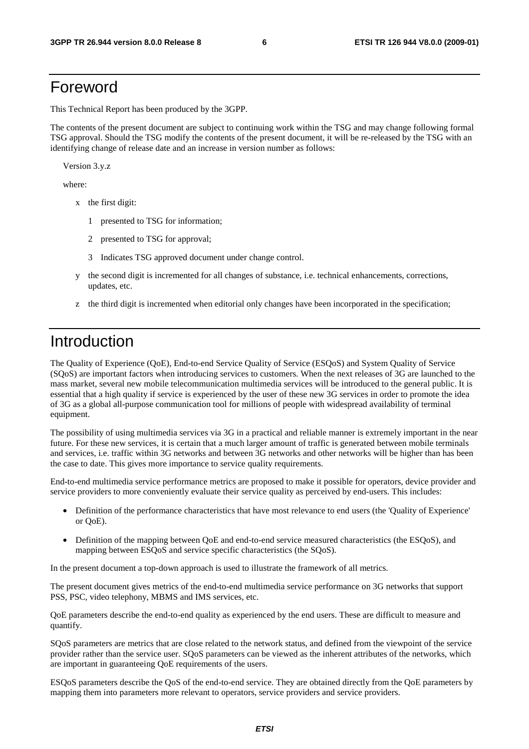# Foreword

This Technical Report has been produced by the 3GPP.

The contents of the present document are subject to continuing work within the TSG and may change following formal TSG approval. Should the TSG modify the contents of the present document, it will be re-released by the TSG with an identifying change of release date and an increase in version number as follows:

Version 3.y.z

where:

x the first digit:

1 presented to TSG for information;

2 presented to TSG for approval;

3 Indicates TSG approved document under change control.

y the second digit is incremented for all changes of substance, i.e. technical enhancements, corrections, updates, etc.

z the third digit is incremented when editorial only changes have been incorporated in the specification;

# Introduction

The Quality of Experience (QoE), End-to-end Service Quality of Service (ESQoS) and System Quality of Service (SQoS) are important factors when introducing services to customers. When the next releases of 3G are launched to the mass market, several new mobile telecommunication multimedia services will be introduced to the general public. It is essential that a high quality if service is experienced by the user of these new 3G services in order to promote the idea of 3G as a global all-purpose communication tool for millions of people with widespread availability of terminal equipment.

The possibility of using multimedia services via 3G in a practical and reliable manner is extremely important in the near future. For these new services, it is certain that a much larger amount of traffic is generated between mobile terminals and services, i.e. traffic within 3G networks and between 3G networks and other networks will be higher than has been the case to date. This gives more importance to service quality requirements.

End-to-end multimedia service performance metrics are proposed to make it possible for operators, device provider and service providers to more conveniently evaluate their service quality as perceived by end-users. This includes:

- Definition of the performance characteristics that have most relevance to end users (the 'Quality of Experience' or QoE).
- Definition of the mapping between QoE and end-to-end service measured characteristics (the ESQoS), and mapping between ESQoS and service specific characteristics (the SQoS).

In the present document a top-down approach is used to illustrate the framework of all metrics.

The present document gives metrics of the end-to-end multimedia service performance on 3G networks that support PSS, PSC, video telephony, MBMS and IMS services, etc.

QoE parameters describe the end-to-end quality as experienced by the end users. These are difficult to measure and quantify.

SQoS parameters are metrics that are close related to the network status, and defined from the viewpoint of the service provider rather than the service user. SQoS parameters can be viewed as the inherent attributes of the networks, which are important in guaranteeing QoE requirements of the users.

ESQoS parameters describe the QoS of the end-to-end service. They are obtained directly from the QoE parameters by mapping them into parameters more relevant to operators, service providers and service providers.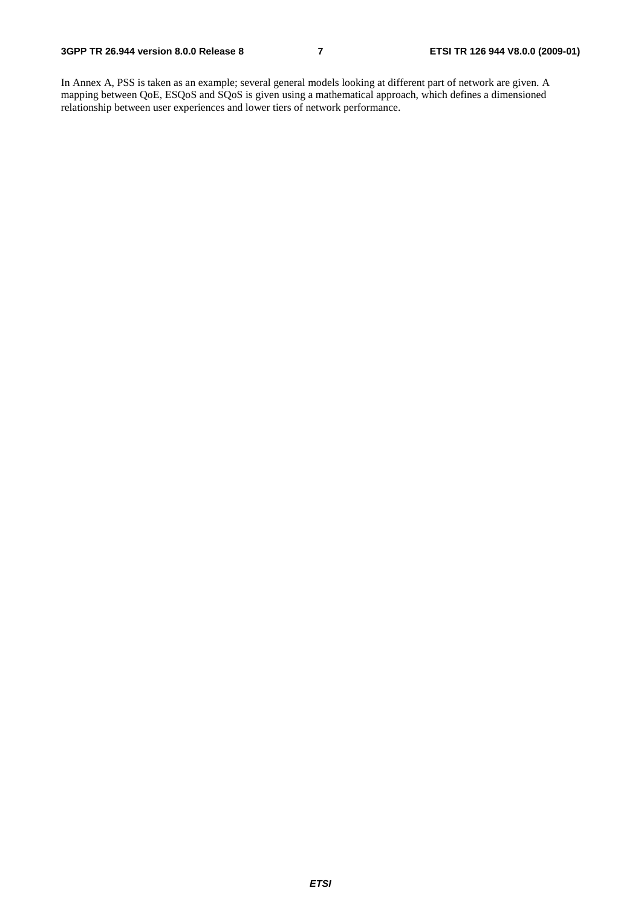In Annex A, PSS is taken as an example; several general models looking at different part of network are given. A mapping between QoE, ESQoS and SQoS is given using a mathematical approach, which defines a dimensioned relationship between user experiences and lower tiers of network performance.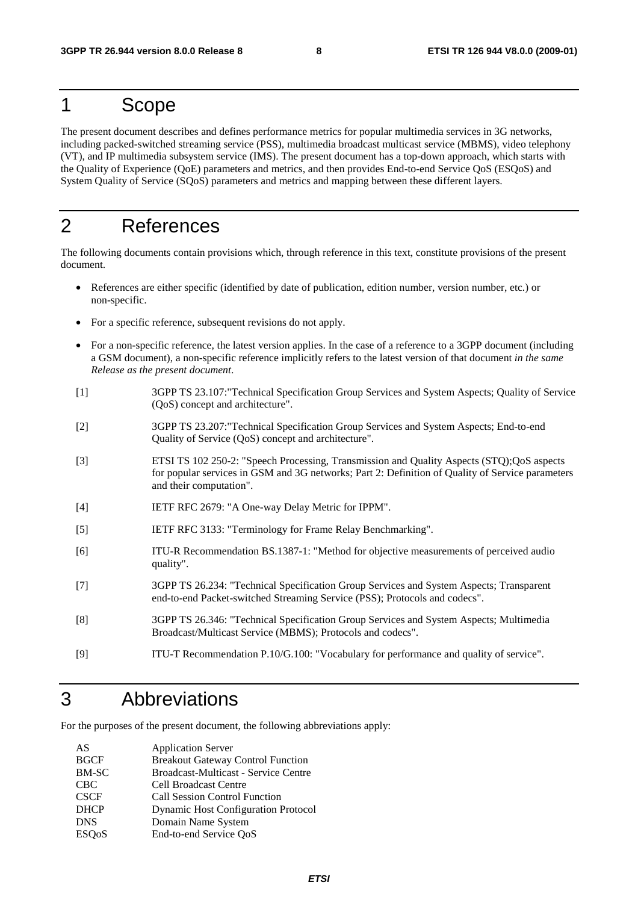# 1 Scope

The present document describes and defines performance metrics for popular multimedia services in 3G networks, including packed-switched streaming service (PSS), multimedia broadcast multicast service (MBMS), video telephony (VT), and IP multimedia subsystem service (IMS). The present document has a top-down approach, which starts with the Quality of Experience (QoE) parameters and metrics, and then provides End-to-end Service QoS (ESQoS) and System Quality of Service (SQoS) parameters and metrics and mapping between these different layers.

# 2 References

The following documents contain provisions which, through reference in this text, constitute provisions of the present document.

- References are either specific (identified by date of publication, edition number, version number, etc.) or non-specific.
- For a specific reference, subsequent revisions do not apply.
- For a non-specific reference, the latest version applies. In the case of a reference to a 3GPP document (including a GSM document), a non-specific reference implicitly refers to the latest version of that document *in the same Release as the present document*.

[1] 3GPP TS 23.107:"Technical Specification Group Services and System Aspects; Quality of Service (QoS) concept and architecture".

[2] 3GPP TS 23.207:"Technical Specification Group Services and System Aspects; End-to-end Quality of Service (QoS) concept and architecture".

[3] ETSI TS 102 250-2: "Speech Processing, Transmission and Quality Aspects (STQ);QoS aspects for popular services in GSM and 3G networks; Part 2: Definition of Quality of Service parameters and their computation".

[4] IETF RFC 2679: "A One-way Delay Metric for IPPM".

[5] IETF RFC 3133: "Terminology for Frame Relay Benchmarking".

[6] ITU-R Recommendation BS.1387-1: "Method for objective measurements of perceived audio quality".

[7] 3GPP TS 26.234: "Technical Specification Group Services and System Aspects; Transparent end-to-end Packet-switched Streaming Service (PSS); Protocols and codecs".

[8] 3GPP TS 26.346: "Technical Specification Group Services and System Aspects; Multimedia Broadcast/Multicast Service (MBMS); Protocols and codecs".

[9] ITU-T Recommendation P.10/G.100: "Vocabulary for performance and quality of service".

# 3 Abbreviations

For the purposes of the present document, the following abbreviations apply:

| | |
|---|---|
| AS | Application Server |
| BGCF | Breakout Gateway Control Function |
| BM-SC | Broadcast-Multicast - Service Centre |
| CBC | Cell Broadcast Centre |
| CSCF | Call Session Control Function |
| DHCP | Dynamic Host Configuration Protocol |
| DNS | Domain Name System |
| ESQoS | End-to-end Service QoS |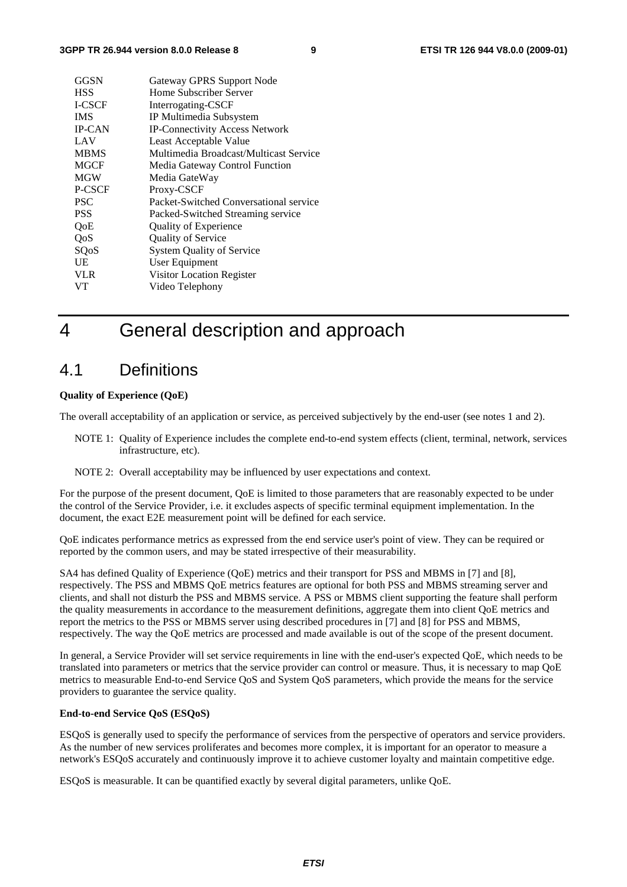| | |
|---|---|
| GGSN | Gateway GPRS Support Node |
| HSS | Home Subscriber Server |
| I-CSCF | Interrogating-CSCF |
| IMS | IP Multimedia Subsystem |
| IP-CAN | IP-Connectivity Access Network |
| LAV | Least Acceptable Value |
| MBMS | Multimedia Broadcast/Multicast Service |
| MGCF | Media Gateway Control Function |
| MGW | Media GateWay |
| P-CSCF | Proxy-CSCF |
| PSC | Packet-Switched Conversational service |
| PSS | Packed-Switched Streaming service |
| QoE | Quality of Experience |
| QoS | Quality of Service |
| SQoS | System Quality of Service |
| UE | User Equipment |
| VLR | Visitor Location Register |
| VT | Video Telephony |

# 4 General description and approach

## 4.1 Definitions

**Quality of Experience (QoE)**

The overall acceptability of an application or service, as perceived subjectively by the end-user (see notes 1 and 2).

NOTE 1: Quality of Experience includes the complete end-to-end system effects (client, terminal, network, services infrastructure, etc).

NOTE 2: Overall acceptability may be influenced by user expectations and context.

For the purpose of the present document, QoE is limited to those parameters that are reasonably expected to be under the control of the Service Provider, i.e. it excludes aspects of specific terminal equipment implementation. In the document, the exact E2E measurement point will be defined for each service.

QoE indicates performance metrics as expressed from the end service user's point of view. They can be required or reported by the common users, and may be stated irrespective of their measurability.

SA4 has defined Quality of Experience (QoE) metrics and their transport for PSS and MBMS in [7] and [8], respectively. The PSS and MBMS QoE metrics features are optional for both PSS and MBMS streaming server and clients, and shall not disturb the PSS and MBMS service. A PSS or MBMS client supporting the feature shall perform the quality measurements in accordance to the measurement definitions, aggregate them into client QoE metrics and report the metrics to the PSS or MBMS server using described procedures in [7] and [8] for PSS and MBMS, respectively. The way the QoE metrics are processed and made available is out of the scope of the present document.

In general, a Service Provider will set service requirements in line with the end-user's expected QoE, which needs to be translated into parameters or metrics that the service provider can control or measure. Thus, it is necessary to map QoE metrics to measurable End-to-end Service QoS and System QoS parameters, which provide the means for the service providers to guarantee the service quality.

**End-to-end Service QoS (ESQoS)**

ESQoS is generally used to specify the performance of services from the perspective of operators and service providers. As the number of new services proliferates and becomes more complex, it is important for an operator to measure a network's ESQoS accurately and continuously improve it to achieve customer loyalty and maintain competitive edge.

ESQoS is measurable. It can be quantified exactly by several digital parameters, unlike QoE.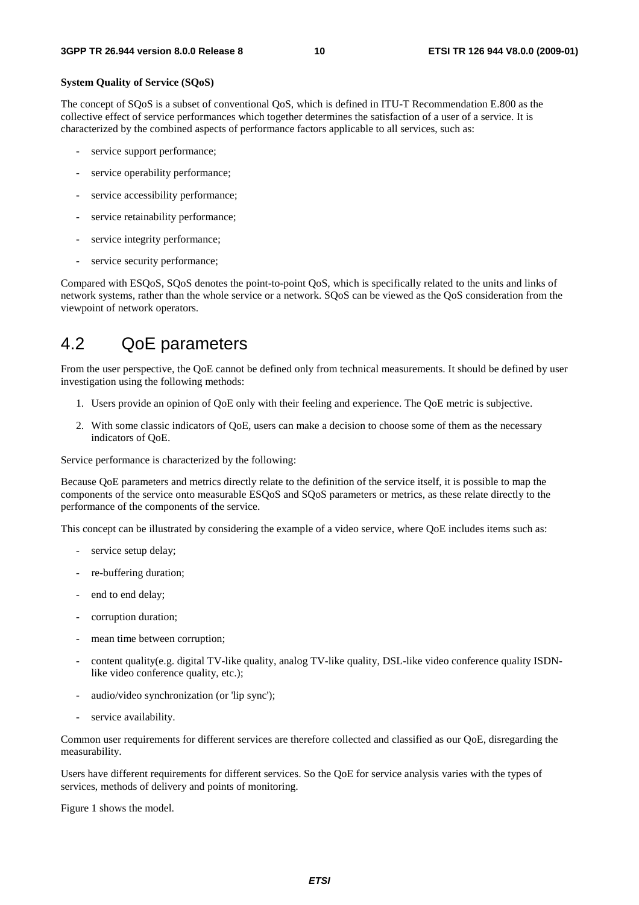**System Quality of Service (SQoS)**

The concept of SQoS is a subset of conventional QoS, which is defined in ITU-T Recommendation E.800 as the collective effect of service performances which together determines the satisfaction of a user of a service. It is characterized by the combined aspects of performance factors applicable to all services, such as:

- service support performance;
- service operability performance;
- service accessibility performance;
- service retainability performance;
- service integrity performance;
- service security performance;

Compared with ESQoS, SQoS denotes the point-to-point QoS, which is specifically related to the units and links of network systems, rather than the whole service or a network. SQoS can be viewed as the QoS consideration from the viewpoint of network operators.

## 4.2 QoE parameters

From the user perspective, the QoE cannot be defined only from technical measurements. It should be defined by user investigation using the following methods:

1. Users provide an opinion of QoE only with their feeling and experience. The QoE metric is subjective.
2. With some classic indicators of QoE, users can make a decision to choose some of them as the necessary indicators of QoE.

Service performance is characterized by the following:

Because QoE parameters and metrics directly relate to the definition of the service itself, it is possible to map the components of the service onto measurable ESQoS and SQoS parameters or metrics, as these relate directly to the performance of the components of the service.

This concept can be illustrated by considering the example of a video service, where QoE includes items such as:

- service setup delay;
- re-buffering duration;
- end to end delay;
- corruption duration;
- mean time between corruption;
- content quality(e.g. digital TV-like quality, analog TV-like quality, DSL-like video conference quality ISDN-like video conference quality, etc.);
- audio/video synchronization (or 'lip sync');
- service availability.

Common user requirements for different services are therefore collected and classified as our QoE, disregarding the measurability.

Users have different requirements for different services. So the QoE for service analysis varies with the types of services, methods of delivery and points of monitoring.

Figure 1 shows the model.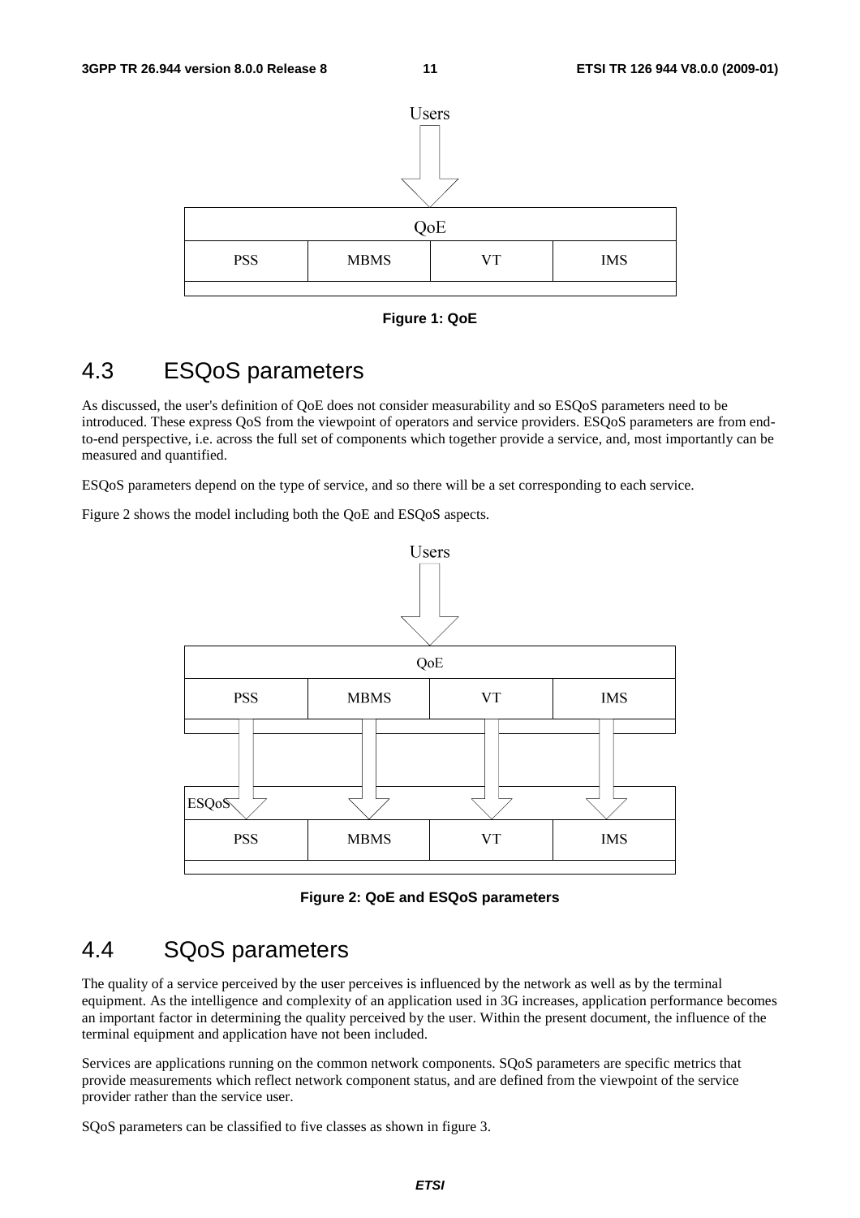Users

QoE

PSS | MBMS | VT | IMS

**Figure 1: QoE**

## 4.3 ESQoS parameters

As discussed, the user's definition of QoE does not consider measurability and so ESQoS parameters need to be introduced. These express QoS from the viewpoint of operators and service providers. ESQoS parameters are from end-to-end perspective, i.e. across the full set of components which together provide a service, and, most importantly can be measured and quantified.

ESQoS parameters depend on the type of service, and so there will be a set corresponding to each service.

Figure 2 shows the model including both the QoE and ESQoS aspects.

Users

QoE

PSS | MBMS | VT | IMS

ESQoS

PSS | MBMS | VT | IMS

**Figure 2: QoE and ESQoS parameters**

## 4.4 SQoS parameters

The quality of a service perceived by the user perceives is influenced by the network as well as by the terminal equipment. As the intelligence and complexity of an application used in 3G increases, application performance becomes an important factor in determining the quality perceived by the user. Within the present document, the influence of the terminal equipment and application have not been included.

Services are applications running on the common network components. SQoS parameters are specific metrics that provide measurements which reflect network component status, and are defined from the viewpoint of the service provider rather than the service user.

SQoS parameters can be classified to five classes as shown in figure 3.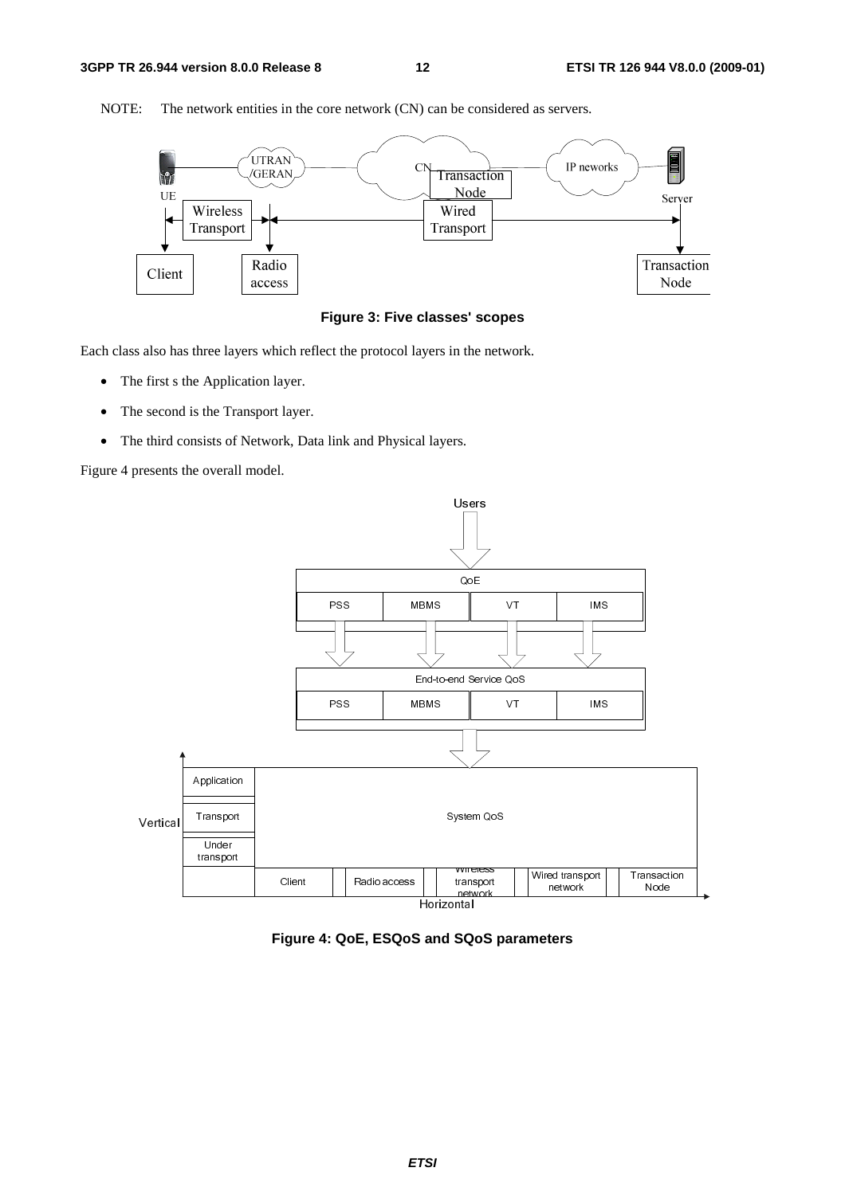NOTE: The network entities in the core network (CN) can be considered as servers.

UE
UTRAN /GERAN
CN
Transaction Node
IP neworks
Server
Wireless Transport
Wired Transport
Client
Radio access
Transaction Node

**Figure 3: Five classes' scopes**

Each class also has three layers which reflect the protocol layers in the network.

- The first s the Application layer.
- The second is the Transport layer.
- The third consists of Network, Data link and Physical layers.

Figure 4 presents the overall model.

Users
QoE
PSS
MBMS
VT
IMS
End-to-end Service QoS
PSS
MBMS
VT
IMS
Vertical
Application
Transport
Under transport
System QoS
Client
Radio access
Wireless transport network
Wired transport network
Transaction Node
Horizontal

**Figure 4: QoE, ESQoS and SQoS parameters**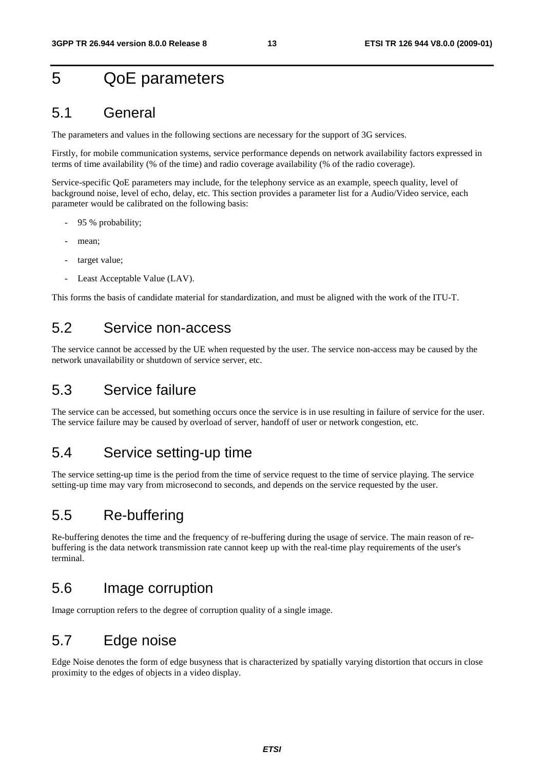# 5 QoE parameters

## 5.1 General

The parameters and values in the following sections are necessary for the support of 3G services.

Firstly, for mobile communication systems, service performance depends on network availability factors expressed in terms of time availability (% of the time) and radio coverage availability (% of the radio coverage).

Service-specific QoE parameters may include, for the telephony service as an example, speech quality, level of background noise, level of echo, delay, etc. This section provides a parameter list for a Audio/Video service, each parameter would be calibrated on the following basis:

- 95 % probability;
- mean;
- target value;
- Least Acceptable Value (LAV).

This forms the basis of candidate material for standardization, and must be aligned with the work of the ITU-T.

## 5.2 Service non-access

The service cannot be accessed by the UE when requested by the user. The service non-access may be caused by the network unavailability or shutdown of service server, etc.

## 5.3 Service failure

The service can be accessed, but something occurs once the service is in use resulting in failure of service for the user. The service failure may be caused by overload of server, handoff of user or network congestion, etc.

## 5.4 Service setting-up time

The service setting-up time is the period from the time of service request to the time of service playing. The service setting-up time may vary from microsecond to seconds, and depends on the service requested by the user.

## 5.5 Re-buffering

Re-buffering denotes the time and the frequency of re-buffering during the usage of service. The main reason of re-buffering is the data network transmission rate cannot keep up with the real-time play requirements of the user's terminal.

## 5.6 Image corruption

Image corruption refers to the degree of corruption quality of a single image.

## 5.7 Edge noise

Edge Noise denotes the form of edge busyness that is characterized by spatially varying distortion that occurs in close proximity to the edges of objects in a video display.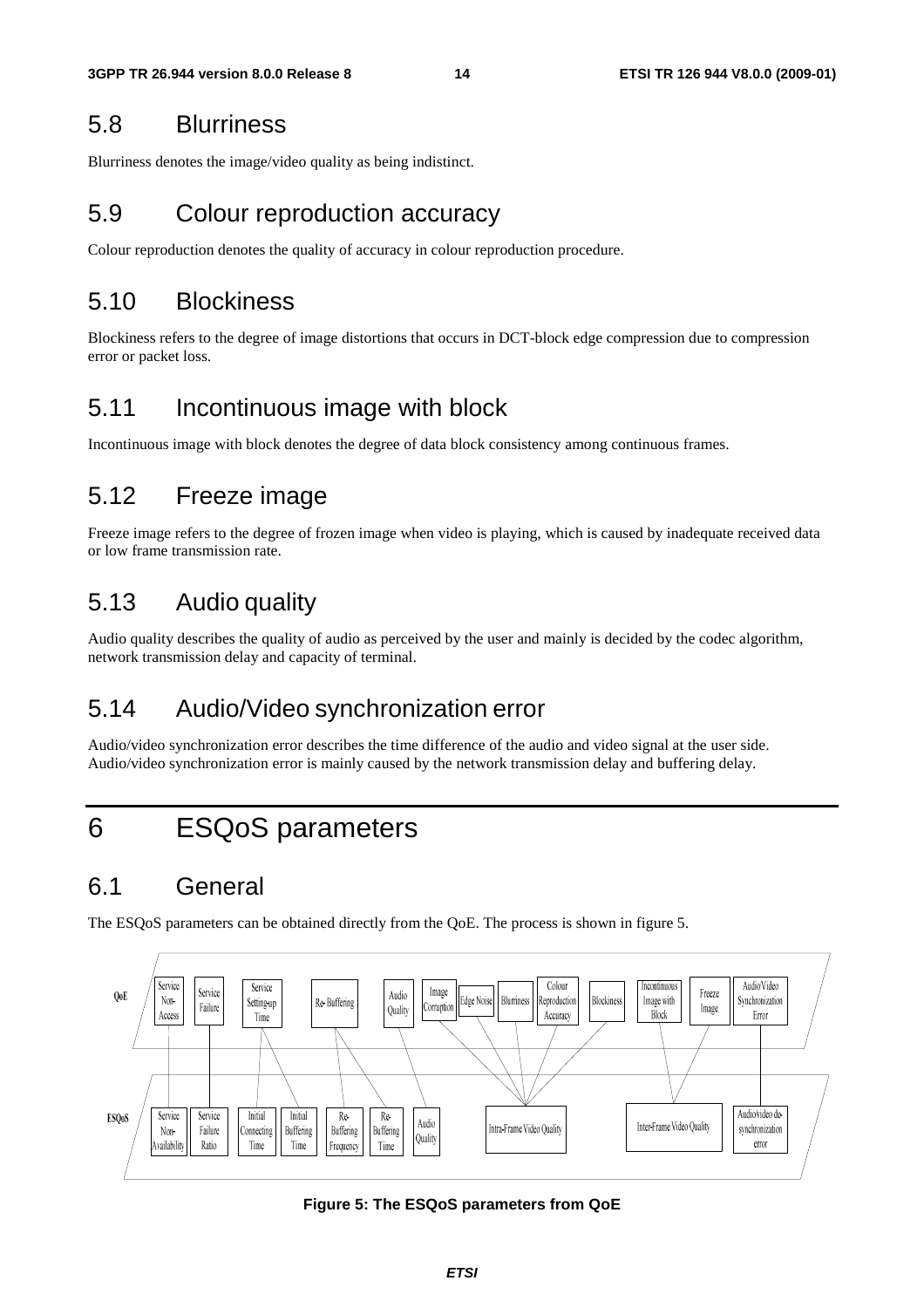## 5.8 Blurriness

Blurriness denotes the image/video quality as being indistinct.

## 5.9 Colour reproduction accuracy

Colour reproduction denotes the quality of accuracy in colour reproduction procedure.

## 5.10 Blockiness

Blockiness refers to the degree of image distortions that occurs in DCT-block edge compression due to compression error or packet loss.

## 5.11 Incontinuous image with block

Incontinuous image with block denotes the degree of data block consistency among continuous frames.

## 5.12 Freeze image

Freeze image refers to the degree of frozen image when video is playing, which is caused by inadequate received data or low frame transmission rate.

## 5.13 Audio quality

Audio quality describes the quality of audio as perceived by the user and mainly is decided by the codec algorithm, network transmission delay and capacity of terminal.

## 5.14 Audio/Video synchronization error

Audio/video synchronization error describes the time difference of the audio and video signal at the user side. Audio/video synchronization error is mainly caused by the network transmission delay and buffering delay.

# 6 ESQoS parameters

## 6.1 General

The ESQoS parameters can be obtained directly from the QoE. The process is shown in figure 5.

**Figure 5: The ESQoS parameters from QoE**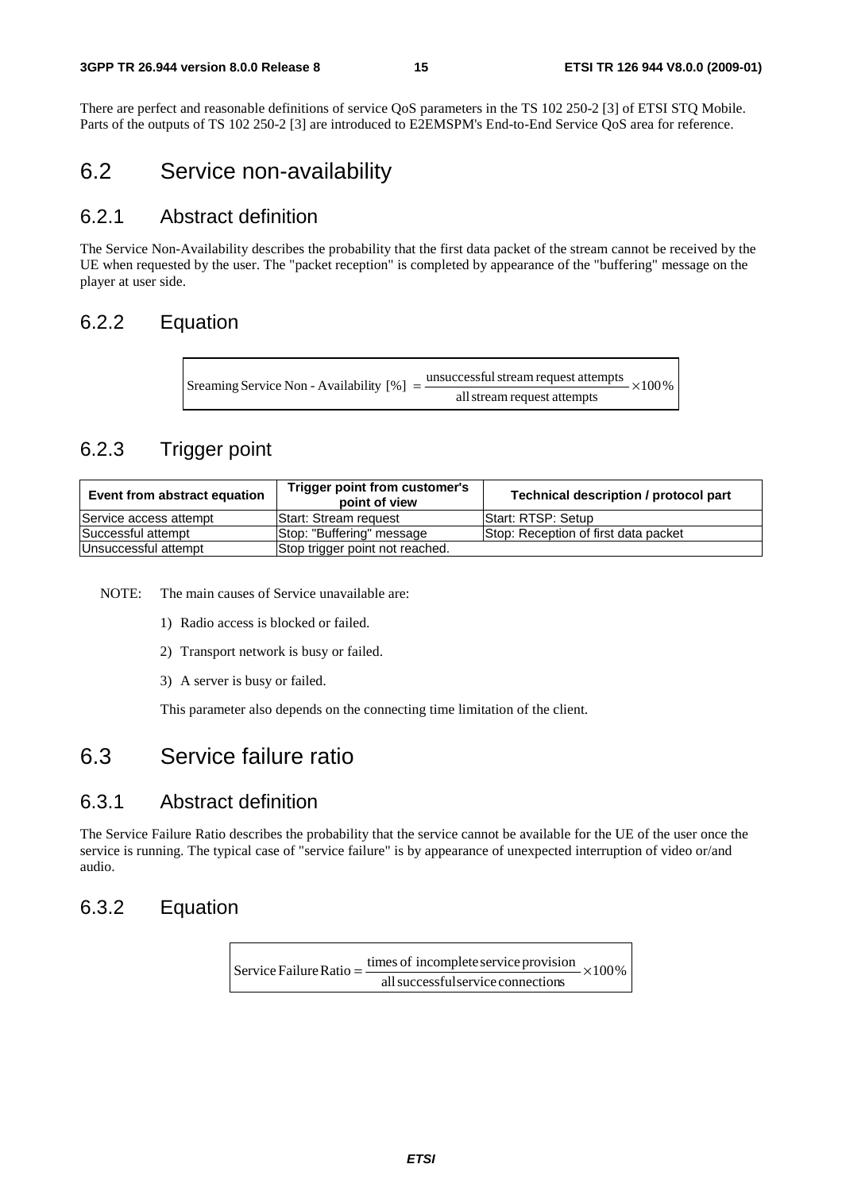There are perfect and reasonable definitions of service QoS parameters in the TS 102 250-2 [3] of ETSI STQ Mobile. Parts of the outputs of TS 102 250-2 [3] are introduced to E2EMSPM's End-to-End Service QoS area for reference.

# 6.2 Service non-availability

## 6.2.1 Abstract definition

The Service Non-Availability describes the probability that the first data packet of the stream cannot be received by the UE when requested by the user. The "packet reception" is completed by appearance of the "buffering" message on the player at user side.

## 6.2.2 Equation

$$\text{Sreaming Service Non - Availability } [\%] = \frac{\text{unsuccessful stream request attempts}}{\text{all stream request attempts}} \times 100\%$$

## 6.2.3 Trigger point

| Event from abstract equation | Trigger point from customer's point of view | Technical description / protocol part |
|---|---|---|
| Service access attempt | Start: Stream request | Start: RTSP: Setup |
| Successful attempt | Stop: "Buffering" message | Stop: Reception of first data packet |
| Unsuccessful attempt | Stop trigger point not reached. | |

NOTE: The main causes of Service unavailable are:

1) Radio access is blocked or failed.

2) Transport network is busy or failed.

3) A server is busy or failed.

This parameter also depends on the connecting time limitation of the client.

# 6.3 Service failure ratio

## 6.3.1 Abstract definition

The Service Failure Ratio describes the probability that the service cannot be available for the UE of the user once the service is running. The typical case of "service failure" is by appearance of unexpected interruption of video or/and audio.

## 6.3.2 Equation

$$\text{Service Failure Ratio} = \frac{\text{times of incomplete service provision}}{\text{all successful service connections}} \times 100\%$$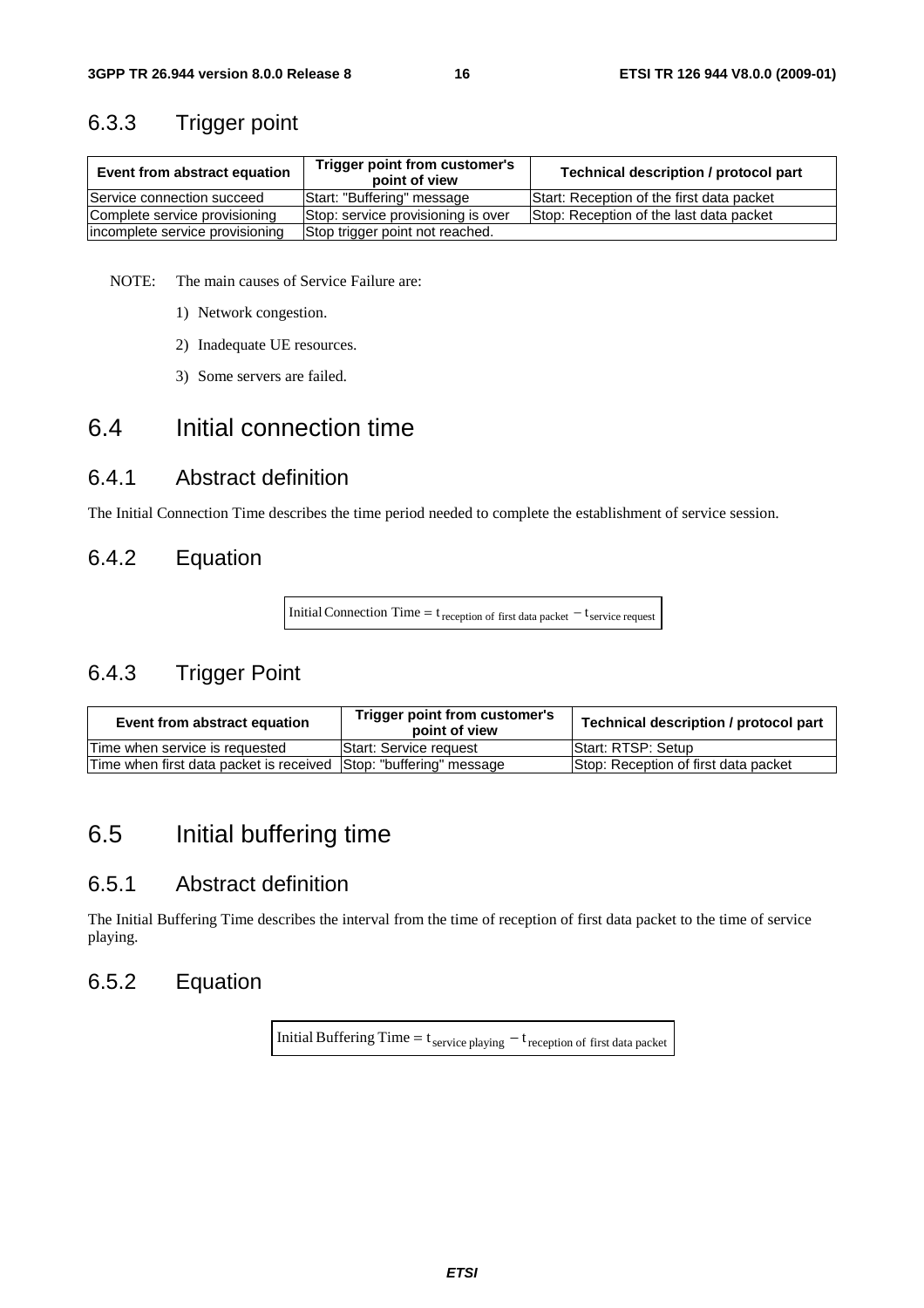### 6.3.3 Trigger point

| Event from abstract equation | Trigger point from customer's point of view | Technical description / protocol part |
|---|---|---|
| Service connection succeed | Start: "Buffering" message | Start: Reception of the first data packet |
| Complete service provisioning | Stop: service provisioning is over | Stop: Reception of the last data packet |
| incomplete service provisioning | Stop trigger point not reached. | |

NOTE: The main causes of Service Failure are:

1) Network congestion.

2) Inadequate UE resources.

3) Some servers are failed.

## 6.4 Initial connection time

### 6.4.1 Abstract definition

The Initial Connection Time describes the time period needed to complete the establishment of service session.

### 6.4.2 Equation

$$\text{Initial Connection Time} = t_{\text{reception of first data packet}} - t_{\text{service request}}$$

### 6.4.3 Trigger Point

| Event from abstract equation | Trigger point from customer's point of view | Technical description / protocol part |
|---|---|---|
| Time when service is requested | Start: Service request | Start: RTSP: Setup |
| Time when first data packet is received | Stop: "buffering" message | Stop: Reception of first data packet |

## 6.5 Initial buffering time

### 6.5.1 Abstract definition

The Initial Buffering Time describes the interval from the time of reception of first data packet to the time of service playing.

### 6.5.2 Equation

$$\text{Initial Buffering Time} = t_{\text{service playing}} - t_{\text{reception of first data packet}}$$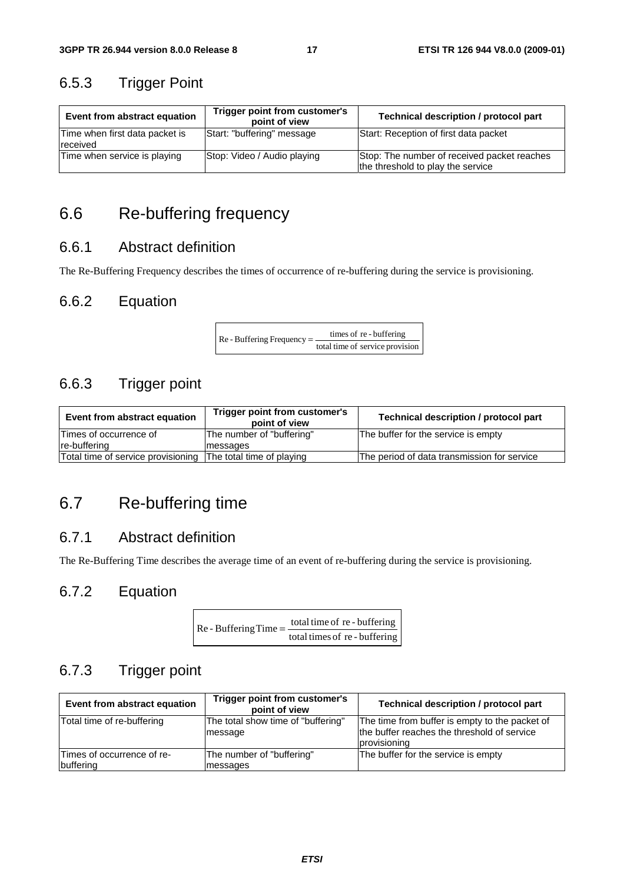### 6.5.3 Trigger Point

| Event from abstract equation | Trigger point from customer's point of view | Technical description / protocol part |
|---|---|---|
| Time when first data packet is received | Start: "buffering" message | Start: Reception of first data packet |
| Time when service is playing | Stop: Video / Audio playing | Stop: The number of received packet reaches the threshold to play the service |

## 6.6 Re-buffering frequency

### 6.6.1 Abstract definition

The Re-Buffering Frequency describes the times of occurrence of re-buffering during the service is provisioning.

### 6.6.2 Equation

$$\text{Re-Buffering Frequency} = \frac{\text{times of re-buffering}}{\text{total time of service provision}}$$

### 6.6.3 Trigger point

| Event from abstract equation | Trigger point from customer's point of view | Technical description / protocol part |
|---|---|---|
| Times of occurrence of re-buffering | The number of "buffering" messages | The buffer for the service is empty |
| Total time of service provisioning | The total time of playing | The period of data transmission for service |

## 6.7 Re-buffering time

### 6.7.1 Abstract definition

The Re-Buffering Time describes the average time of an event of re-buffering during the service is provisioning.

### 6.7.2 Equation

$$\text{Re-Buffering Time} = \frac{\text{total time of re-buffering}}{\text{total times of re-buffering}}$$

### 6.7.3 Trigger point

| Event from abstract equation | Trigger point from customer's point of view | Technical description / protocol part |
|---|---|---|
| Total time of re-buffering | The total show time of "buffering" message | The time from buffer is empty to the packet of the buffer reaches the threshold of service provisioning |
| Times of occurrence of re-buffering | The number of "buffering" messages | The buffer for the service is empty |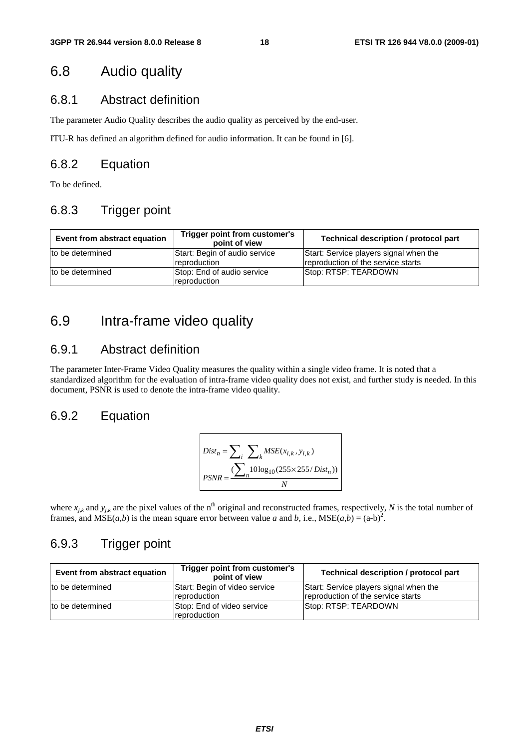## 6.8 Audio quality

### 6.8.1 Abstract definition

The parameter Audio Quality describes the audio quality as perceived by the end-user.

ITU-R has defined an algorithm defined for audio information. It can be found in [6].

### 6.8.2 Equation

To be defined.

### 6.8.3 Trigger point

| Event from abstract equation | Trigger point from customer's point of view | Technical description / protocol part |
|---|---|---|
| to be determined | Start: Begin of audio service reproduction | Start: Service players signal when the reproduction of the service starts |
| to be determined | Stop: End of audio service reproduction | Stop: RTSP: TEARDOWN |

## 6.9 Intra-frame video quality

### 6.9.1 Abstract definition

The parameter Inter-Frame Video Quality measures the quality within a single video frame. It is noted that a standardized algorithm for the evaluation of intra-frame video quality does not exist, and further study is needed. In this document, PSNR is used to denote the intra-frame video quality.

### 6.9.2 Equation

$$Dist_n = \sum_i \sum_k MSE(x_{i,k}, y_{i,k})$$

$$PSNR = \frac{\left(\sum_n 10\log_{10}(255 \times 255 / Dist_n)\right)}{N}$$

where $x_{j,k}$ and $y_{j,k}$ are the pixel values of the n[th] original and reconstructed frames, respectively, $N$ is the total number of frames, and MSE($a$,$b$) is the mean square error between value $a$ and $b$, i.e., $MSE(a,b) = (a-b)^2$.

### 6.9.3 Trigger point

| Event from abstract equation | Trigger point from customer's point of view | Technical description / protocol part |
|---|---|---|
| to be determined | Start: Begin of video service reproduction | Start: Service players signal when the reproduction of the service starts |
| to be determined | Stop: End of video service reproduction | Stop: RTSP: TEARDOWN |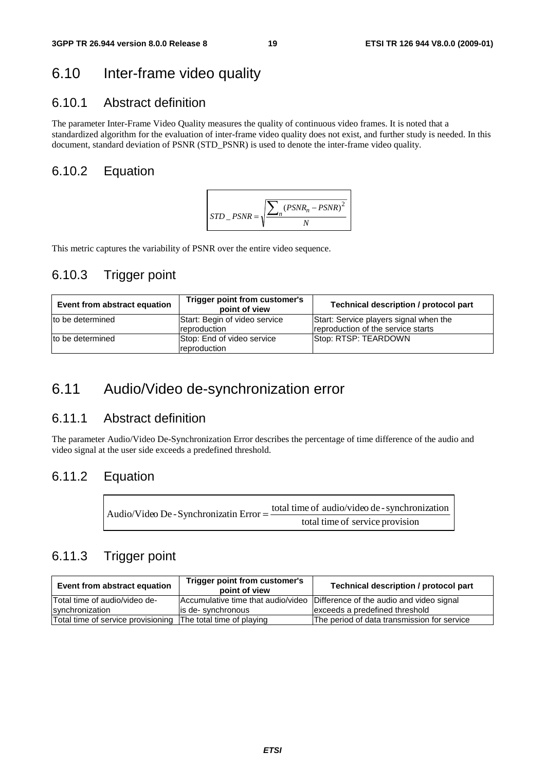## 6.10 Inter-frame video quality

### 6.10.1 Abstract definition

The parameter Inter-Frame Video Quality measures the quality of continuous video frames. It is noted that a standardized algorithm for the evaluation of inter-frame video quality does not exist, and further study is needed. In this document, standard deviation of PSNR (STD_PSNR) is used to denote the inter-frame video quality.

### 6.10.2 Equation

$$STD\_PSNR = \sqrt{\frac{\sum_{n}(PSNR_n - PSNR)^2}{N}}$$

This metric captures the variability of PSNR over the entire video sequence.

### 6.10.3 Trigger point

| Event from abstract equation | Trigger point from customer's point of view | Technical description / protocol part |
|---|---|---|
| to be determined | Start: Begin of video service reproduction | Start: Service players signal when the reproduction of the service starts |
| to be determined | Stop: End of video service reproduction | Stop: RTSP: TEARDOWN |

## 6.11 Audio/Video de-synchronization error

### 6.11.1 Abstract definition

The parameter Audio/Video De-Synchronization Error describes the percentage of time difference of the audio and video signal at the user side exceeds a predefined threshold.

### 6.11.2 Equation

$$\text{Audio/Video De-Synchronizatin Error} = \frac{\text{total time of audio/video de-synchronization}}{\text{total time of service provision}}$$

### 6.11.3 Trigger point

| Event from abstract equation | Trigger point from customer's point of view | Technical description / protocol part |
|---|---|---|
| Total time of audio/video de-synchronization | Accumulative time that audio/video is de- synchronous | Difference of the audio and video signal exceeds a predefined threshold |
| Total time of service provisioning | The total time of playing | The period of data transmission for service |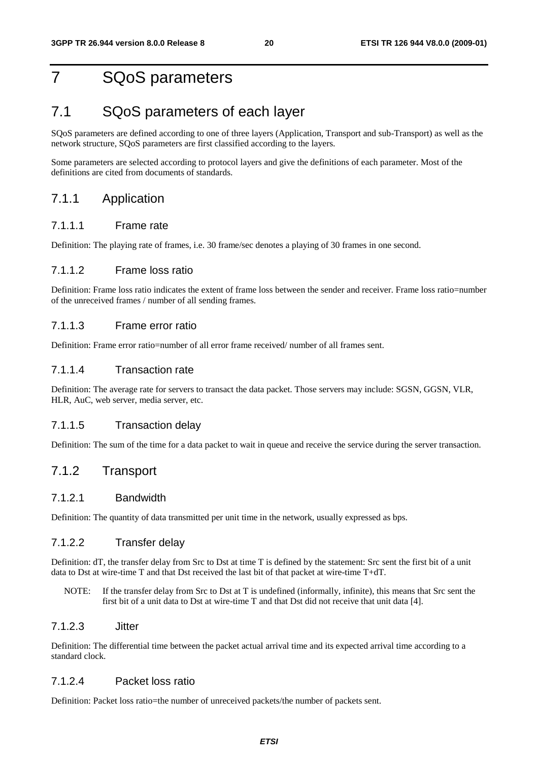# 7 SQoS parameters

## 7.1 SQoS parameters of each layer

SQoS parameters are defined according to one of three layers (Application, Transport and sub-Transport) as well as the network structure, SQoS parameters are first classified according to the layers.

Some parameters are selected according to protocol layers and give the definitions of each parameter. Most of the definitions are cited from documents of standards.

### 7.1.1 Application

#### 7.1.1.1 Frame rate

Definition: The playing rate of frames, i.e. 30 frame/sec denotes a playing of 30 frames in one second.

#### 7.1.1.2 Frame loss ratio

Definition: Frame loss ratio indicates the extent of frame loss between the sender and receiver. Frame loss ratio=number of the unreceived frames / number of all sending frames.

#### 7.1.1.3 Frame error ratio

Definition: Frame error ratio=number of all error frame received/ number of all frames sent.

#### 7.1.1.4 Transaction rate

Definition: The average rate for servers to transact the data packet. Those servers may include: SGSN, GGSN, VLR, HLR, AuC, web server, media server, etc.

#### 7.1.1.5 Transaction delay

Definition: The sum of the time for a data packet to wait in queue and receive the service during the server transaction.

### 7.1.2 Transport

#### 7.1.2.1 Bandwidth

Definition: The quantity of data transmitted per unit time in the network, usually expressed as bps.

#### 7.1.2.2 Transfer delay

Definition: dT, the transfer delay from Src to Dst at time T is defined by the statement: Src sent the first bit of a unit data to Dst at wire-time T and that Dst received the last bit of that packet at wire-time T+dT.

NOTE: If the transfer delay from Src to Dst at T is undefined (informally, infinite), this means that Src sent the first bit of a unit data to Dst at wire-time T and that Dst did not receive that unit data [4].

#### 7.1.2.3 Jitter

Definition: The differential time between the packet actual arrival time and its expected arrival time according to a standard clock.

#### 7.1.2.4 Packet loss ratio

Definition: Packet loss ratio=the number of unreceived packets/the number of packets sent.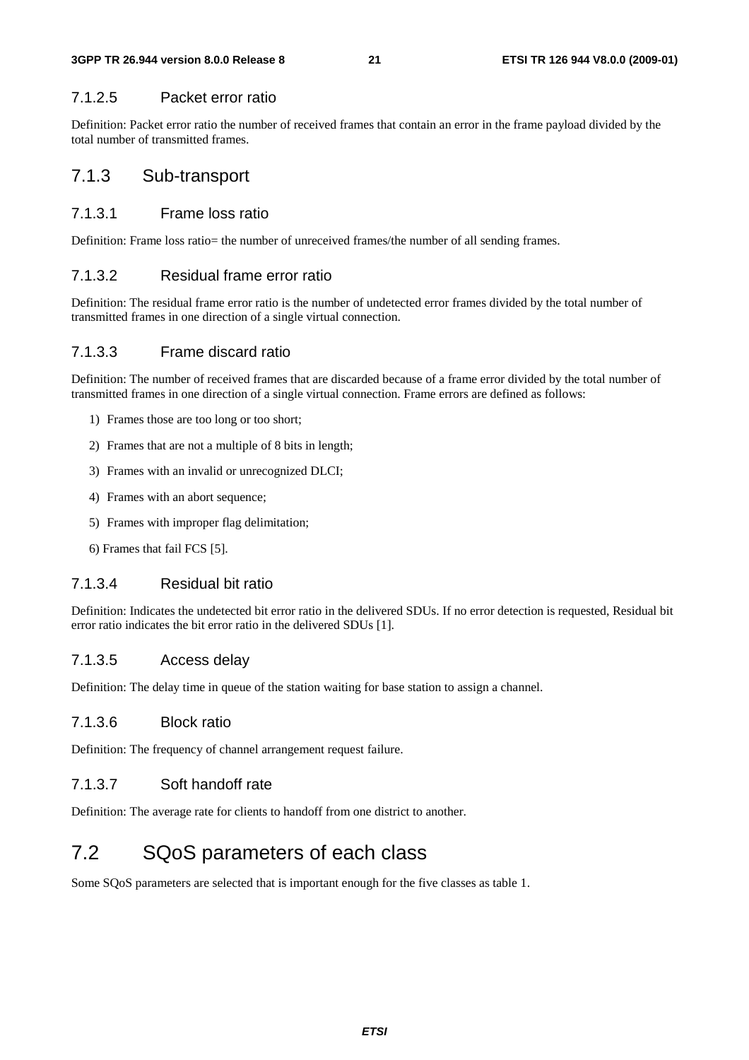#### 7.1.2.5 Packet error ratio

Definition: Packet error ratio the number of received frames that contain an error in the frame payload divided by the total number of transmitted frames.

### 7.1.3 Sub-transport

#### 7.1.3.1 Frame loss ratio

Definition: Frame loss ratio= the number of unreceived frames/the number of all sending frames.

#### 7.1.3.2 Residual frame error ratio

Definition: The residual frame error ratio is the number of undetected error frames divided by the total number of transmitted frames in one direction of a single virtual connection.

#### 7.1.3.3 Frame discard ratio

Definition: The number of received frames that are discarded because of a frame error divided by the total number of transmitted frames in one direction of a single virtual connection. Frame errors are defined as follows:

1) Frames those are too long or too short;
2) Frames that are not a multiple of 8 bits in length;
3) Frames with an invalid or unrecognized DLCI;
4) Frames with an abort sequence;
5) Frames with improper flag delimitation;
6) Frames that fail FCS [5].

#### 7.1.3.4 Residual bit ratio

Definition: Indicates the undetected bit error ratio in the delivered SDUs. If no error detection is requested, Residual bit error ratio indicates the bit error ratio in the delivered SDUs [1].

#### 7.1.3.5 Access delay

Definition: The delay time in queue of the station waiting for base station to assign a channel.

#### 7.1.3.6 Block ratio

Definition: The frequency of channel arrangement request failure.

#### 7.1.3.7 Soft handoff rate

Definition: The average rate for clients to handoff from one district to another.

## 7.2 SQoS parameters of each class

Some SQoS parameters are selected that is important enough for the five classes as table 1.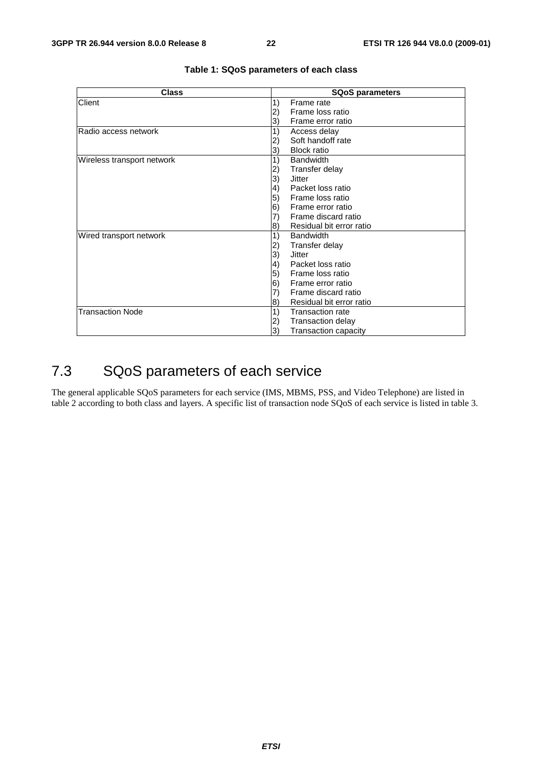**Table 1: SQoS parameters of each class**

| Class | SQoS parameters |
|---|---|
| Client | 1) Frame rate<br>2) Frame loss ratio<br>3) Frame error ratio |
| Radio access network | 1) Access delay<br>2) Soft handoff rate<br>3) Block ratio |
| Wireless transport network | 1) Bandwidth<br>2) Transfer delay<br>3) Jitter<br>4) Packet loss ratio<br>5) Frame loss ratio<br>6) Frame error ratio<br>7) Frame discard ratio<br>8) Residual bit error ratio |
| Wired transport network | 1) Bandwidth<br>2) Transfer delay<br>3) Jitter<br>4) Packet loss ratio<br>5) Frame loss ratio<br>6) Frame error ratio<br>7) Frame discard ratio<br>8) Residual bit error ratio |
| Transaction Node | 1) Transaction rate<br>2) Transaction delay<br>3) Transaction capacity |

## 7.3 SQoS parameters of each service

The general applicable SQoS parameters for each service (IMS, MBMS, PSS, and Video Telephone) are listed in table 2 according to both class and layers. A specific list of transaction node SQoS of each service is listed in table 3.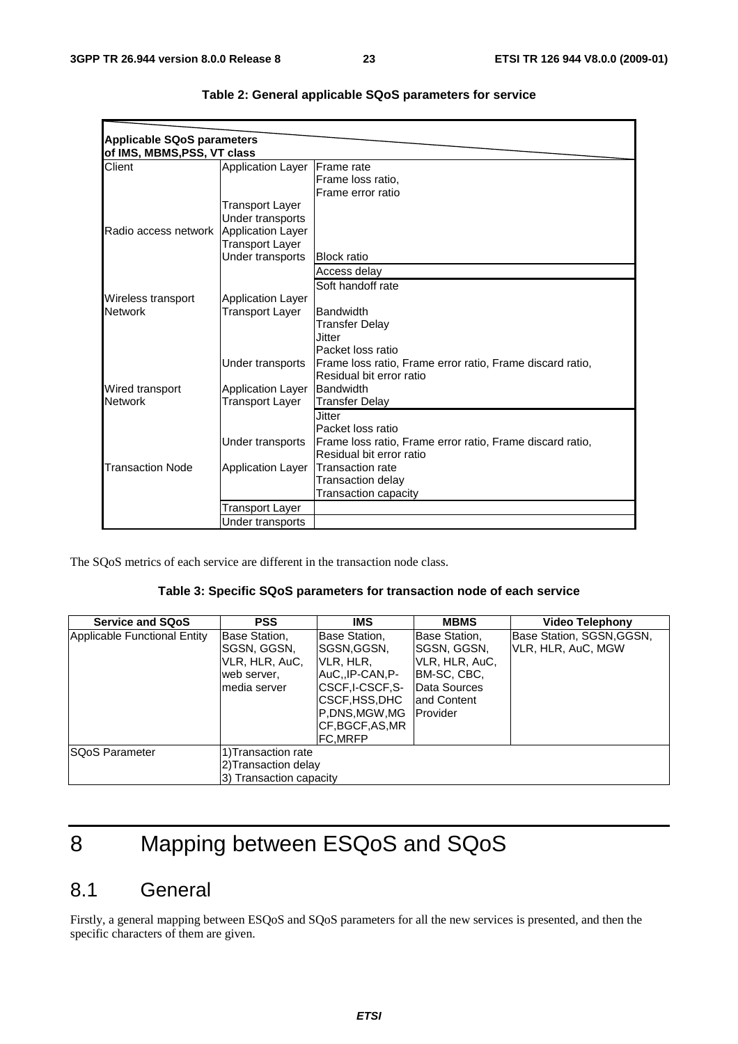**Table 2: General applicable SQoS parameters for service**

| Applicable SQoS parameters of IMS, MBMS,PSS, VT class | | |
|---|---|---|
| Client | Application Layer | Frame rate<br>Frame loss ratio,<br>Frame error ratio |
| | Transport Layer | |
| | Under transports | |
| Radio access network | Application Layer | |
| | Transport Layer | |
| | Under transports | Block ratio |
| | | Access delay |
| | | Soft handoff rate |
| Wireless transport Network | Application Layer | |
| | Transport Layer | Bandwidth<br>Transfer Delay<br>Jitter<br>Packet loss ratio |
| | Under transports | Frame loss ratio, Frame error ratio, Frame discard ratio,<br>Residual bit error ratio |
| Wired transport Network | Application Layer | Bandwidth |
| | Transport Layer | Transfer Delay |
| | | Jitter<br>Packet loss ratio |
| | Under transports | Frame loss ratio, Frame error ratio, Frame discard ratio,<br>Residual bit error ratio |
| Transaction Node | Application Layer | Transaction rate<br>Transaction delay<br>Transaction capacity |
| | Transport Layer | |
| | Under transports | |

The SQoS metrics of each service are different in the transaction node class.

**Table 3: Specific SQoS parameters for transaction node of each service**

| Service and SQoS | PSS | IMS | MBMS | Video Telephony |
|---|---|---|---|---|
| Applicable Functional Entity | Base Station, SGSN, GGSN, VLR, HLR, AuC, web server, media server | Base Station, SGSN,GGSN, VLR, HLR, AuC,,IP-CAN,P-CSCF,I-CSCF,S-CSCF,HSS,DHCP,DNS,MGW,MGCF,BGCF,AS,MRFC,MRFP | Base Station, SGSN, GGSN, VLR, HLR, AuC, BM-SC, CBC, Data Sources and Content Provider | Base Station, SGSN,GGSN, VLR, HLR, AuC, MGW |
| SQoS Parameter | 1)Transaction rate<br>2)Transaction delay<br>3) Transaction capacity | | | |

# 8 Mapping between ESQoS and SQoS

## 8.1 General

Firstly, a general mapping between ESQoS and SQoS parameters for all the new services is presented, and then the specific characters of them are given.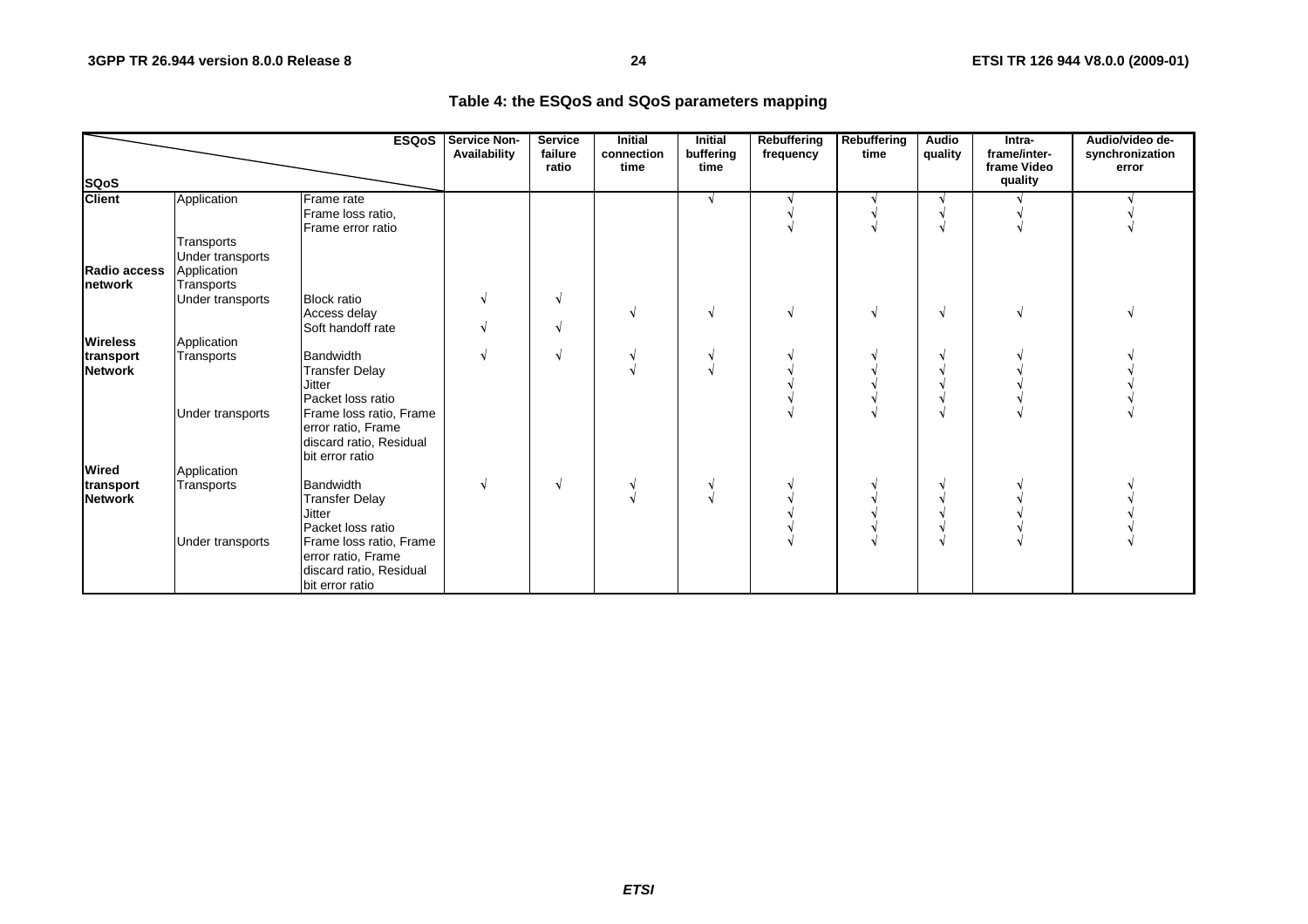**Table 4: the ESQoS and SQoS parameters mapping**

| SQoS \ ESQoS | | | Service Non-Availability | Service failure ratio | Initial connection time | Initial buffering time | Rebuffering frequency | Rebuffering time | Audio quality | Intra-frame/inter-frame Video quality | Audio/video de-synchronization error |
|---|---|---|---|---|---|---|---|---|---|---|---|
| **Client** | Application | Frame rate | | | | √ | √ | √ | √ | √ | √ |
| | | Frame loss ratio, | | | | | √ | √ | √ | √ | √ |
| | | Frame error ratio | | | | | √ | √ | √ | √ | √ |
| | Transports | | | | | | | | | | |
| | Under transports | | | | | | | | | | |
| **Radio access network** | Application | | | | | | | | | | |
| | Transports | | | | | | | | | | |
| | Under transports | Block ratio | √ | √ | | | | | | | |
| | | Access delay | | | √ | √ | √ | √ | √ | √ | √ |
| | | Soft handoff rate | √ | √ | | | | | | | |
| **Wireless transport Network** | Application | | | | | | | | | | |
| | Transports | Bandwidth | √ | √ | √ | √ | √ | √ | √ | √ | √ |
| | | Transfer Delay | | | √ | √ | √ | √ | √ | √ | √ |
| | | Jitter | | | | | √ | √ | √ | √ | √ |
| | | Packet loss ratio | | | | | √ | √ | √ | √ | √ |
| | Under transports | Frame loss ratio, Frame error ratio, Frame discard ratio, Residual bit error ratio | | | | | √ | √ | √ | √ | √ |
| **Wired transport Network** | Application | | | | | | | | | | |
| | Transports | Bandwidth | √ | √ | √ | √ | √ | √ | √ | √ | √ |
| | | Transfer Delay | | | √ | √ | √ | √ | √ | √ | √ |
| | | Jitter | | | | | √ | √ | √ | √ | √ |
| | | Packet loss ratio | | | | | √ | √ | √ | √ | √ |
| | Under transports | Frame loss ratio, Frame error ratio, Frame discard ratio, Residual bit error ratio | | | | | √ | √ | √ | √ | √ |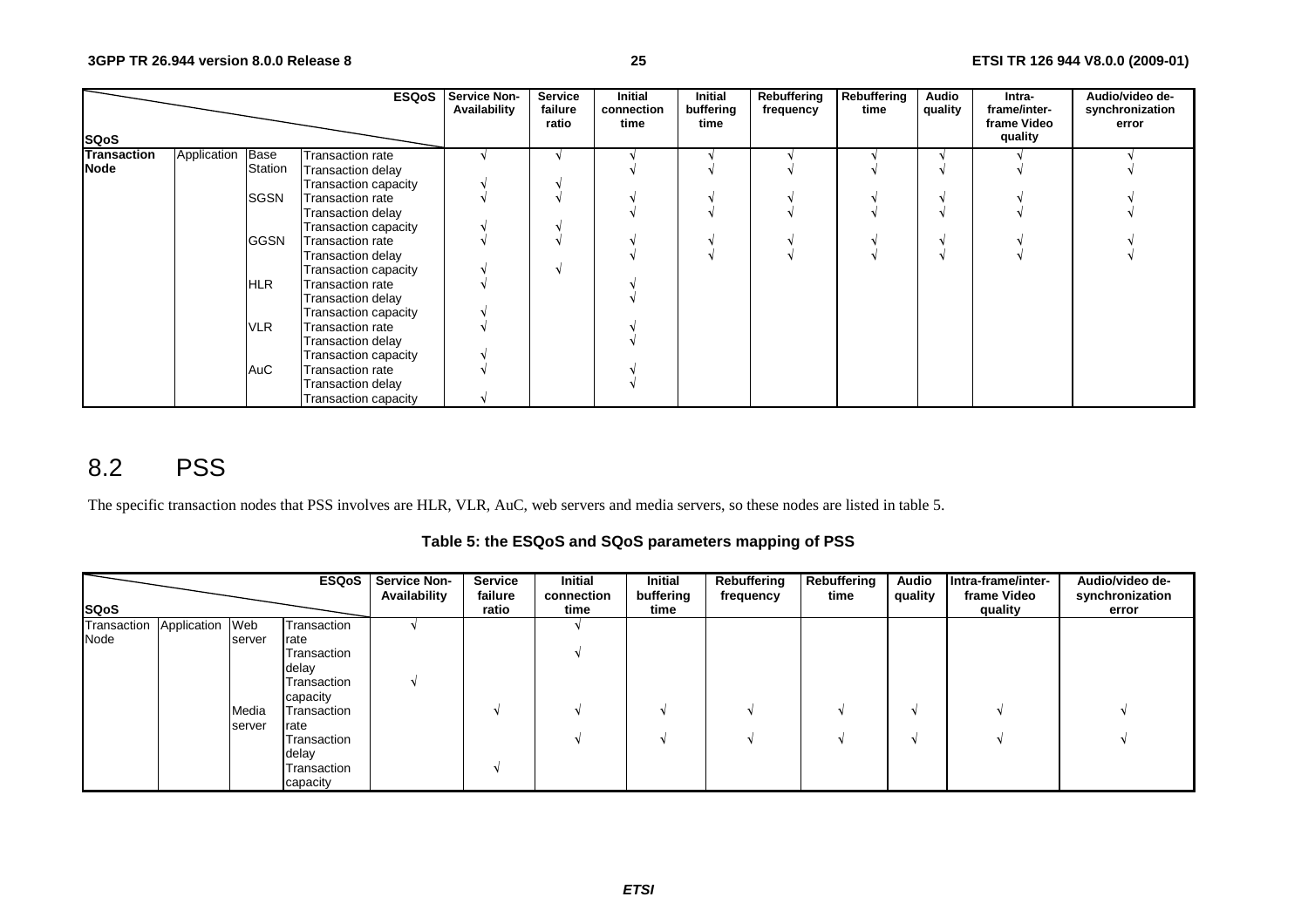| SQoS | | | ESQoS | Service Non-Availability | Service failure ratio | Initial connection time | Initial buffering time | Rebuffering frequency | Rebuffering time | Audio quality | Intra-frame/inter-frame Video quality | Audio/video de-synchronization error |
|---|---|---|---|---|---|---|---|---|---|---|---|---|
| **Transaction Node** | Application | Base Station | Transaction rate | √ | √ | √ | √ | √ | √ | √ | √ | √ |
| | | | Transaction delay | | | √ | √ | √ | √ | √ | √ | √ |
| | | | Transaction capacity | √ | √ | | | | | | | |
| | | SGSN | Transaction rate | √ | √ | √ | √ | √ | √ | √ | √ | √ |
| | | | Transaction delay | | | √ | √ | √ | √ | √ | √ | √ |
| | | | Transaction capacity | √ | √ | | | | | | | |
| | | GGSN | Transaction rate | √ | √ | √ | √ | √ | √ | √ | √ | √ |
| | | | Transaction delay | | | √ | √ | √ | √ | √ | √ | √ |
| | | | Transaction capacity | √ | √ | | | | | | | |
| | | HLR | Transaction rate | √ | | √ | | | | | | |
| | | | Transaction delay | | | √ | | | | | | |
| | | | Transaction capacity | √ | | | | | | | | |
| | | VLR | Transaction rate | √ | | √ | | | | | | |
| | | | Transaction delay | | | √ | | | | | | |
| | | | Transaction capacity | √ | | | | | | | | |
| | | AuC | Transaction rate | √ | | √ | | | | | | |
| | | | Transaction delay | | | √ | | | | | | |
| | | | Transaction capacity | √ | | | | | | | | |

## 8.2 PSS

The specific transaction nodes that PSS involves are HLR, VLR, AuC, web servers and media servers, so these nodes are listed in table 5.

**Table 5: the ESQoS and SQoS parameters mapping of PSS**

| SQoS | | | ESQoS | Service Non-Availability | Service failure ratio | Initial connection time | Initial buffering time | Rebuffering frequency | Rebuffering time | Audio quality | Intra-frame/inter-frame Video quality | Audio/video de-synchronization error |
|---|---|---|---|---|---|---|---|---|---|---|---|---|
| Transaction Node | Application | Web server | Transaction rate | √ | | √ | | | | | | |
| | | | Transaction delay | | | √ | | | | | | |
| | | | Transaction capacity | √ | | | | | | | | |
| | | Media server | Transaction rate | | √ | √ | √ | √ | √ | √ | √ | √ |
| | | | Transaction delay | | | √ | √ | √ | √ | √ | √ | √ |
| | | | Transaction capacity | | √ | | | | | | | |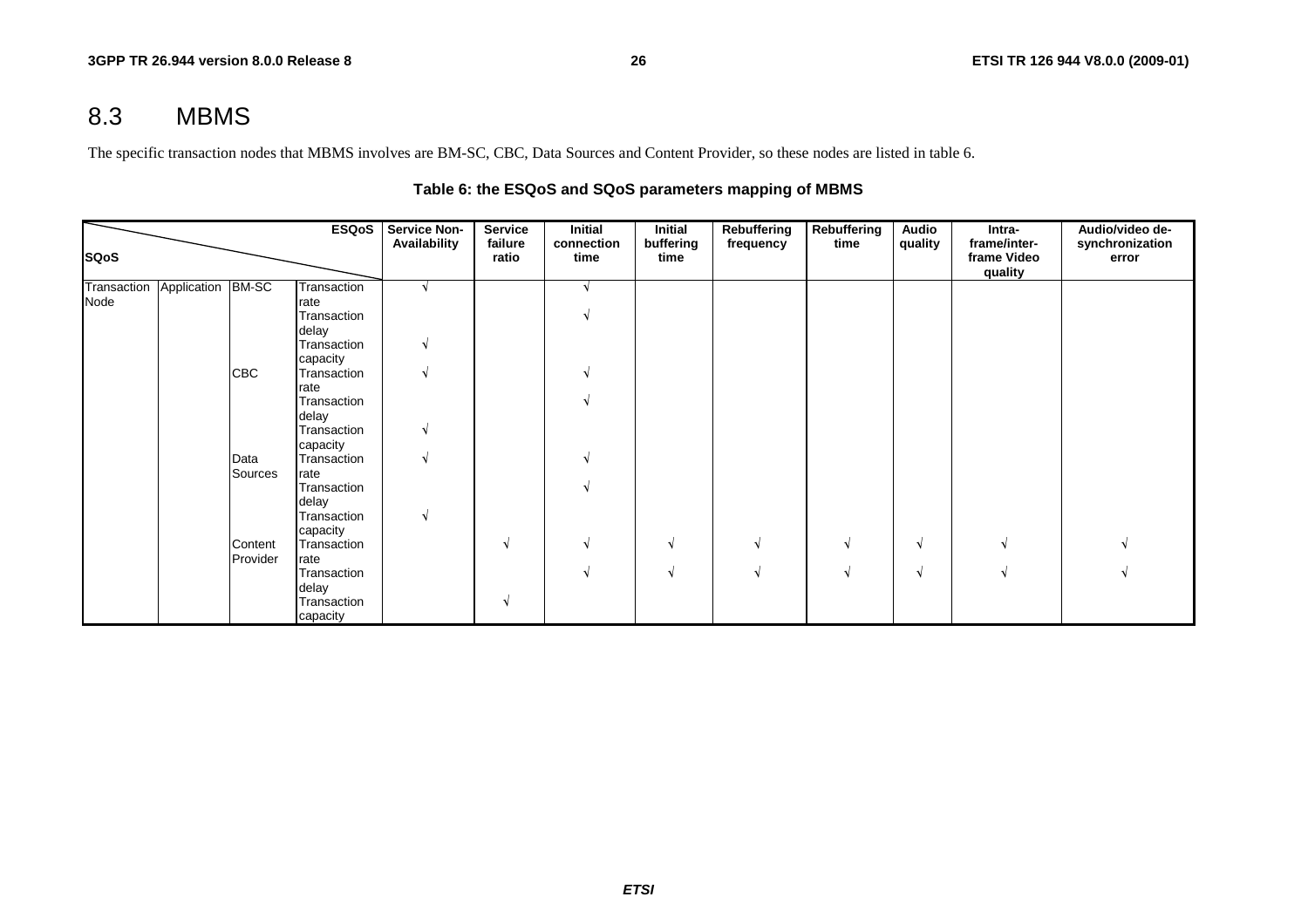# 8.3 MBMS

The specific transaction nodes that MBMS involves are BM-SC, CBC, Data Sources and Content Provider, so these nodes are listed in table 6.

**Table 6: the ESQoS and SQoS parameters mapping of MBMS**

| SQoS \ ESQoS | | | | Service Non-Availability | Service failure ratio | Initial connection time | Initial buffering time | Rebuffering frequency | Rebuffering time | Audio quality | Intra-frame/inter-frame Video quality | Audio/video de-synchronization error |
|---|---|---|---|---|---|---|---|---|---|---|---|---|
| Transaction Node | Application | BM-SC | Transaction rate | √ | | √ | | | | | | |
| | | | Transaction delay | | | √ | | | | | | |
| | | | Transaction capacity | √ | | | | | | | | |
| | | CBC | Transaction rate | √ | | √ | | | | | | |
| | | | Transaction delay | | | √ | | | | | | |
| | | | Transaction capacity | √ | | | | | | | | |
| | | Data Sources | Transaction rate | √ | | √ | | | | | | |
| | | | Transaction delay | | | √ | | | | | | |
| | | | Transaction capacity | √ | | | | | | | | |
| | | Content Provider | Transaction rate | | √ | √ | √ | √ | √ | √ | √ | √ |
| | | | Transaction delay | | | √ | √ | √ | √ | √ | √ | √ |
| | | | Transaction capacity | | √ | | | | | | | |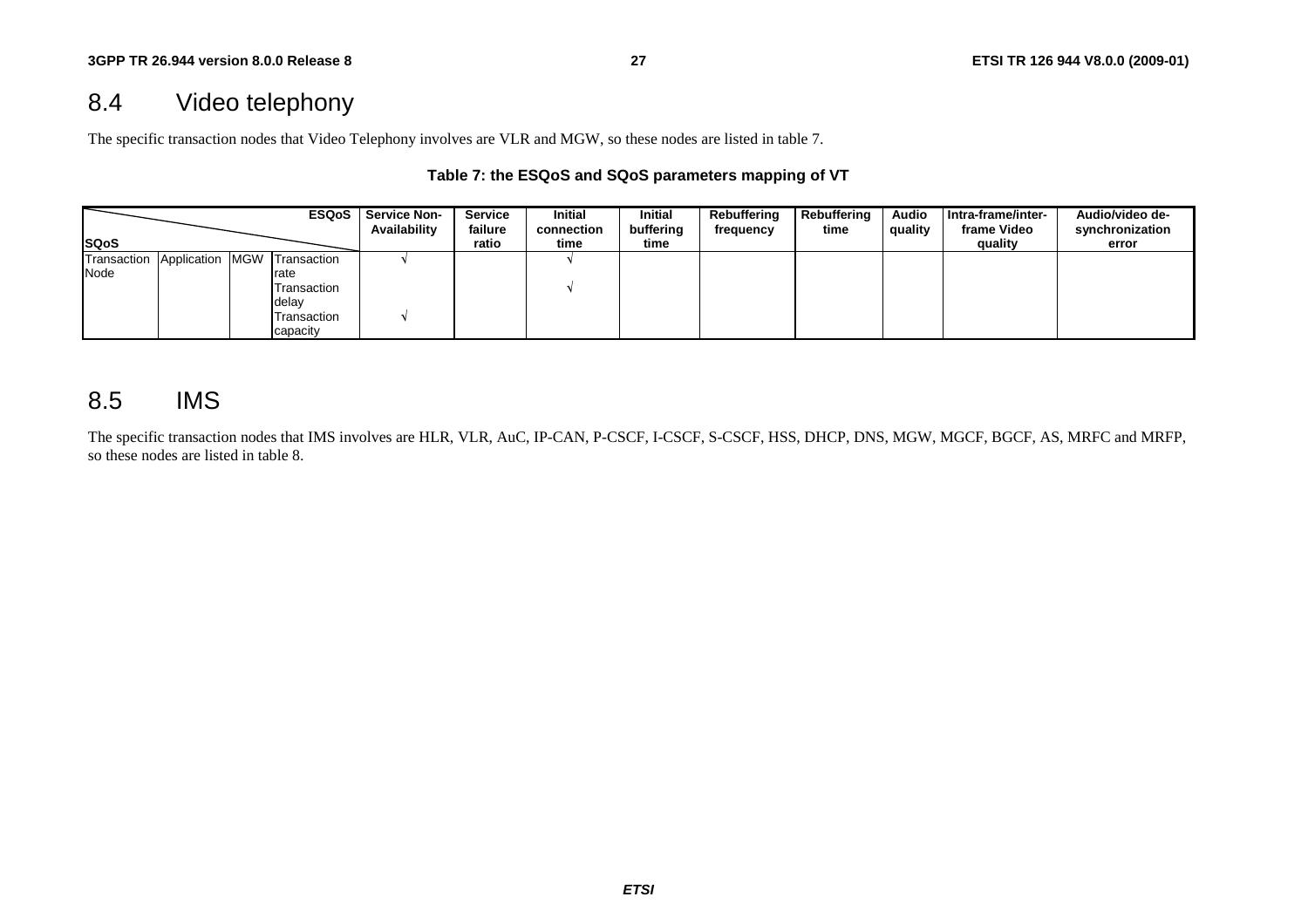## 8.4 Video telephony

The specific transaction nodes that Video Telephony involves are VLR and MGW, so these nodes are listed in table 7.

**Table 7: the ESQoS and SQoS parameters mapping of VT**

| SQoS \ ESQoS | | | | Service Non-Availability | Service failure ratio | Initial connection time | Initial buffering time | Rebuffering frequency | Rebuffering time | Audio quality | Intra-frame/inter-frame Video quality | Audio/video de-synchronization error |
|---|---|---|---|---|---|---|---|---|---|---|---|---|
| Transaction Node | Application | MGW | Transaction rate | √ | | √ | | | | | | |
| | | | Transaction delay | | | √ | | | | | | |
| | | | Transaction capacity | √ | | | | | | | | |

## 8.5 IMS

The specific transaction nodes that IMS involves are HLR, VLR, AuC, IP-CAN, P-CSCF, I-CSCF, S-CSCF, HSS, DHCP, DNS, MGW, MGCF, BGCF, AS, MRFC and MRFP, so these nodes are listed in table 8.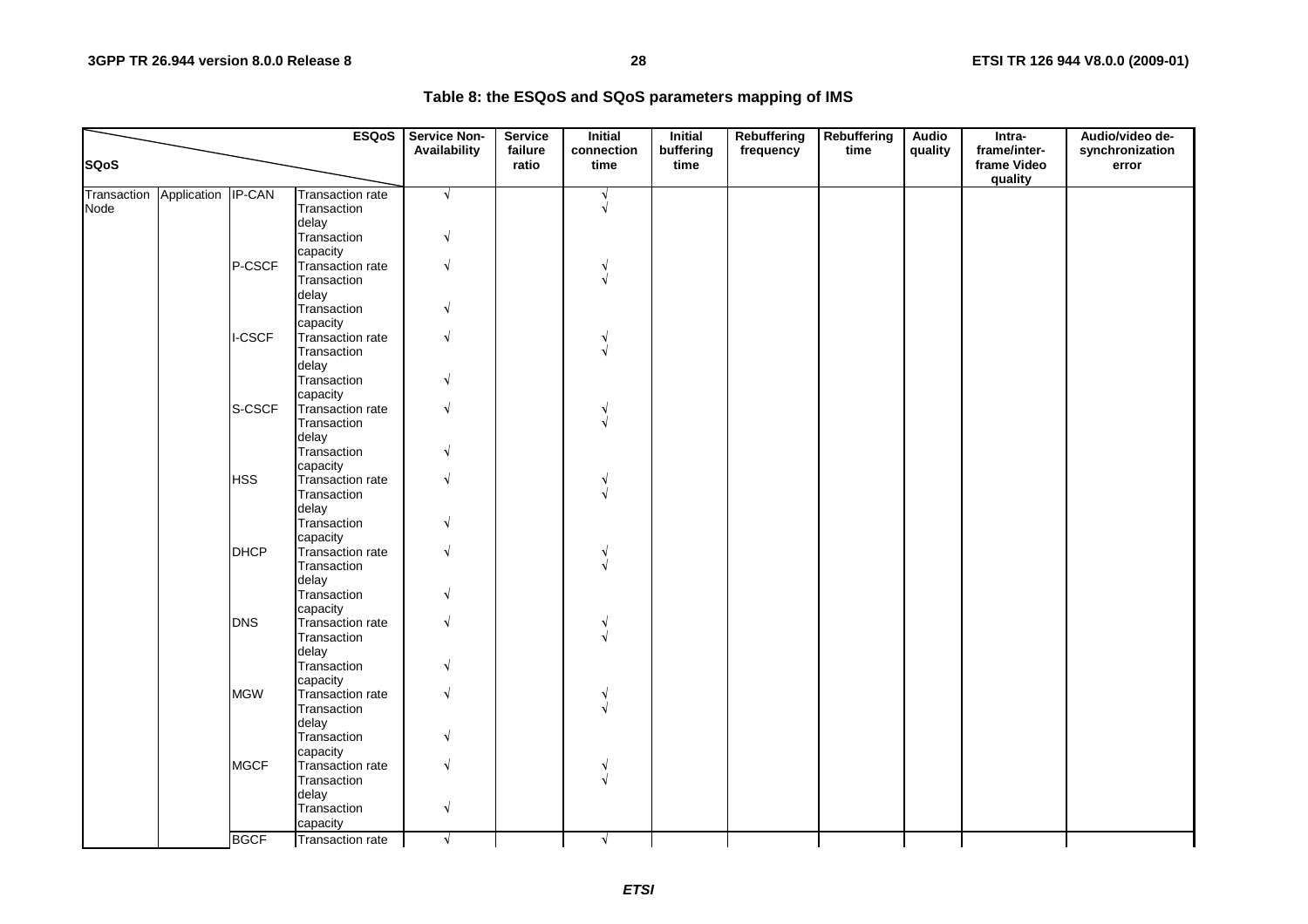**Table 8: the ESQoS and SQoS parameters mapping of IMS**

| SQoS \ ESQoS | | | | Service Non-Availability | Service failure ratio | Initial connection time | Initial buffering time | Rebuffering frequency | Rebuffering time | Audio quality | Intra-frame/inter-frame Video quality | Audio/video de-synchronization error |
|---|---|---|---|---|---|---|---|---|---|---|---|---|
| Transaction Node | Application | IP-CAN | Transaction rate | √ | | √ | | | | | | |
| | | | Transaction delay | | | √ | | | | | | |
| | | | Transaction capacity | √ | | | | | | | | |
| | | P-CSCF | Transaction rate | √ | | √ | | | | | | |
| | | | Transaction delay | | | √ | | | | | | |
| | | | Transaction capacity | √ | | | | | | | | |
| | | I-CSCF | Transaction rate | √ | | √ | | | | | | |
| | | | Transaction delay | | | √ | | | | | | |
| | | | Transaction capacity | √ | | | | | | | | |
| | | S-CSCF | Transaction rate | √ | | √ | | | | | | |
| | | | Transaction delay | | | √ | | | | | | |
| | | | Transaction capacity | √ | | | | | | | | |
| | | HSS | Transaction rate | √ | | √ | | | | | | |
| | | | Transaction delay | | | √ | | | | | | |
| | | | Transaction capacity | √ | | | | | | | | |
| | | DHCP | Transaction rate | √ | | √ | | | | | | |
| | | | Transaction delay | | | √ | | | | | | |
| | | | Transaction capacity | √ | | | | | | | | |
| | | DNS | Transaction rate | √ | | √ | | | | | | |
| | | | Transaction delay | | | √ | | | | | | |
| | | | Transaction capacity | √ | | | | | | | | |
| | | MGW | Transaction rate | √ | | √ | | | | | | |
| | | | Transaction delay | | | √ | | | | | | |
| | | | Transaction capacity | √ | | | | | | | | |
| | | MGCF | Transaction rate | √ | | √ | | | | | | |
| | | | Transaction delay | | | √ | | | | | | |
| | | | Transaction capacity | √ | | | | | | | | |
| | | BGCF | Transaction rate | √ | | √ | | | | | | |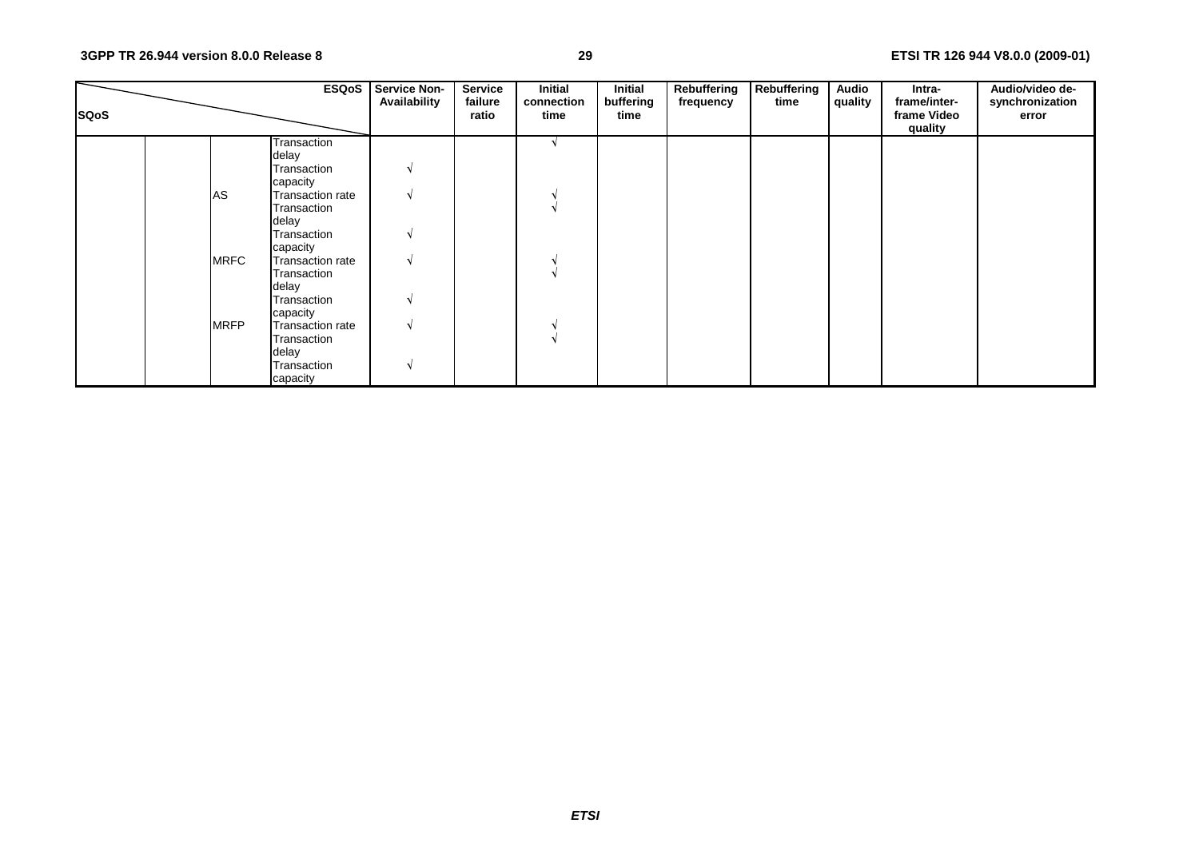| SQoS | | | ESQoS | Service Non-Availability | Service failure ratio | Initial connection time | Initial buffering time | Rebuffering frequency | Rebuffering time | Audio quality | Intra-frame/inter-frame Video quality | Audio/video de-synchronization error |
|---|---|---|---|---|---|---|---|---|---|---|---|---|
| | | | Transaction delay | | | √ | | | | | | |
| | | | Transaction capacity | √ | | | | | | | | |
| | | AS | Transaction rate | √ | | √ | | | | | | |
| | | | Transaction delay | | | √ | | | | | | |
| | | | Transaction capacity | √ | | | | | | | | |
| | | MRFC | Transaction rate | √ | | √ | | | | | | |
| | | | Transaction delay | | | √ | | | | | | |
| | | | Transaction capacity | √ | | | | | | | | |
| | | MRFP | Transaction rate | √ | | √ | | | | | | |
| | | | Transaction delay | | | √ | | | | | | |
| | | | Transaction capacity | √ | | | | | | | | |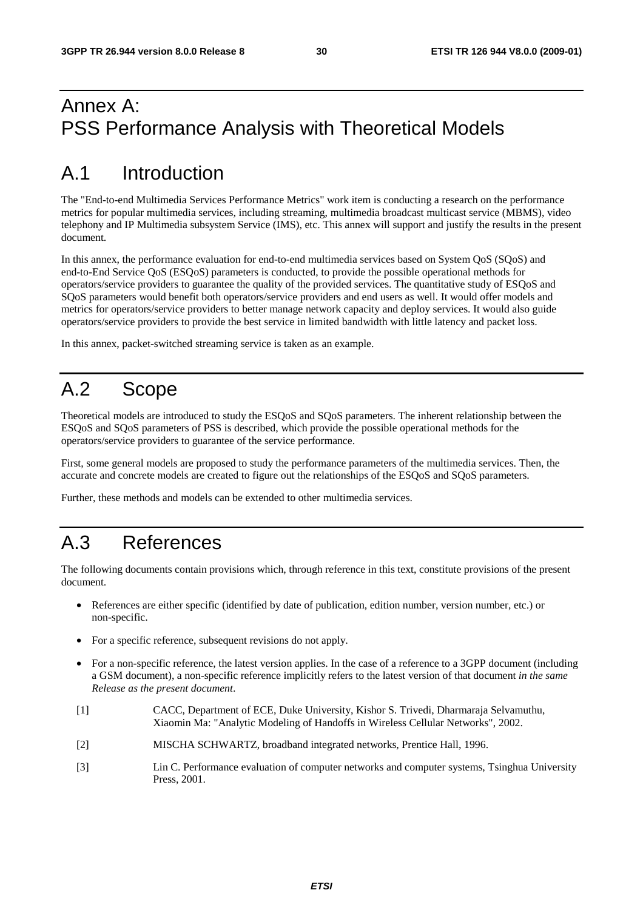# Annex A: PSS Performance Analysis with Theoretical Models

# A.1 Introduction

The "End-to-end Multimedia Services Performance Metrics" work item is conducting a research on the performance metrics for popular multimedia services, including streaming, multimedia broadcast multicast service (MBMS), video telephony and IP Multimedia subsystem Service (IMS), etc. This annex will support and justify the results in the present document.

In this annex, the performance evaluation for end-to-end multimedia services based on System QoS (SQoS) and end-to-End Service QoS (ESQoS) parameters is conducted, to provide the possible operational methods for operators/service providers to guarantee the quality of the provided services. The quantitative study of ESQoS and SQoS parameters would benefit both operators/service providers and end users as well. It would offer models and metrics for operators/service providers to better manage network capacity and deploy services. It would also guide operators/service providers to provide the best service in limited bandwidth with little latency and packet loss.

In this annex, packet-switched streaming service is taken as an example.

# A.2 Scope

Theoretical models are introduced to study the ESQoS and SQoS parameters. The inherent relationship between the ESQoS and SQoS parameters of PSS is described, which provide the possible operational methods for the operators/service providers to guarantee of the service performance.

First, some general models are proposed to study the performance parameters of the multimedia services. Then, the accurate and concrete models are created to figure out the relationships of the ESQoS and SQoS parameters.

Further, these methods and models can be extended to other multimedia services.

# A.3 References

The following documents contain provisions which, through reference in this text, constitute provisions of the present document.

- References are either specific (identified by date of publication, edition number, version number, etc.) or non-specific.
- For a specific reference, subsequent revisions do not apply.
- For a non-specific reference, the latest version applies. In the case of a reference to a 3GPP document (including a GSM document), a non-specific reference implicitly refers to the latest version of that document *in the same Release as the present document*.

[1] CACC, Department of ECE, Duke University, Kishor S. Trivedi, Dharmaraja Selvamuthu, Xiaomin Ma: "Analytic Modeling of Handoffs in Wireless Cellular Networks", 2002.

[2] MISCHA SCHWARTZ, broadband integrated networks, Prentice Hall, 1996.

[3] Lin C. Performance evaluation of computer networks and computer systems, Tsinghua University Press, 2001.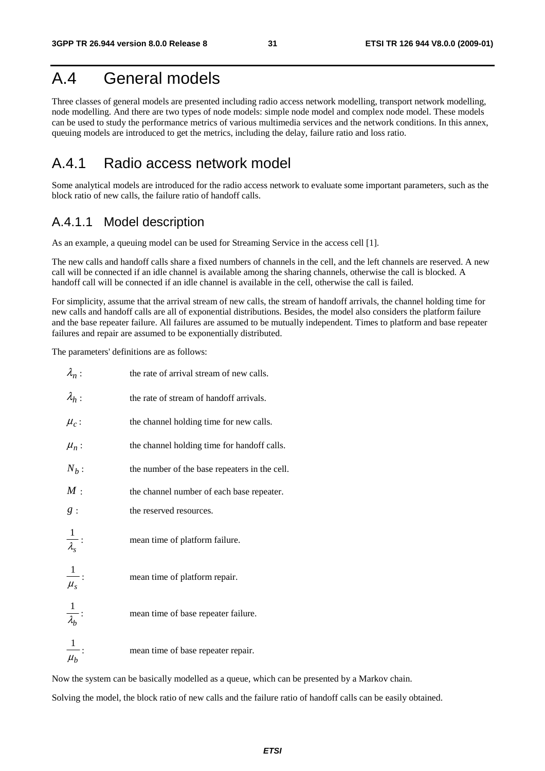# A.4 General models

Three classes of general models are presented including radio access network modelling, transport network modelling, node modelling. And there are two types of node models: simple node model and complex node model. These models can be used to study the performance metrics of various multimedia services and the network conditions. In this annex, queuing models are introduced to get the metrics, including the delay, failure ratio and loss ratio.

## A.4.1 Radio access network model

Some analytical models are introduced for the radio access network to evaluate some important parameters, such as the block ratio of new calls, the failure ratio of handoff calls.

### A.4.1.1 Model description

As an example, a queuing model can be used for Streaming Service in the access cell [1].

The new calls and handoff calls share a fixed numbers of channels in the cell, and the left channels are reserved. A new call will be connected if an idle channel is available among the sharing channels, otherwise the call is blocked. A handoff call will be connected if an idle channel is available in the cell, otherwise the call is failed.

For simplicity, assume that the arrival stream of new calls, the stream of handoff arrivals, the channel holding time for new calls and handoff calls are all of exponential distributions. Besides, the model also considers the platform failure and the base repeater failure. All failures are assumed to be mutually independent. Times to platform and base repeater failures and repair are assumed to be exponentially distributed.

The parameters' definitions are as follows:

| | |
|---|---|
| $\lambda_n$ : | the rate of arrival stream of new calls. |
| $\lambda_h$ : | the rate of stream of handoff arrivals. |
| $\mu_c$ : | the channel holding time for new calls. |
| $\mu_n$ : | the channel holding time for handoff calls. |
| $N_b$ : | the number of the base repeaters in the cell. |
| $M$ : | the channel number of each base repeater. |
| $g$ : | the reserved resources. |
| $\frac{1}{\lambda_s}$ : | mean time of platform failure. |
| $\frac{1}{\mu_s}$ : | mean time of platform repair. |
| $\frac{1}{\lambda_b}$ : | mean time of base repeater failure. |
| $\frac{1}{\mu_b}$ : | mean time of base repeater repair. |

Now the system can be basically modelled as a queue, which can be presented by a Markov chain.

Solving the model, the block ratio of new calls and the failure ratio of handoff calls can be easily obtained.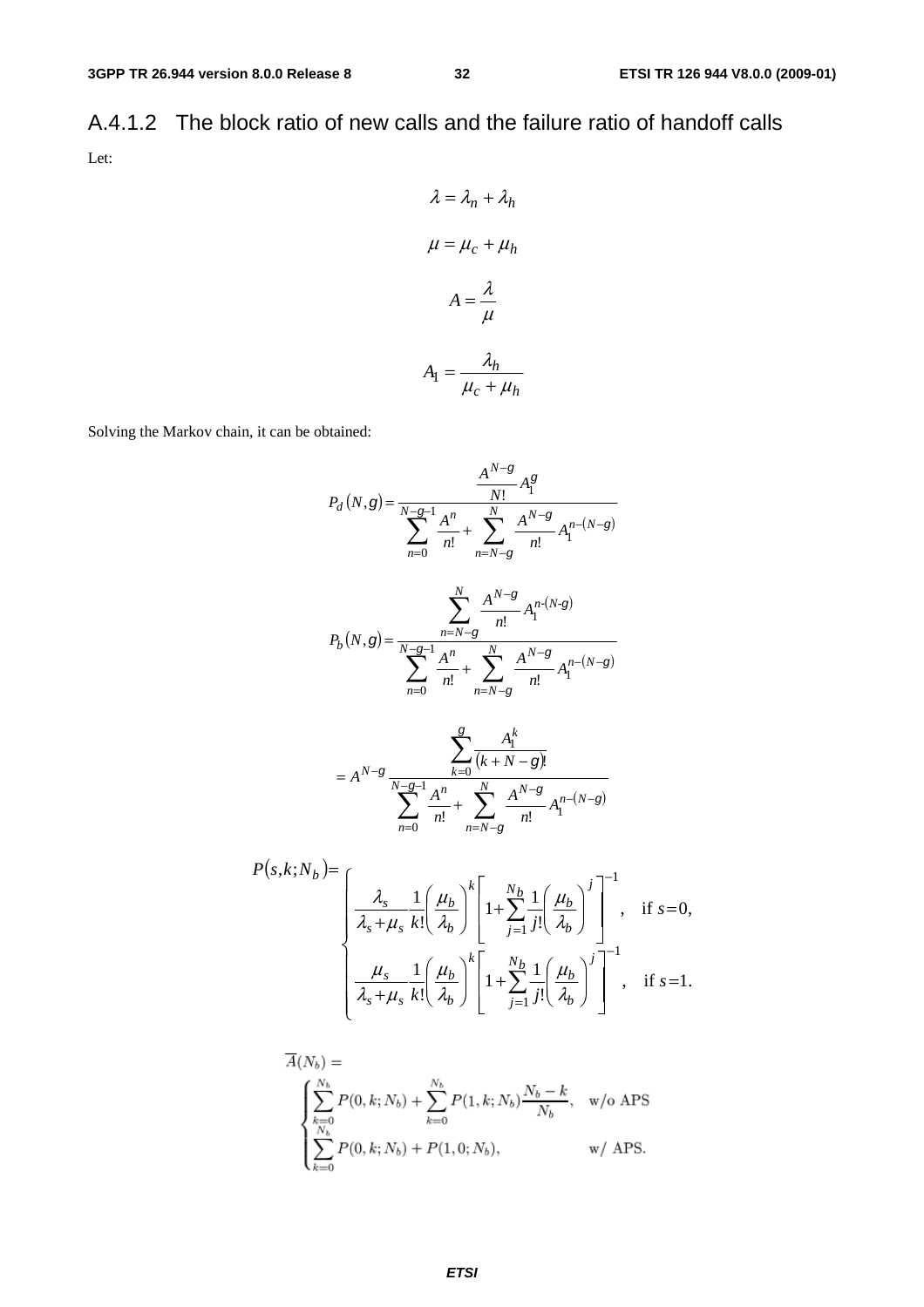### A.4.1.2 The block ratio of new calls and the failure ratio of handoff calls

Let:

$$\lambda = \lambda_n + \lambda_h$$

$$\mu = \mu_c + \mu_h$$

$$A = \frac{\lambda}{\mu}$$

$$A_1 = \frac{\lambda_h}{\mu_c + \mu_h}$$

Solving the Markov chain, it can be obtained:

$$P_d(N,g) = \frac{\frac{A^{N-g}}{N!} A_1^g}{\sum_{n=0}^{N-g-1} \frac{A^n}{n!} + \sum_{n=N-g}^{N} \frac{A^{N-g}}{n!} A_1^{n-(N-g)}}$$

$$P_b(N,g) = \frac{\sum_{n=N-g}^{N} \frac{A^{N-g}}{n!} A_1^{n-(N-g)}}{\sum_{n=0}^{N-g-1} \frac{A^n}{n!} + \sum_{n=N-g}^{N} \frac{A^{N-g}}{n!} A_1^{n-(N-g)}}$$

$$= A^{N-g} \frac{\sum_{k=0}^{g} \frac{A_1^k}{(k+N-g)!}}{\sum_{n=0}^{N-g-1} \frac{A^n}{n!} + \sum_{n=N-g}^{N} \frac{A^{N-g}}{n!} A_1^{n-(N-g)}}$$

$$P(s,k;N_b) = \begin{cases} \dfrac{\lambda_s}{\lambda_s + \mu_s} \dfrac{1}{k!} \left(\dfrac{\mu_b}{\lambda_b}\right)^k \left[1 + \sum_{j=1}^{N_b} \dfrac{1}{j!} \left(\dfrac{\mu_b}{\lambda_b}\right)^j \right]^{-1}, & \text{if } s=0, \\ \dfrac{\mu_s}{\lambda_s + \mu_s} \dfrac{1}{k!} \left(\dfrac{\mu_b}{\lambda_b}\right)^k \left[1 + \sum_{j=1}^{N_b} \dfrac{1}{j!} \left(\dfrac{\mu_b}{\lambda_b}\right)^j \right]^{-1}, & \text{if } s=1. \end{cases}$$

$$\overline{A}(N_b) = \begin{cases} \sum_{k=0}^{N_b} P(0,k;N_b) + \sum_{k=0}^{N_b} P(1,k;N_b) \dfrac{N_b - k}{N_b}, & \text{w/o APS} \\ \sum_{k=0}^{N_b} P(0,k;N_b) + P(1,0;N_b), & \text{w/ APS.} \end{cases}$$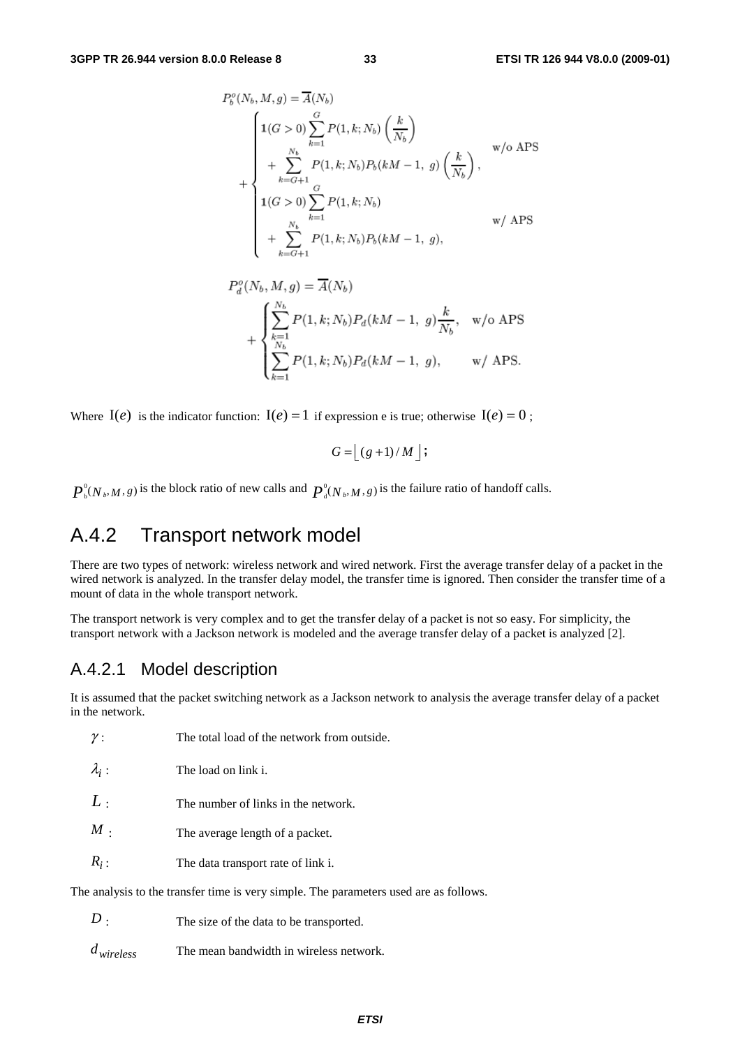$$P_b^o(N_b, M, g) = \overline{A}(N_b) + \begin{cases} \mathbf{1}(G > 0) \displaystyle\sum_{k=1}^{G} P(1, k; N_b) \left(\frac{k}{N_b}\right) \\ \quad + \displaystyle\sum_{k=G+1}^{N_b} P(1, k; N_b) P_b(kM - 1,\ g) \left(\frac{k}{N_b}\right), & \text{w/o APS} \\ \mathbf{1}(G > 0) \displaystyle\sum_{k=1}^{G} P(1, k; N_b) \\ \quad + \displaystyle\sum_{k=G+1}^{N_b} P(1, k; N_b) P_b(kM - 1,\ g), & \text{w/ APS} \end{cases}$$

$$P_d^o(N_b, M, g) = \overline{A}(N_b) + \begin{cases} \displaystyle\sum_{k=1}^{N_b} P(1, k; N_b) P_d(kM - 1,\ g) \frac{k}{N_b}, & \text{w/o APS} \\ \displaystyle\sum_{k=1}^{N_b} P(1, k; N_b) P_d(kM - 1,\ g), & \text{w/ APS.} \end{cases}$$

Where $\mathrm{I}(e)$ is the indicator function: $\mathrm{I}(e) = 1$ if expression e is true; otherwise $\mathrm{I}(e) = 0$ ;

$$G = \lfloor (g+1)/M \rfloor ;$$

$P_b^0(N_b, M, g)$ is the block ratio of new calls and $P_d^0(N_b, M, g)$ is the failure ratio of handoff calls.

## A.4.2 Transport network model

There are two types of network: wireless network and wired network. First the average transfer delay of a packet in the wired network is analyzed. In the transfer delay model, the transfer time is ignored. Then consider the transfer time of a mount of data in the whole transport network.

The transport network is very complex and to get the transfer delay of a packet is not so easy. For simplicity, the transport network with a Jackson network is modeled and the average transfer delay of a packet is analyzed [2].

### A.4.2.1 Model description

It is assumed that the packet switching network as a Jackson network to analysis the average transfer delay of a packet in the network.

| | |
|---|---|
| $\gamma$ : | The total load of the network from outside. |
| $\lambda_i$ : | The load on link i. |
| $L$ : | The number of links in the network. |
| $M$ : | The average length of a packet. |
| $R_i$ : | The data transport rate of link i. |

The analysis to the transfer time is very simple. The parameters used are as follows.

| | |
|---|---|
| $D$ : | The size of the data to be transported. |
| $d_{wireless}$ | The mean bandwidth in wireless network. |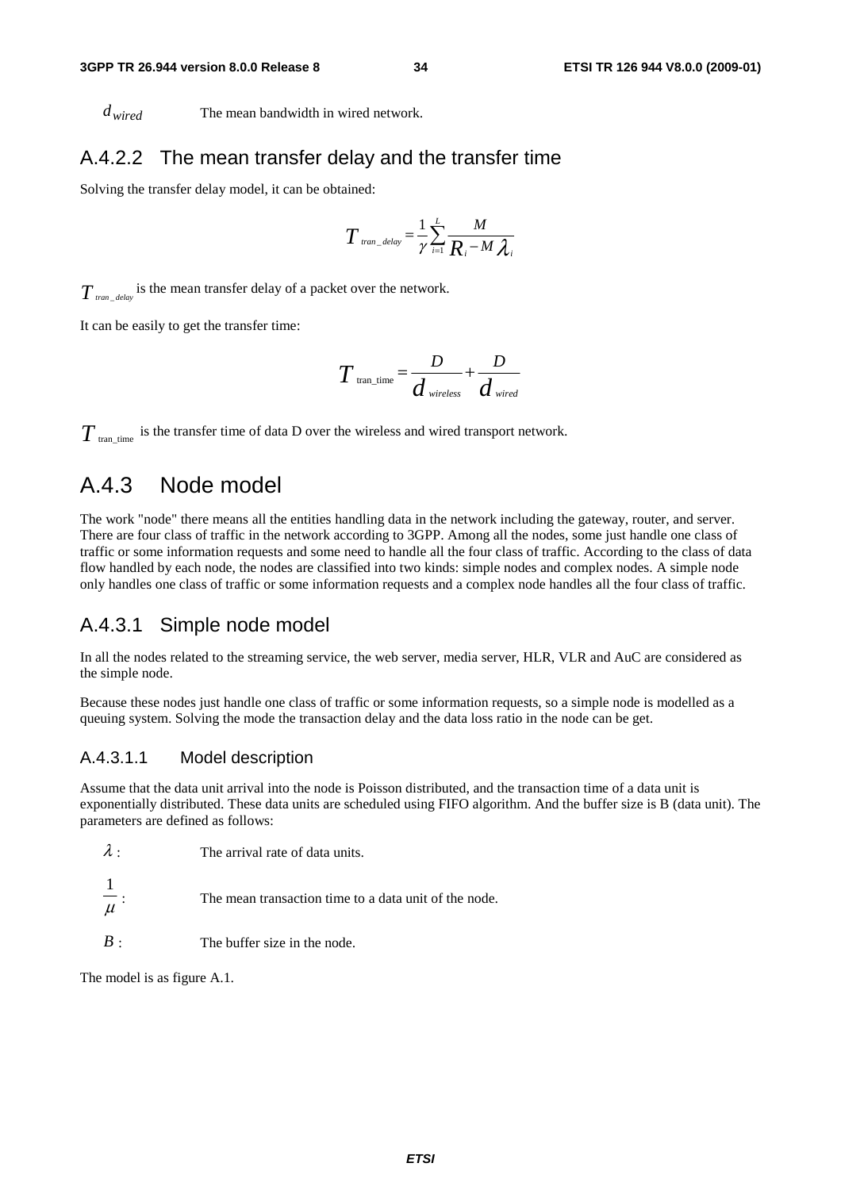$d_{wired}$ The mean bandwidth in wired network.

### A.4.2.2 The mean transfer delay and the transfer time

Solving the transfer delay model, it can be obtained:

$$T_{tran\_delay} = \frac{1}{\gamma}\sum_{i=1}^{L}\frac{M}{R_i - M\lambda_i}$$

$T_{tran\_delay}$ is the mean transfer delay of a packet over the network.

It can be easily to get the transfer time:

$$T_{\text{tran\_time}} = \frac{D}{d_{wireless}} + \frac{D}{d_{wired}}$$

$T_{\text{tran\_time}}$ is the transfer time of data D over the wireless and wired transport network.

## A.4.3 Node model

The work "node" there means all the entities handling data in the network including the gateway, router, and server. There are four class of traffic in the network according to 3GPP. Among all the nodes, some just handle one class of traffic or some information requests and some need to handle all the four class of traffic. According to the class of data flow handled by each node, the nodes are classified into two kinds: simple nodes and complex nodes. A simple node only handles one class of traffic or some information requests and a complex node handles all the four class of traffic.

### A.4.3.1 Simple node model

In all the nodes related to the streaming service, the web server, media server, HLR, VLR and AuC are considered as the simple node.

Because these nodes just handle one class of traffic or some information requests, so a simple node is modelled as a queuing system. Solving the mode the transaction delay and the data loss ratio in the node can be get.

#### A.4.3.1.1 Model description

Assume that the data unit arrival into the node is Poisson distributed, and the transaction time of a data unit is exponentially distributed. These data units are scheduled using FIFO algorithm. And the buffer size is B (data unit). The parameters are defined as follows:

$\lambda$: The arrival rate of data units.

$\frac{1}{\mu}$: The mean transaction time to a data unit of the node.

$B$: The buffer size in the node.

The model is as figure A.1.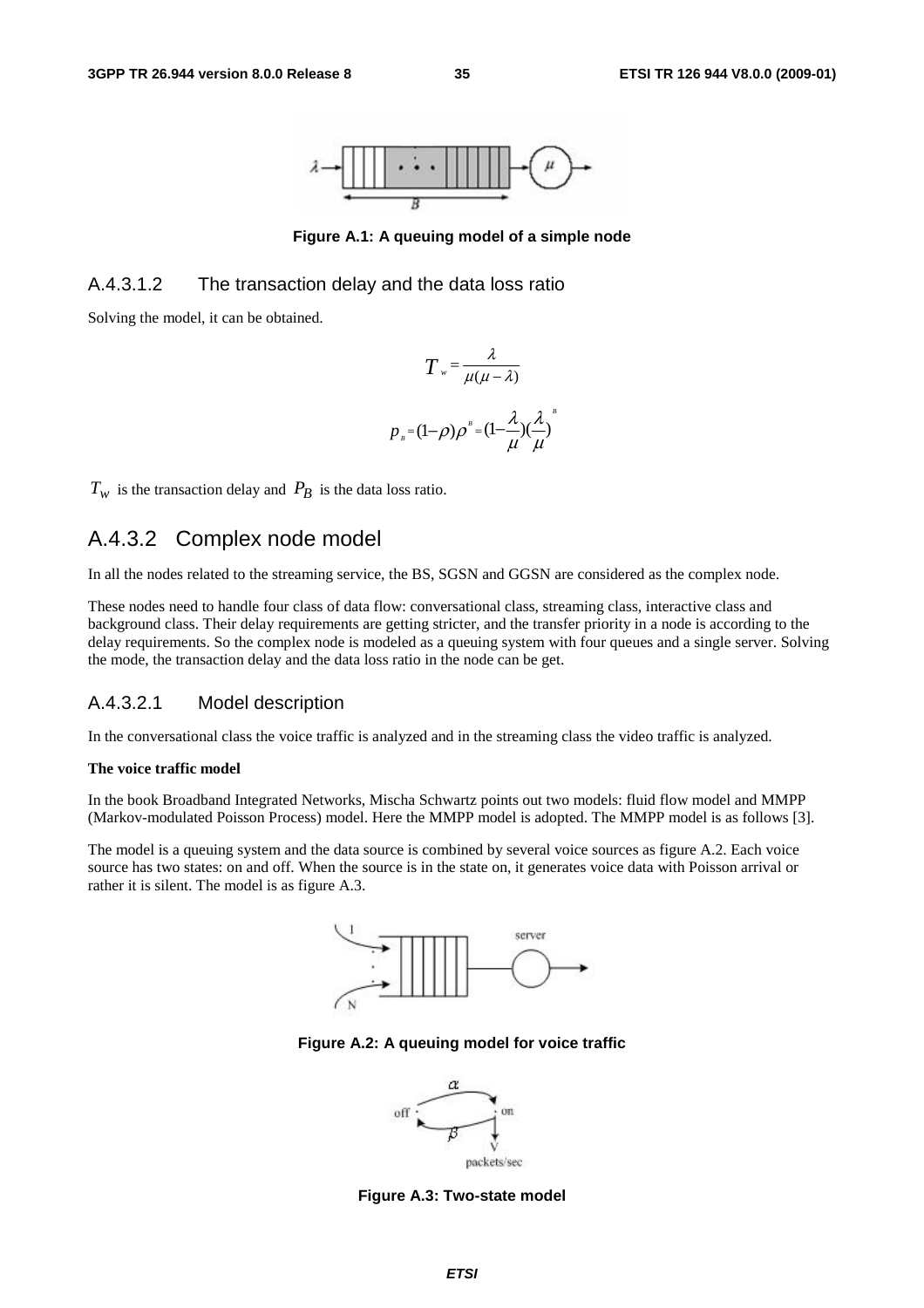Figure A.1: A queuing model of a simple node

### A.4.3.1.2 The transaction delay and the data loss ratio

Solving the model, it can be obtained.

$$T_w = \frac{\lambda}{\mu(\mu - \lambda)}$$

$$p_B = (1-\rho)\rho^B = (1-\frac{\lambda}{\mu})(\frac{\lambda}{\mu})^B$$

$T_w$ is the transaction delay and $P_B$ is the data loss ratio.

## A.4.3.2 Complex node model

In all the nodes related to the streaming service, the BS, SGSN and GGSN are considered as the complex node.

These nodes need to handle four class of data flow: conversational class, streaming class, interactive class and background class. Their delay requirements are getting stricter, and the transfer priority in a node is according to the delay requirements. So the complex node is modeled as a queuing system with four queues and a single server. Solving the mode, the transaction delay and the data loss ratio in the node can be get.

### A.4.3.2.1 Model description

In the conversational class the voice traffic is analyzed and in the streaming class the video traffic is analyzed.

**The voice traffic model**

In the book Broadband Integrated Networks, Mischa Schwartz points out two models: fluid flow model and MMPP (Markov-modulated Poisson Process) model. Here the MMPP model is adopted. The MMPP model is as follows [3].

The model is a queuing system and the data source is combined by several voice sources as figure A.2. Each voice source has two states: on and off. When the source is in the state on, it generates voice data with Poisson arrival or rather it is silent. The model is as figure A.3.

Figure A.2: A queuing model for voice traffic

Figure A.3: Two-state model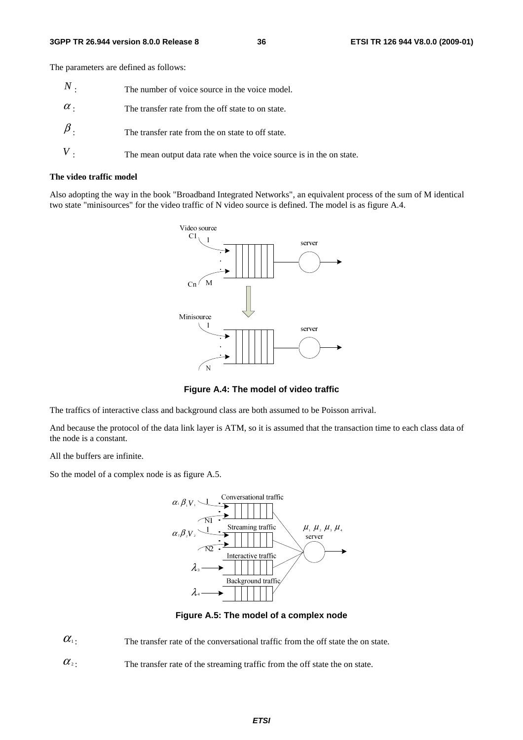The parameters are defined as follows:

$N$: The number of voice source in the voice model.

$\alpha$: The transfer rate from the off state to on state.

$\beta$: The transfer rate from the on state to off state.

$V$: The mean output data rate when the voice source is in the on state.

**The video traffic model**

Also adopting the way in the book "Broadband Integrated Networks", an equivalent process of the sum of M identical two state "minisources" for the video traffic of N video source is defined. The model is as figure A.4.

Video source
C1 1
Cn M
server
Minisource
1
N
server

**Figure A.4: The model of video traffic**

The traffics of interactive class and background class are both assumed to be Poisson arrival.

And because the protocol of the data link layer is ATM, so it is assumed that the transaction time to each class data of the node is a constant.

All the buffers are infinite.

So the model of a complex node is as figure A.5.

$\alpha_1 \beta_1 V_1$ 1 Conversational traffic
N1
$\alpha_2 \beta_2 V_2$ 1 Streaming traffic
N2
$\lambda_3$ Interactive traffic
$\lambda_4$ Background traffic
$\mu_1$ $\mu_2$ $\mu_3$ $\mu_4$
server

**Figure A.5: The model of a complex node**

$\alpha_1$: The transfer rate of the conversational traffic from the off state the on state.

$\alpha_2$: The transfer rate of the streaming traffic from the off state the on state.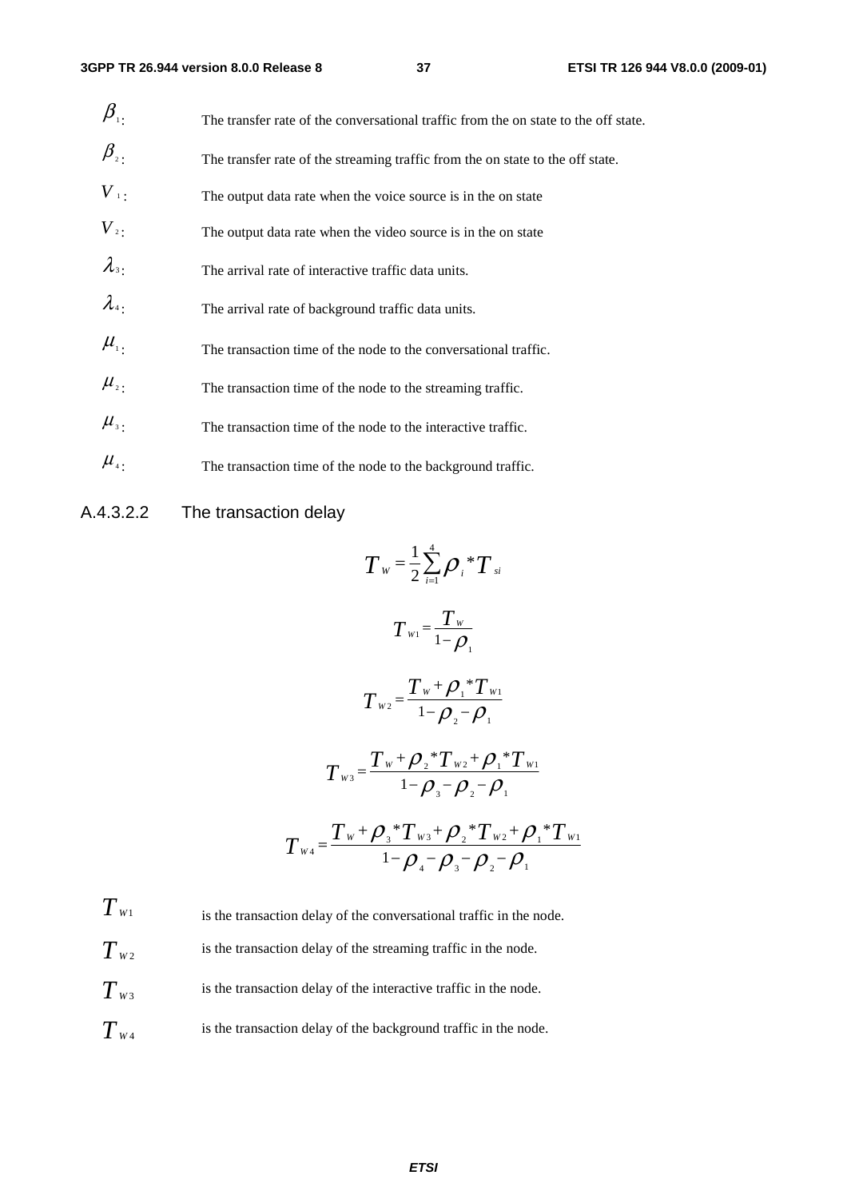$\beta_1$: The transfer rate of the conversational traffic from the on state to the off state.

$\beta_2$: The transfer rate of the streaming traffic from the on state to the off state.

$V_1$: The output data rate when the voice source is in the on state

$V_2$: The output data rate when the video source is in the on state

$\lambda_3$: The arrival rate of interactive traffic data units.

$\lambda_4$: The arrival rate of background traffic data units.

$\mu_1$: The transaction time of the node to the conversational traffic.

$\mu_2$: The transaction time of the node to the streaming traffic.

$\mu_3$: The transaction time of the node to the interactive traffic.

$\mu_4$: The transaction time of the node to the background traffic.

#### A.4.3.2.2 The transaction delay

$$T_W = \frac{1}{2}\sum_{i=1}^{4}\rho_i * T_{si}$$

$$T_{W1} = \frac{T_W}{1-\rho_1}$$

$$T_{W2} = \frac{T_W + \rho_1 * T_{W1}}{1-\rho_2-\rho_1}$$

$$T_{W3} = \frac{T_W + \rho_2 * T_{W2} + \rho_1 * T_{W1}}{1-\rho_3-\rho_2-\rho_1}$$

$$T_{W4} = \frac{T_W + \rho_3 * T_{W3} + \rho_2 * T_{W2} + \rho_1 * T_{W1}}{1-\rho_4-\rho_3-\rho_2-\rho_1}$$

$T_{W1}$ is the transaction delay of the conversational traffic in the node.

$T_{W2}$ is the transaction delay of the streaming traffic in the node.

$T_{W3}$ is the transaction delay of the interactive traffic in the node.

$T_{W4}$ is the transaction delay of the background traffic in the node.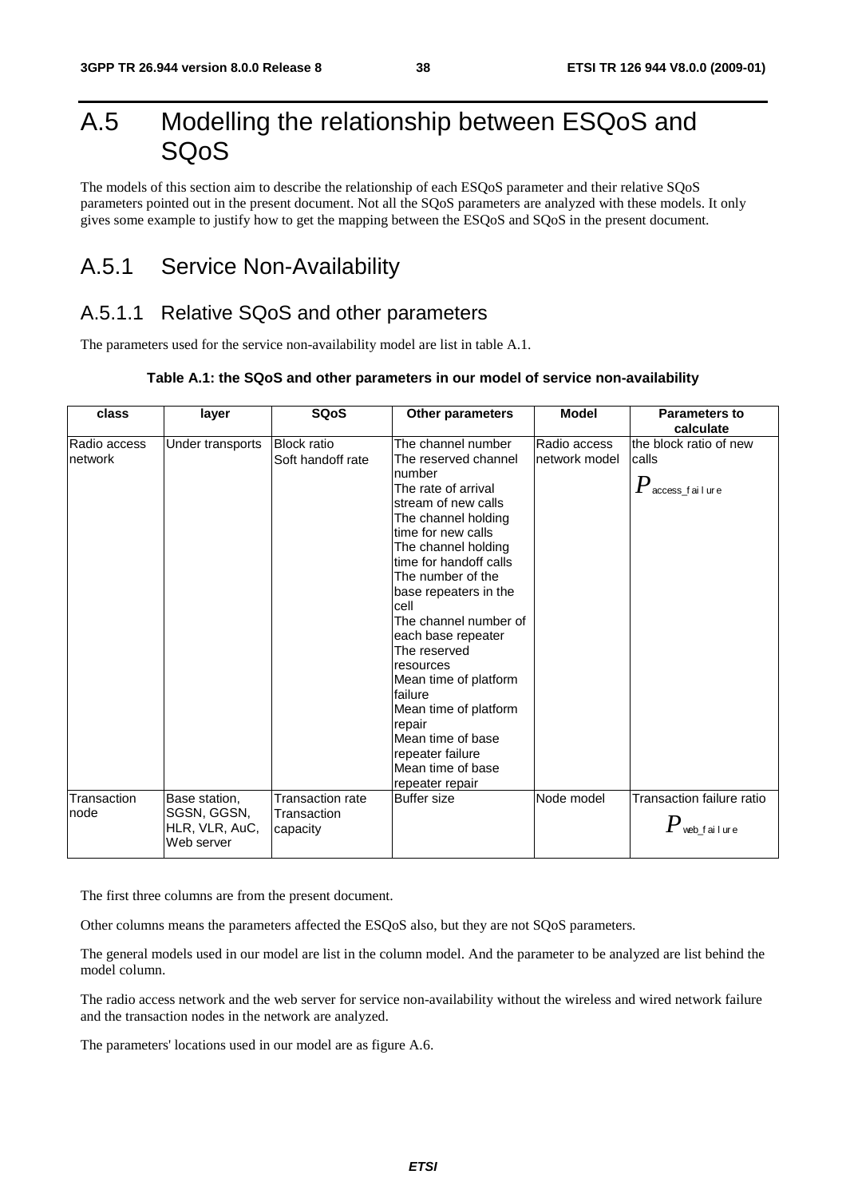# A.5 Modelling the relationship between ESQoS and SQoS

The models of this section aim to describe the relationship of each ESQoS parameter and their relative SQoS parameters pointed out in the present document. Not all the SQoS parameters are analyzed with these models. It only gives some example to justify how to get the mapping between the ESQoS and SQoS in the present document.

## A.5.1 Service Non-Availability

### A.5.1.1 Relative SQoS and other parameters

The parameters used for the service non-availability model are list in table A.1.

**Table A.1: the SQoS and other parameters in our model of service non-availability**

| class | layer | SQoS | Other parameters | Model | Parameters to calculate |
|---|---|---|---|---|---|
| Radio access network | Under transports | Block ratio<br>Soft handoff rate | The channel number<br>The reserved channel number<br>The rate of arrival stream of new calls<br>The channel holding time for new calls<br>The channel holding time for handoff calls<br>The number of the base repeaters in the cell<br>The channel number of each base repeater<br>The reserved resources<br>Mean time of platform failure<br>Mean time of platform repair<br>Mean time of base repeater failure<br>Mean time of base repeater repair | Radio access network model | the block ratio of new calls<br>$P_{access\_failure}$ |
| Transaction node | Base station, SGSN, GGSN, HLR, VLR, AuC, Web server | Transaction rate<br>Transaction capacity | Buffer size | Node model | Transaction failure ratio<br>$P_{web\_failure}$ |

The first three columns are from the present document.

Other columns means the parameters affected the ESQoS also, but they are not SQoS parameters.

The general models used in our model are list in the column model. And the parameter to be analyzed are list behind the model column.

The radio access network and the web server for service non-availability without the wireless and wired network failure and the transaction nodes in the network are analyzed.

The parameters' locations used in our model are as figure A.6.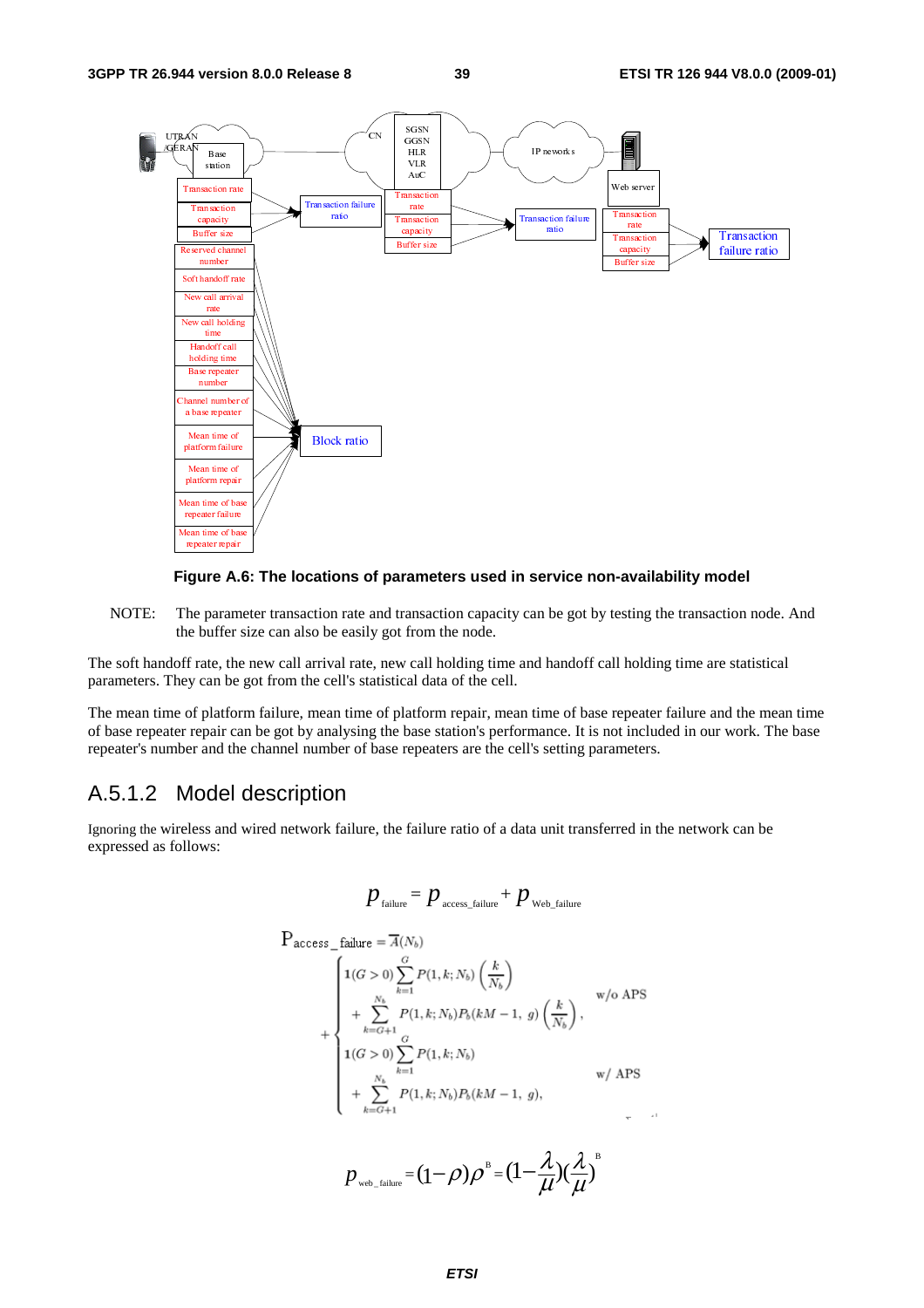UTRAN /GERAN

Base station

CN

SGSN GGSN HLR VLR AuC

IP neworks

Web server

Transaction rate

Transaction capacity

Buffer size

Transaction failure ratio

Transaction rate

Transaction capacity

Buffer size

Transaction failure ratio

Transaction rate

Transaction capacity

Buffer size

Transaction failure ratio

Reserved channel number

Soft handoff rate

New call arrival rate

New call holding time

Handoff call holding time

Base repeater number

Channel number of a base repeater

Mean time of platform failure

Mean time of platform repair

Mean time of base repeater failure

Mean time of base repeater repair

Block ratio

**Figure A.6: The locations of parameters used in service non-availability model**

NOTE: The parameter transaction rate and transaction capacity can be got by testing the transaction node. And the buffer size can also be easily got from the node.

The soft handoff rate, the new call arrival rate, new call holding time and handoff call holding time are statistical parameters. They can be got from the cell's statistical data of the cell.

The mean time of platform failure, mean time of platform repair, mean time of base repeater failure and the mean time of base repeater repair can be got by analysing the base station's performance. It is not included in our work. The base repeater's number and the channel number of base repeaters are the cell's setting parameters.

## A.5.1.2 Model description

Ignoring the wireless and wired network failure, the failure ratio of a data unit transferred in the network can be expressed as follows:

$$p_{\text{failure}} = p_{\text{access\_failure}} + p_{\text{Web\_failure}}$$

$$P_{\text{access\_failure}} = \overline{A}(N_b) + \begin{cases} 1(G>0)\displaystyle\sum_{k=1}^{G} P(1,k;N_b)\left(\frac{k}{N_b}\right) \\ \quad + \displaystyle\sum_{k=G+1}^{N_b} P(1,k;N_b)P_b(kM-1,\ g)\left(\frac{k}{N_b}\right), & \text{w/o APS} \\ 1(G>0)\displaystyle\sum_{k=1}^{G} P(1,k;N_b) \\ \quad + \displaystyle\sum_{k=G+1}^{N_b} P(1,k;N_b)P_b(kM-1,\ g), & \text{w/ APS} \end{cases}$$

$$p_{\text{web\_failure}} = (1-\rho)\rho^{B} = (1-\frac{\lambda}{\mu})(\frac{\lambda}{\mu})^{B}$$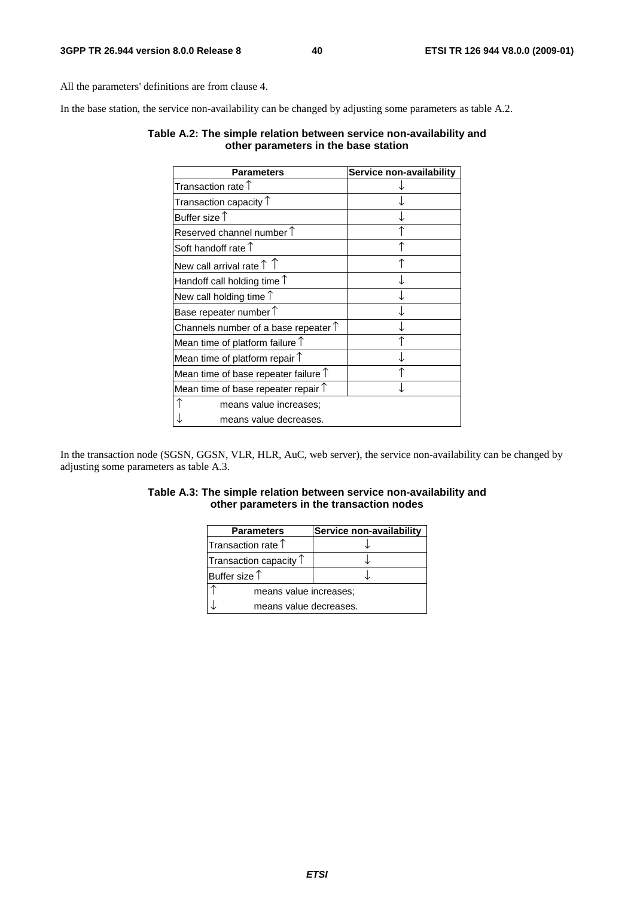All the parameters' definitions are from clause 4.

In the base station, the service non-availability can be changed by adjusting some parameters as table A.2.

**Table A.2: The simple relation between service non-availability and other parameters in the base station**

| Parameters | Service non-availability |
|---|---|
| Transaction rate ↑ | ↓ |
| Transaction capacity ↑ | ↓ |
| Buffer size ↑ | ↓ |
| Reserved channel number ↑ | ↑ |
| Soft handoff rate ↑ | ↑ |
| New call arrival rate ↑ ↑ | ↑ |
| Handoff call holding time ↑ | ↓ |
| New call holding time ↑ | ↓ |
| Base repeater number ↑ | ↓ |
| Channels number of a base repeater ↑ | ↓ |
| Mean time of platform failure ↑ | ↑ |
| Mean time of platform repair ↑ | ↓ |
| Mean time of base repeater failure ↑ | ↑ |
| Mean time of base repeater repair ↑ | ↓ |
| ↑ means value increases; | |
| ↓ means value decreases. | |

In the transaction node (SGSN, GGSN, VLR, HLR, AuC, web server), the service non-availability can be changed by adjusting some parameters as table A.3.

**Table A.3: The simple relation between service non-availability and other parameters in the transaction nodes**

| Parameters | Service non-availability |
|---|---|
| Transaction rate ↑ | ↓ |
| Transaction capacity ↑ | ↓ |
| Buffer size ↑ | ↓ |
| ↑ means value increases; | |
| ↓ means value decreases. | |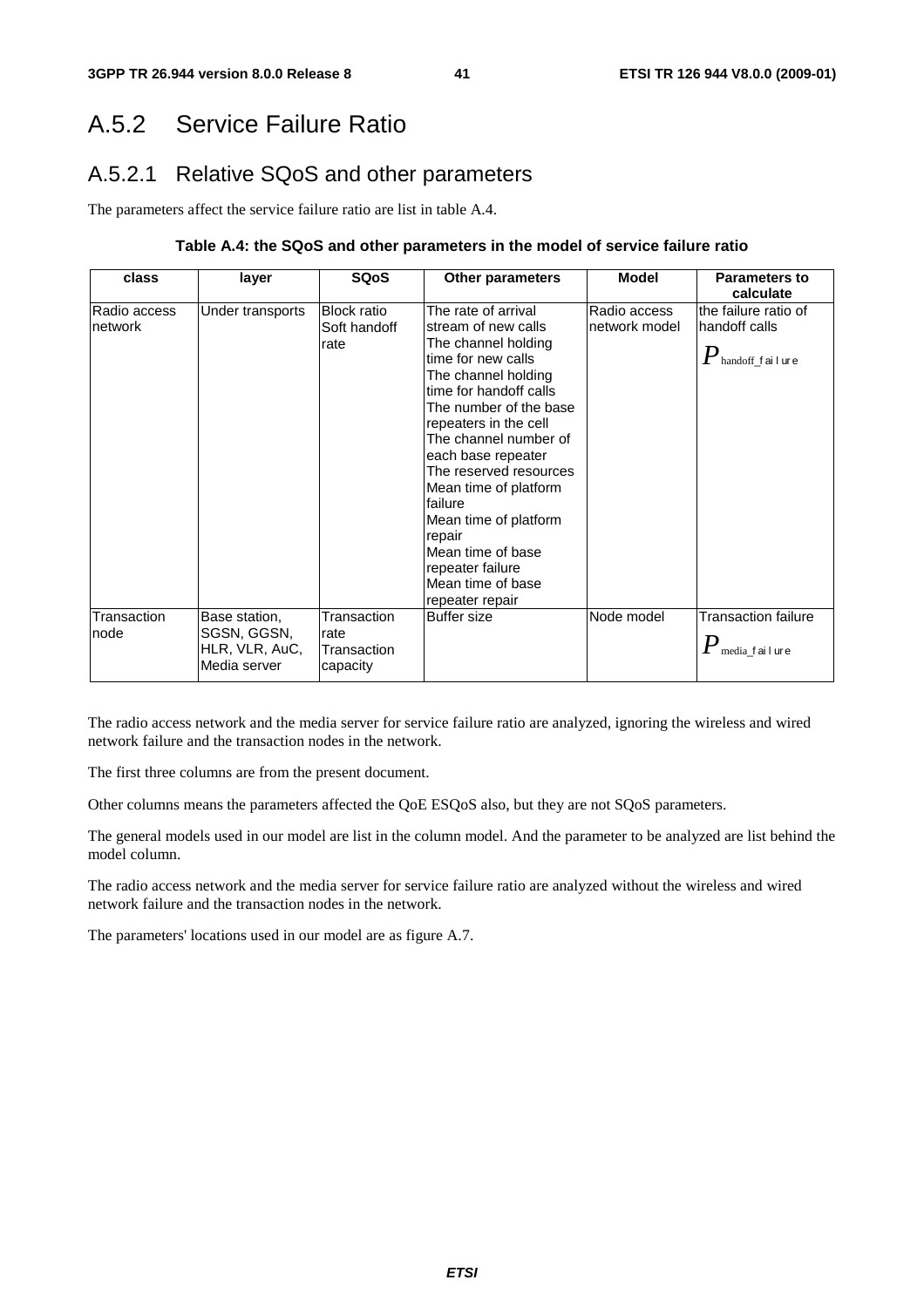## A.5.2 Service Failure Ratio

### A.5.2.1 Relative SQoS and other parameters

The parameters affect the service failure ratio are list in table A.4.

**Table A.4: the SQoS and other parameters in the model of service failure ratio**

| class | layer | SQoS | Other parameters | Model | Parameters to calculate |
|---|---|---|---|---|---|
| Radio access network | Under transports | Block ratio<br>Soft handoff rate | The rate of arrival stream of new calls<br>The channel holding time for new calls<br>The channel holding time for handoff calls<br>The number of the base repeaters in the cell<br>The channel number of each base repeater<br>The reserved resources<br>Mean time of platform failure<br>Mean time of platform repair<br>Mean time of base repeater failure<br>Mean time of base repeater repair | Radio access network model | the failure ratio of handoff calls<br>$P_{handoff\_failure}$ |
| Transaction node | Base station, SGSN, GGSN, HLR, VLR, AuC, Media server | Transaction rate<br>Transaction capacity | Buffer size | Node model | Transaction failure<br>$P_{media\_failure}$ |

The radio access network and the media server for service failure ratio are analyzed, ignoring the wireless and wired network failure and the transaction nodes in the network.

The first three columns are from the present document.

Other columns means the parameters affected the QoE ESQoS also, but they are not SQoS parameters.

The general models used in our model are list in the column model. And the parameter to be analyzed are list behind the model column.

The radio access network and the media server for service failure ratio are analyzed without the wireless and wired network failure and the transaction nodes in the network.

The parameters' locations used in our model are as figure A.7.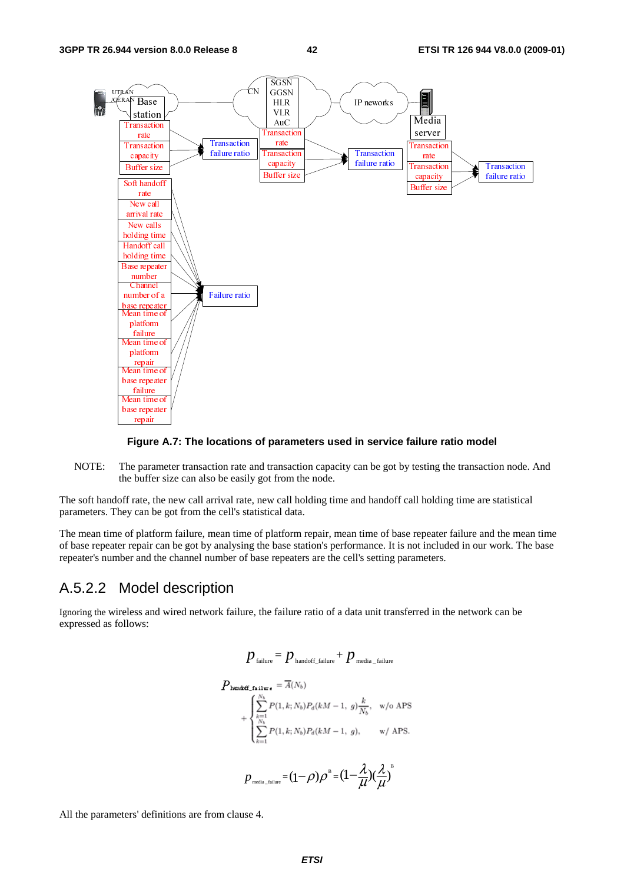UTRAN /GERAN Base station

Transaction rate

Transaction capacity

Buffer size

Transaction failure ratio

CN

SGSN GGSN HLR VLR AuC

Transaction rate

Transaction capacity

Buffer size

Transaction failure ratio

IP neworks

Media server

Transaction rate

Transaction capacity

Buffer size

Transaction failure ratio

Soft handoff rate

New call arrival rate

New calls holding time

Handoff call holding time

Base repeater number

Channel number of a base repeater

Mean time of platform failure

Mean time of platform repair

Mean time of base repeater failure

Mean time of base repeater repair

Failure ratio

**Figure A.7: The locations of parameters used in service failure ratio model**

NOTE: The parameter transaction rate and transaction capacity can be got by testing the transaction node. And the buffer size can also be easily got from the node.

The soft handoff rate, the new call arrival rate, new call holding time and handoff call holding time are statistical parameters. They can be got from the cell's statistical data.

The mean time of platform failure, mean time of platform repair, mean time of base repeater failure and the mean time of base repeater repair can be got by analysing the base station's performance. It is not included in our work. The base repeater's number and the channel number of base repeaters are the cell's setting parameters.

## A.5.2.2 Model description

Ignoring the wireless and wired network failure, the failure ratio of a data unit transferred in the network can be expressed as follows:

$$p_{\text{failure}} = p_{\text{handoff\_failure}} + p_{\text{media\_failure}}$$

$$P_{\text{handoff\_failure}} = \overline{A}(N_b) + \begin{cases} \sum_{k=1}^{N_b} P(1,k;N_b) P_d(kM-1,\ g)\frac{k}{N_b}, & \text{w/o APS} \\ \sum_{k=1}^{N_b} P(1,k;N_b) P_d(kM-1,\ g), & \text{w/ APS.} \end{cases}$$

$$p_{\text{media\_failure}} = (1-\rho)\rho^{B} = (1-\frac{\lambda}{\mu})(\frac{\lambda}{\mu})^{B}$$

All the parameters' definitions are from clause 4.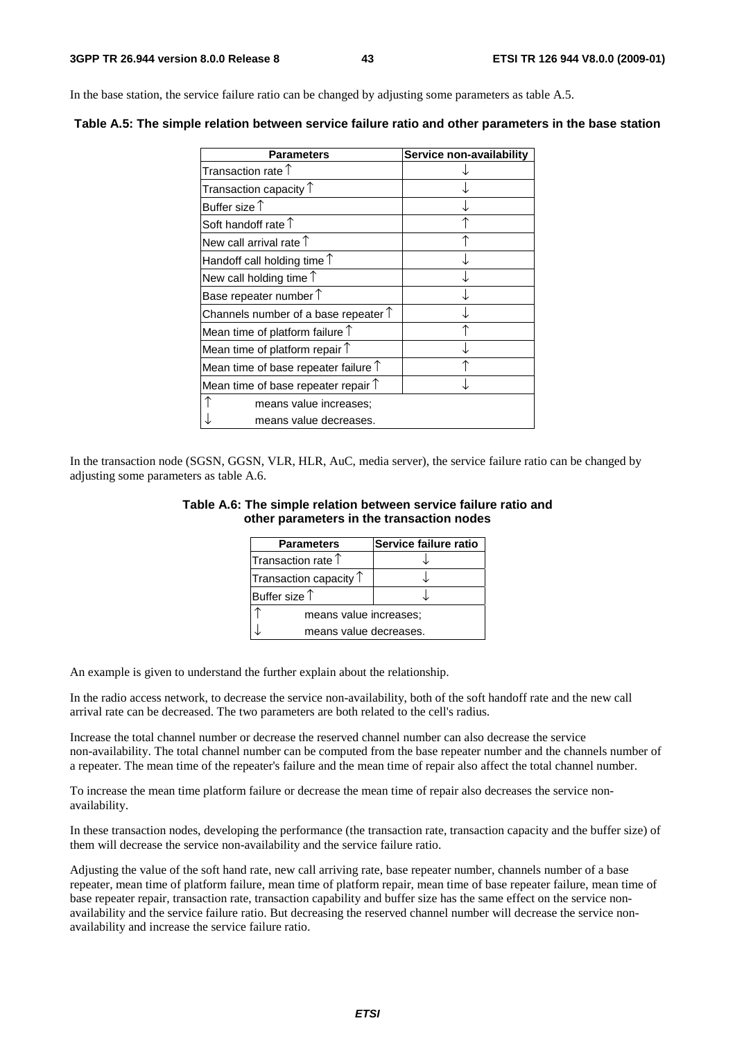In the base station, the service failure ratio can be changed by adjusting some parameters as table A.5.

**Table A.5: The simple relation between service failure ratio and other parameters in the base station**

| Parameters | Service non-availability |
|---|---|
| Transaction rate ↑ | ↓ |
| Transaction capacity ↑ | ↓ |
| Buffer size ↑ | ↓ |
| Soft handoff rate ↑ | ↑ |
| New call arrival rate ↑ | ↑ |
| Handoff call holding time ↑ | ↓ |
| New call holding time ↑ | ↓ |
| Base repeater number ↑ | ↓ |
| Channels number of a base repeater ↑ | ↓ |
| Mean time of platform failure ↑ | ↑ |
| Mean time of platform repair ↑ | ↓ |
| Mean time of base repeater failure ↑ | ↑ |
| Mean time of base repeater repair ↑ | ↓ |
| ↑ means value increases; | |
| ↓ means value decreases. | |

In the transaction node (SGSN, GGSN, VLR, HLR, AuC, media server), the service failure ratio can be changed by adjusting some parameters as table A.6.

**Table A.6: The simple relation between service failure ratio and other parameters in the transaction nodes**

| Parameters | Service failure ratio |
|---|---|
| Transaction rate ↑ | ↓ |
| Transaction capacity ↑ | ↓ |
| Buffer size ↑ | ↓ |
| ↑ means value increases; | |
| ↓ means value decreases. | |

An example is given to understand the further explain about the relationship.

In the radio access network, to decrease the service non-availability, both of the soft handoff rate and the new call arrival rate can be decreased. The two parameters are both related to the cell's radius.

Increase the total channel number or decrease the reserved channel number can also decrease the service non-availability. The total channel number can be computed from the base repeater number and the channels number of a repeater. The mean time of the repeater's failure and the mean time of repair also affect the total channel number.

To increase the mean time platform failure or decrease the mean time of repair also decreases the service non-availability.

In these transaction nodes, developing the performance (the transaction rate, transaction capacity and the buffer size) of them will decrease the service non-availability and the service failure ratio.

Adjusting the value of the soft hand rate, new call arriving rate, base repeater number, channels number of a base repeater, mean time of platform failure, mean time of platform repair, mean time of base repeater failure, mean time of base repeater repair, transaction rate, transaction capability and buffer size has the same effect on the service non-availability and the service failure ratio. But decreasing the reserved channel number will decrease the service non-availability and increase the service failure ratio.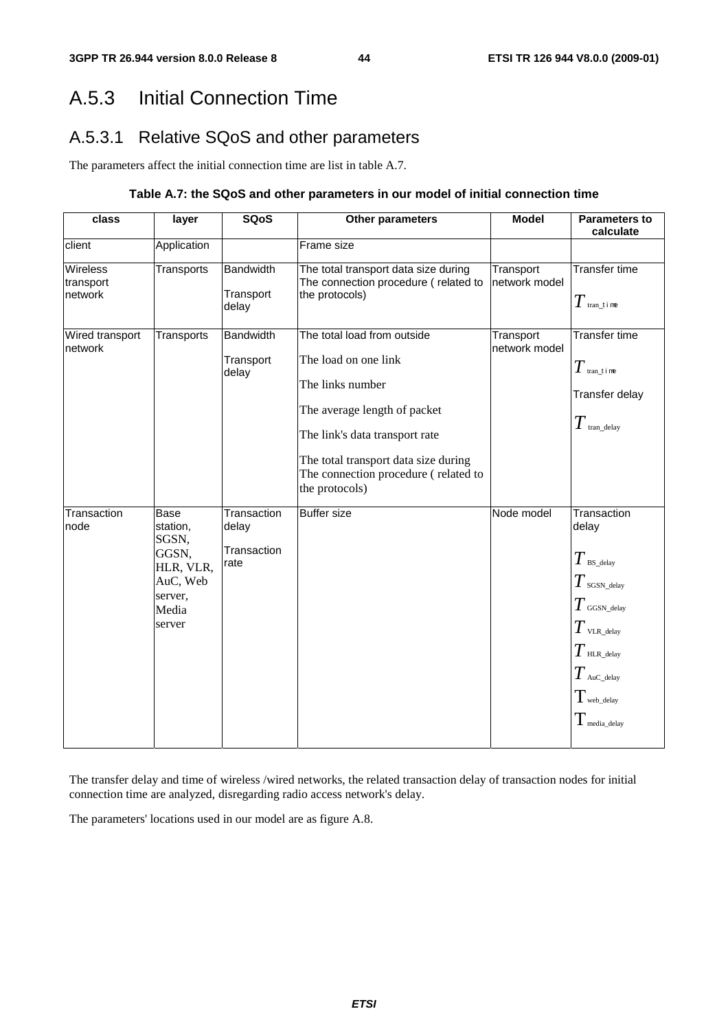# A.5.3 Initial Connection Time

## A.5.3.1 Relative SQoS and other parameters

The parameters affect the initial connection time are list in table A.7.

**Table A.7: the SQoS and other parameters in our model of initial connection time**

| class | layer | SQoS | Other parameters | Model | Parameters to calculate |
|---|---|---|---|---|---|
| client | Application | | Frame size | | |
| Wireless transport network | Transports | Bandwidth<br>Transport delay | The total transport data size during The connection procedure ( related to the protocols) | Transport network model | Transfer time<br>$T_{tran\_time}$ |
| Wired transport network | Transports | Bandwidth<br>Transport delay | The total load from outside<br>The load on one link<br>The links number<br>The average length of packet<br>The link's data transport rate<br>The total transport data size during The connection procedure ( related to the protocols) | Transport network model | Transfer time<br>$T_{tran\_time}$<br>Transfer delay<br>$T_{tran\_delay}$ |
| Transaction node | Base station, SGSN, GGSN, HLR, VLR, AuC, Web server, Media server | Transaction delay<br>Transaction rate | Buffer size | Node model | Transaction delay<br>$T_{BS\_delay}$<br>$T_{SGSN\_delay}$<br>$T_{GGSN\_delay}$<br>$T_{VLR\_delay}$<br>$T_{HLR\_delay}$<br>$T_{AuC\_delay}$<br>$T_{web\_delay}$<br>$T_{media\_delay}$ |

The transfer delay and time of wireless /wired networks, the related transaction delay of transaction nodes for initial connection time are analyzed, disregarding radio access network's delay.

The parameters' locations used in our model are as figure A.8.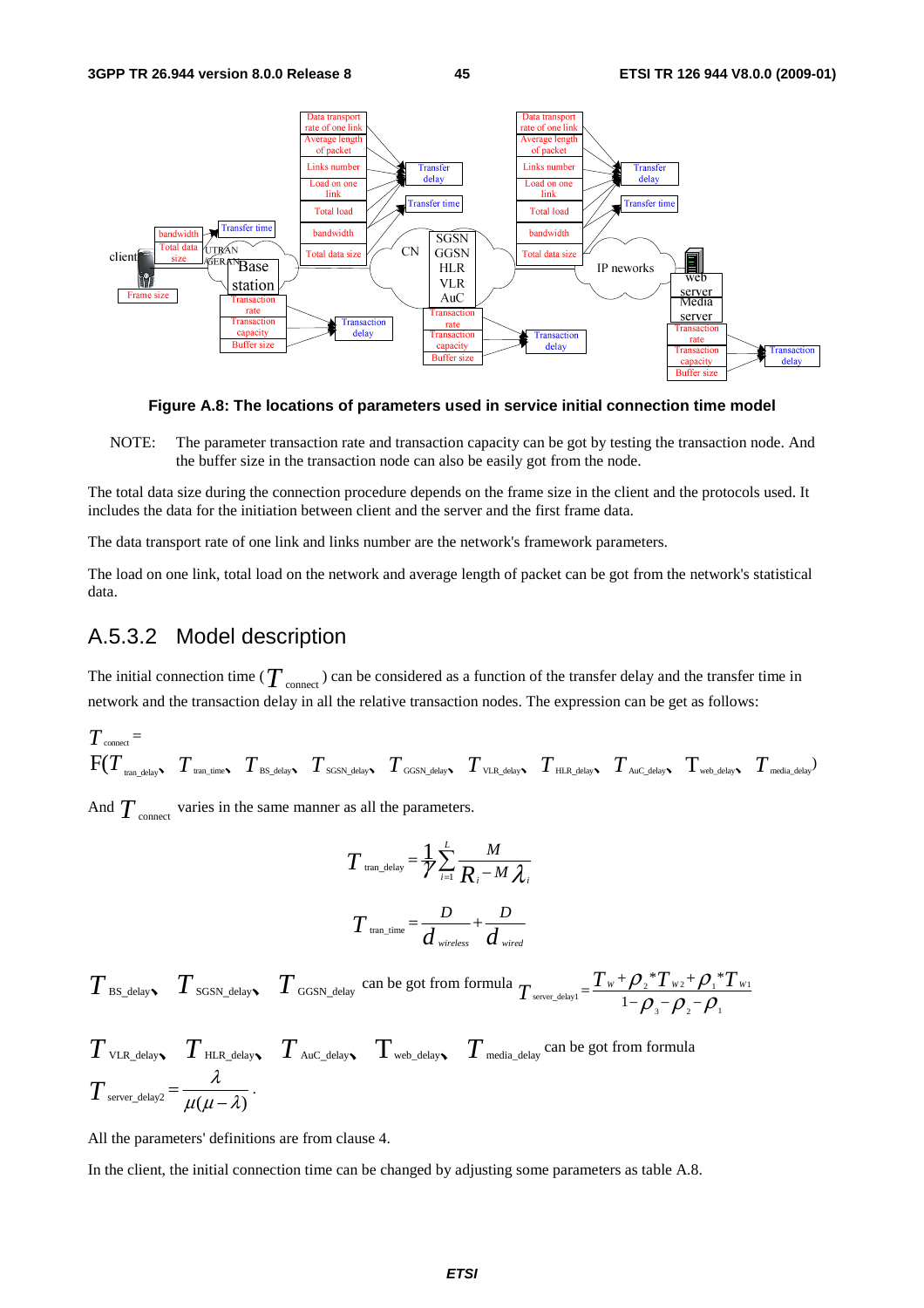Figure A.8: The locations of parameters used in service initial connection time model

NOTE: The parameter transaction rate and transaction capacity can be got by testing the transaction node. And the buffer size in the transaction node can also be easily got from the node.

The total data size during the connection procedure depends on the frame size in the client and the protocols used. It includes the data for the initiation between client and the server and the first frame data.

The data transport rate of one link and links number are the network's framework parameters.

The load on one link, total load on the network and average length of packet can be got from the network's statistical data.

## A.5.3.2 Model description

The initial connection time ($T_{\text{connect}}$) can be considered as a function of the transfer delay and the transfer time in network and the transaction delay in all the relative transaction nodes. The expression can be get as follows:

$$T_{\text{connect}} = F(T_{\text{tran\_delay}}, T_{\text{tran\_time}}, T_{\text{BS\_delay}}, T_{\text{SGSN\_delay}}, T_{\text{GGSN\_delay}}, T_{\text{VLR\_delay}}, T_{\text{HLR\_delay}}, T_{\text{AuC\_delay}}, T_{\text{web\_delay}}, T_{\text{media\_delay}})$$

And $T_{\text{connect}}$ varies in the same manner as all the parameters.

$$T_{\text{tran\_delay}} = \frac{1}{\gamma}\sum_{i=1}^{L}\frac{M}{R_i - M\lambda_i}$$

$$T_{\text{tran\_time}} = \frac{D}{d_{wireless}} + \frac{D}{d_{wired}}$$

$T_{\text{BS\_delay}}$, $T_{\text{SGSN\_delay}}$, $T_{\text{GGSN\_delay}}$ can be got from formula $T_{\text{server\_delay1}} = \dfrac{T_W + \rho_2 * T_{W2} + \rho_1 * T_{W1}}{1 - \rho_3 - \rho_2 - \rho_1}$

$T_{\text{VLR\_delay}}$, $T_{\text{HLR\_delay}}$, $T_{\text{AuC\_delay}}$, $T_{\text{web\_delay}}$, $T_{\text{media\_delay}}$ can be got from formula $T_{\text{server\_delay2}} = \dfrac{\lambda}{\mu(\mu - \lambda)}$.

All the parameters' definitions are from clause 4.

In the client, the initial connection time can be changed by adjusting some parameters as table A.8.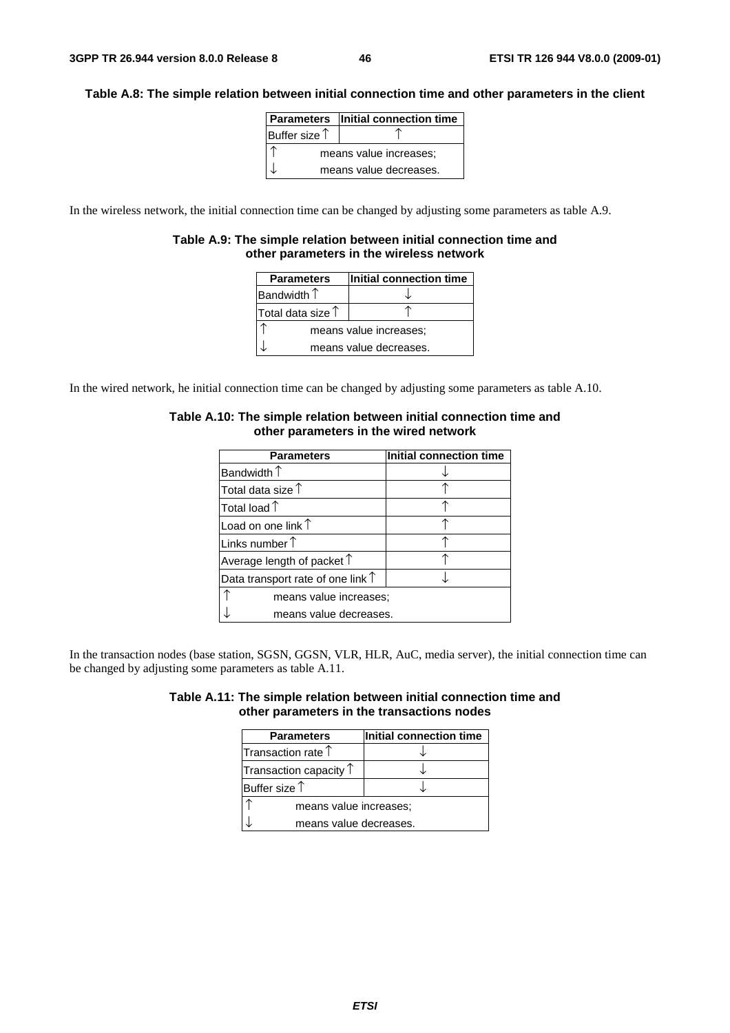**Table A.8: The simple relation between initial connection time and other parameters in the client**

| Parameters | Initial connection time |
|---|---|
| Buffer size ↑ | ↑ |
| ↑ | means value increases; |
| ↓ | means value decreases. |

In the wireless network, the initial connection time can be changed by adjusting some parameters as table A.9.

**Table A.9: The simple relation between initial connection time and other parameters in the wireless network**

| Parameters | Initial connection time |
|---|---|
| Bandwidth ↑ | ↓ |
| Total data size ↑ | ↑ |
| ↑ | means value increases; |
| ↓ | means value decreases. |

In the wired network, he initial connection time can be changed by adjusting some parameters as table A.10.

**Table A.10: The simple relation between initial connection time and other parameters in the wired network**

| Parameters | Initial connection time |
|---|---|
| Bandwidth ↑ | ↓ |
| Total data size ↑ | ↑ |
| Total load ↑ | ↑ |
| Load on one link ↑ | ↑ |
| Links number ↑ | ↑ |
| Average length of packet ↑ | ↑ |
| Data transport rate of one link ↑ | ↓ |
| ↑ | means value increases; |
| ↓ | means value decreases. |

In the transaction nodes (base station, SGSN, GGSN, VLR, HLR, AuC, media server), the initial connection time can be changed by adjusting some parameters as table A.11.

**Table A.11: The simple relation between initial connection time and other parameters in the transactions nodes**

| Parameters | Initial connection time |
|---|---|
| Transaction rate ↑ | ↓ |
| Transaction capacity ↑ | ↓ |
| Buffer size ↑ | ↓ |
| ↑ | means value increases; |
| ↓ | means value decreases. |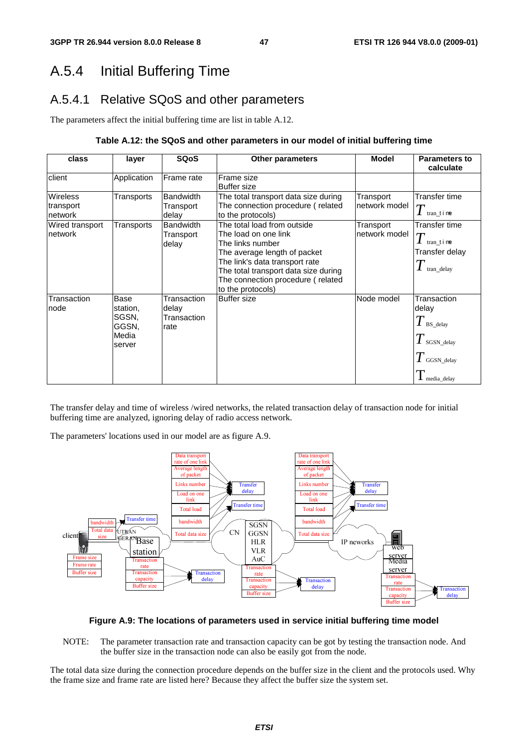## A.5.4 Initial Buffering Time

### A.5.4.1 Relative SQoS and other parameters

The parameters affect the initial buffering time are list in table A.12.

**Table A.12: the SQoS and other parameters in our model of initial buffering time**

| class | layer | SQoS | Other parameters | Model | Parameters to calculate |
|---|---|---|---|---|---|
| client | Application | Frame rate | Frame size<br>Buffer size | | |
| Wireless transport network | Transports | Bandwidth<br>Transport delay | The total transport data size during The connection procedure ( related to the protocols) | Transport network model | Transfer time<br>$T_{tran\_time}$ |
| Wired transport network | Transports | Bandwidth<br>Transport delay | The total load from outside<br>The load on one link<br>The links number<br>The average length of packet<br>The link's data transport rate<br>The total transport data size during The connection procedure ( related to the protocols) | Transport network model | Transfer time<br>$T_{tran\_time}$<br>Transfer delay<br>$T_{tran\_delay}$ |
| Transaction node | Base station, SGSN, GGSN, Media server | Transaction delay<br>Transaction rate | Buffer size | Node model | Transaction delay<br>$T_{BS\_delay}$<br>$T_{SGSN\_delay}$<br>$T_{GGSN\_delay}$<br>$T_{media\_delay}$ |

The transfer delay and time of wireless /wired networks, the related transaction delay of transaction node for initial buffering time are analyzed, ignoring delay of radio access network.

The parameters' locations used in our model are as figure A.9.

client
Frame size
Frame rate
Buffer size
bandwidth
Total data size
Transfer time
UTRAN
/GERAN
Base station
Transaction rate
Transaction capacity
Buffer size
Transaction delay
Data transport rate of one link
Average length of packet
Links number
Load on one link
Total load
bandwidth
Total data size
Transfer delay
Transfer time
CN
SGSN
GGSN
HLR
VLR
AuC
Transaction rate
Transaction capacity
Buffer size
Transaction delay
Data transport rate of one link
Average length of packet
Links number
Load on one link
Total load
bandwidth
Total data size
Transfer delay
Transfer time
IP neworks
web server
Media server
Transaction rate
Transaction capacity
Buffer size
Transaction delay

**Figure A.9: The locations of parameters used in service initial buffering time model**

NOTE: The parameter transaction rate and transaction capacity can be got by testing the transaction node. And the buffer size in the transaction node can also be easily got from the node.

The total data size during the connection procedure depends on the buffer size in the client and the protocols used. Why the frame size and frame rate are listed here? Because they affect the buffer size the system set.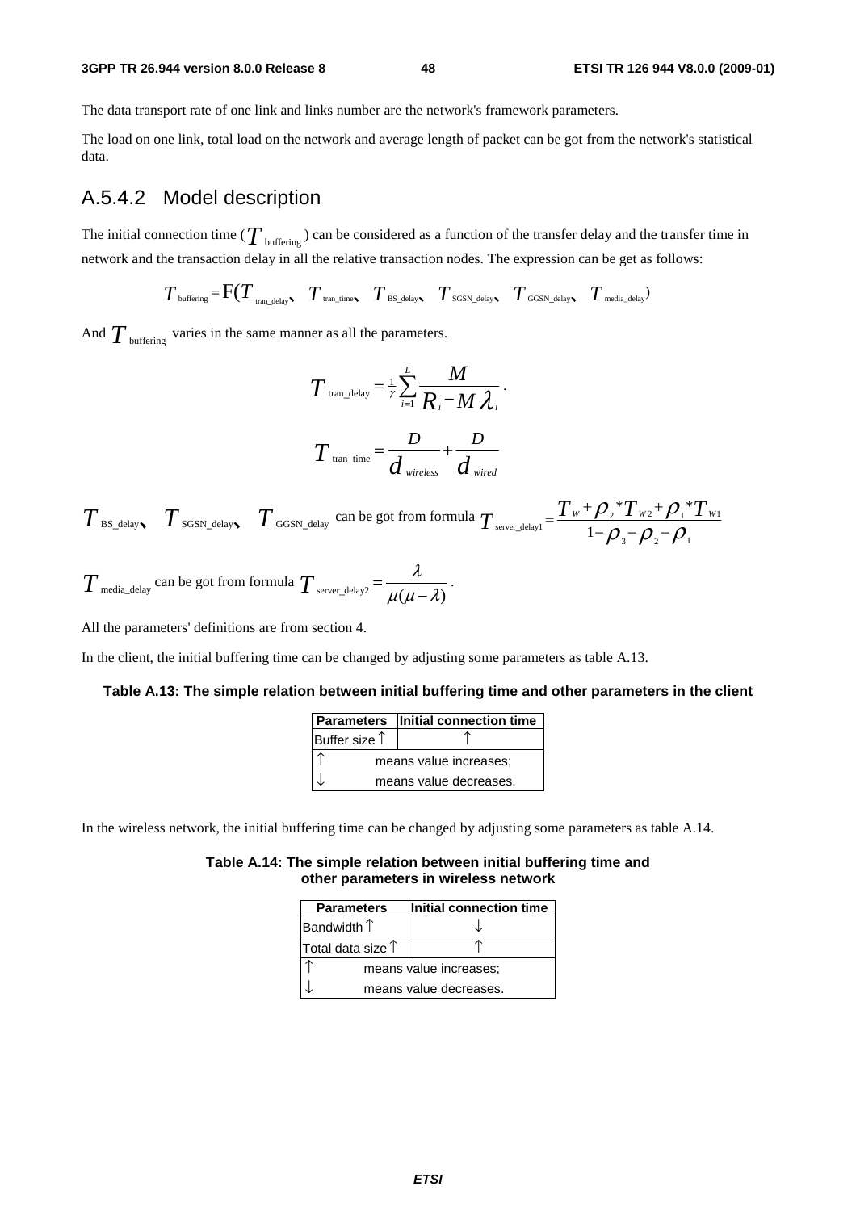The data transport rate of one link and links number are the network's framework parameters.

The load on one link, total load on the network and average length of packet can be got from the network's statistical data.

## A.5.4.2 Model description

The initial connection time ($T_{\text{buffering}}$) can be considered as a function of the transfer delay and the transfer time in network and the transaction delay in all the relative transaction nodes. The expression can be get as follows:

$$T_{\text{buffering}} = \text{F}(T_{\text{tran\_delay}}, \; T_{\text{tran\_time}}, \; T_{\text{BS\_delay}}, \; T_{\text{SGSN\_delay}}, \; T_{\text{GGSN\_delay}}, \; T_{\text{media\_delay}})$$

And $T_{\text{buffering}}$ varies in the same manner as all the parameters.

$$T_{\text{tran\_delay}} = \frac{1}{\gamma}\sum_{i=1}^{L}\frac{M}{R_i - M\lambda_i}.$$

$$T_{\text{tran\_time}} = \frac{D}{d_{wireless}} + \frac{D}{d_{wired}}$$

$T_{\text{BS\_delay}}$, $T_{\text{SGSN\_delay}}$, $T_{\text{GGSN\_delay}}$ can be got from formula $T_{\text{server\_delay1}} = \dfrac{T_W + \rho_2 * T_{W2} + \rho_1 * T_{W1}}{1 - \rho_3 - \rho_2 - \rho_1}$

$T_{\text{media\_delay}}$ can be got from formula $T_{\text{server\_delay2}} = \dfrac{\lambda}{\mu(\mu - \lambda)}$.

All the parameters' definitions are from section 4.

In the client, the initial buffering time can be changed by adjusting some parameters as table A.13.

**Table A.13: The simple relation between initial buffering time and other parameters in the client**

| Parameters | Initial connection time |
|---|---|
| Buffer size ↑ | ↑ |
| ↑ | means value increases; |
| ↓ | means value decreases. |

In the wireless network, the initial buffering time can be changed by adjusting some parameters as table A.14.

**Table A.14: The simple relation between initial buffering time and other parameters in wireless network**

| Parameters | Initial connection time |
|---|---|
| Bandwidth ↑ | ↓ |
| Total data size ↑ | ↑ |
| ↑ | means value increases; |
| ↓ | means value decreases. |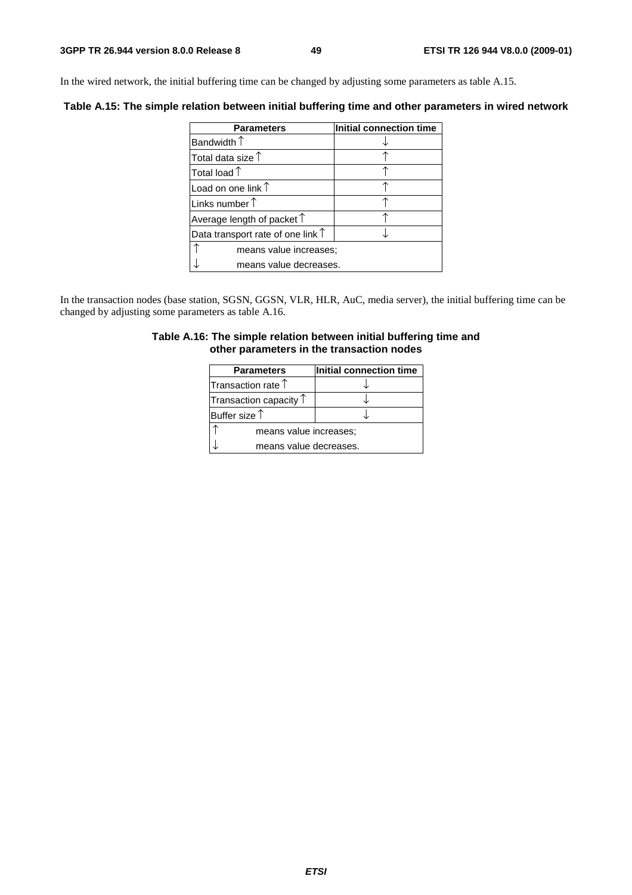In the wired network, the initial buffering time can be changed by adjusting some parameters as table A.15.

**Table A.15: The simple relation between initial buffering time and other parameters in wired network**

| Parameters | Initial connection time |
|---|---|
| Bandwidth ↑ | ↓ |
| Total data size ↑ | ↑ |
| Total load ↑ | ↑ |
| Load on one link ↑ | ↑ |
| Links number ↑ | ↑ |
| Average length of packet ↑ | ↑ |
| Data transport rate of one link ↑ | ↓ |
| ↑ means value increases; | |
| ↓ means value decreases. | |

In the transaction nodes (base station, SGSN, GGSN, VLR, HLR, AuC, media server), the initial buffering time can be changed by adjusting some parameters as table A.16.

**Table A.16: The simple relation between initial buffering time and other parameters in the transaction nodes**

| Parameters | Initial connection time |
|---|---|
| Transaction rate ↑ | ↓ |
| Transaction capacity ↑ | ↓ |
| Buffer size ↑ | ↓ |
| ↑ means value increases; | |
| ↓ means value decreases. | |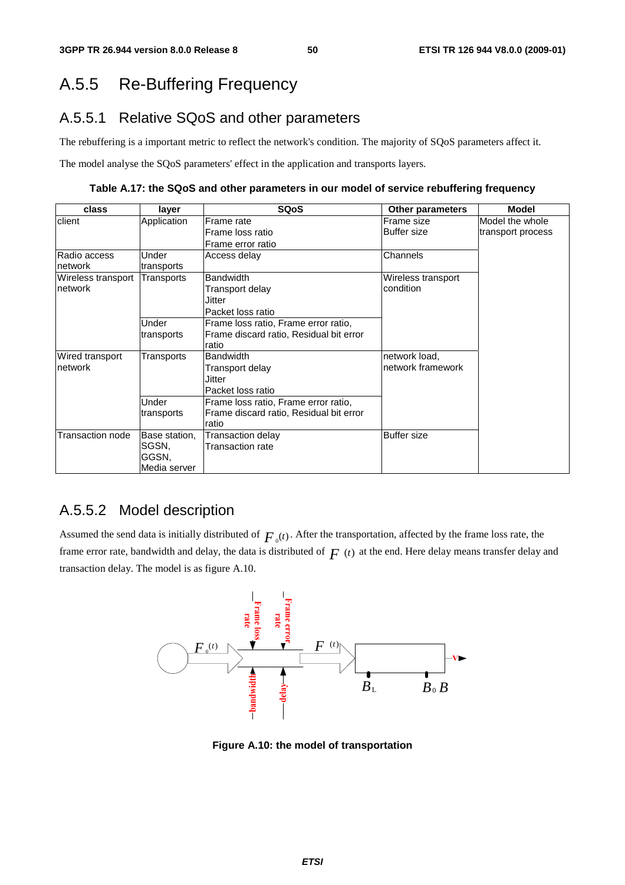## A.5.5 Re-Buffering Frequency

### A.5.5.1 Relative SQoS and other parameters

The rebuffering is a important metric to reflect the network's condition. The majority of SQoS parameters affect it.

The model analyse the SQoS parameters' effect in the application and transports layers.

**Table A.17: the SQoS and other parameters in our model of service rebuffering frequency**

| class | layer | SQoS | Other parameters | Model |
|---|---|---|---|---|
| client | Application | Frame rate<br>Frame loss ratio<br>Frame error ratio | Frame size<br>Buffer size | Model the whole transport process |
| Radio access network | Under transports | Access delay | Channels | |
| Wireless transport network | Transports | Bandwidth<br>Transport delay<br>Jitter<br>Packet loss ratio | Wireless transport condition | |
| | Under transports | Frame loss ratio, Frame error ratio, Frame discard ratio, Residual bit error ratio | | |
| Wired transport network | Transports | Bandwidth<br>Transport delay<br>Jitter<br>Packet loss ratio | network load, network framework | |
| | Under transports | Frame loss ratio, Frame error ratio, Frame discard ratio, Residual bit error ratio | | |
| Transaction node | Base station, SGSN, GGSN, Media server | Transaction delay<br>Transaction rate | Buffer size | |

### A.5.5.2 Model description

Assumed the send data is initially distributed of $F_0(t)$. After the transportation, affected by the frame loss rate, the frame error rate, bandwidth and delay, the data is distributed of $F(t)$ at the end. Here delay means transfer delay and transaction delay. The model is as figure A.10.

Frame loss rate
Frame error rate
$F_0(t)$
$F(t)$
v
bandwidth
delay
$B_L$
$B_0$ $B$

**Figure A.10: the model of transportation**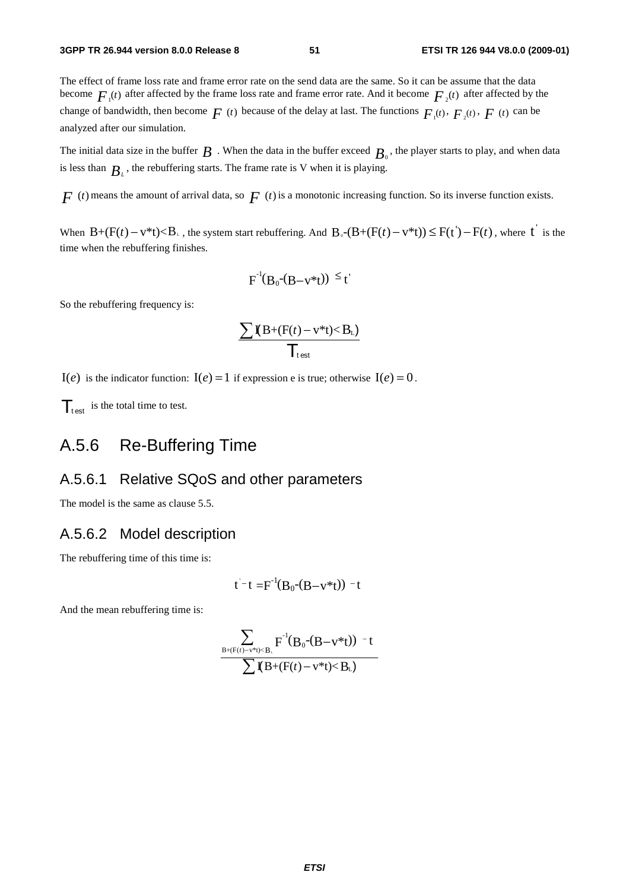The effect of frame loss rate and frame error rate on the send data are the same. So it can be assume that the data become $F_1(t)$ after affected by the frame loss rate and frame error rate. And it become $F_2(t)$ after affected by the change of bandwidth, then become $F(t)$ because of the delay at last. The functions $F_1(t)$, $F_2(t)$, $F(t)$ can be analyzed after our simulation.

The initial data size in the buffer $B$ . When the data in the buffer exceed $B_0$, the player starts to play, and when data is less than $B_L$, the rebuffering starts. The frame rate is V when it is playing.

$F(t)$ means the amount of arrival data, so $F(t)$ is a monotonic increasing function. So its inverse function exists.

When $B+(F(t)-v*t)<B_L$, the system start rebuffering. And $B_0-(B+(F(t)-v*t)) \leq F(t')-F(t)$, where $t'$ is the time when the rebuffering finishes.

$$F^{-1}(B_0-(B-v*t)) \leq t'$$

So the rebuffering frequency is:

$$\frac{\sum I(B+(F(t)-v*t)<B_L)}{T_{test}}$$

$I(e)$ is the indicator function: $I(e)=1$ if expression e is true; otherwise $I(e)=0$.

$T_{test}$ is the total time to test.

## A.5.6 Re-Buffering Time

### A.5.6.1 Relative SQoS and other parameters

The model is the same as clause 5.5.

### A.5.6.2 Model description

The rebuffering time of this time is:

$$t'-t=F^{-1}(B_0-(B-v*t))-t$$

And the mean rebuffering time is:

$$\frac{\sum_{B+(F(t)-v*t)<B_L} F^{-1}(B_0-(B-v*t))-t}{\sum I(B+(F(t)-v*t)<B_L)}$$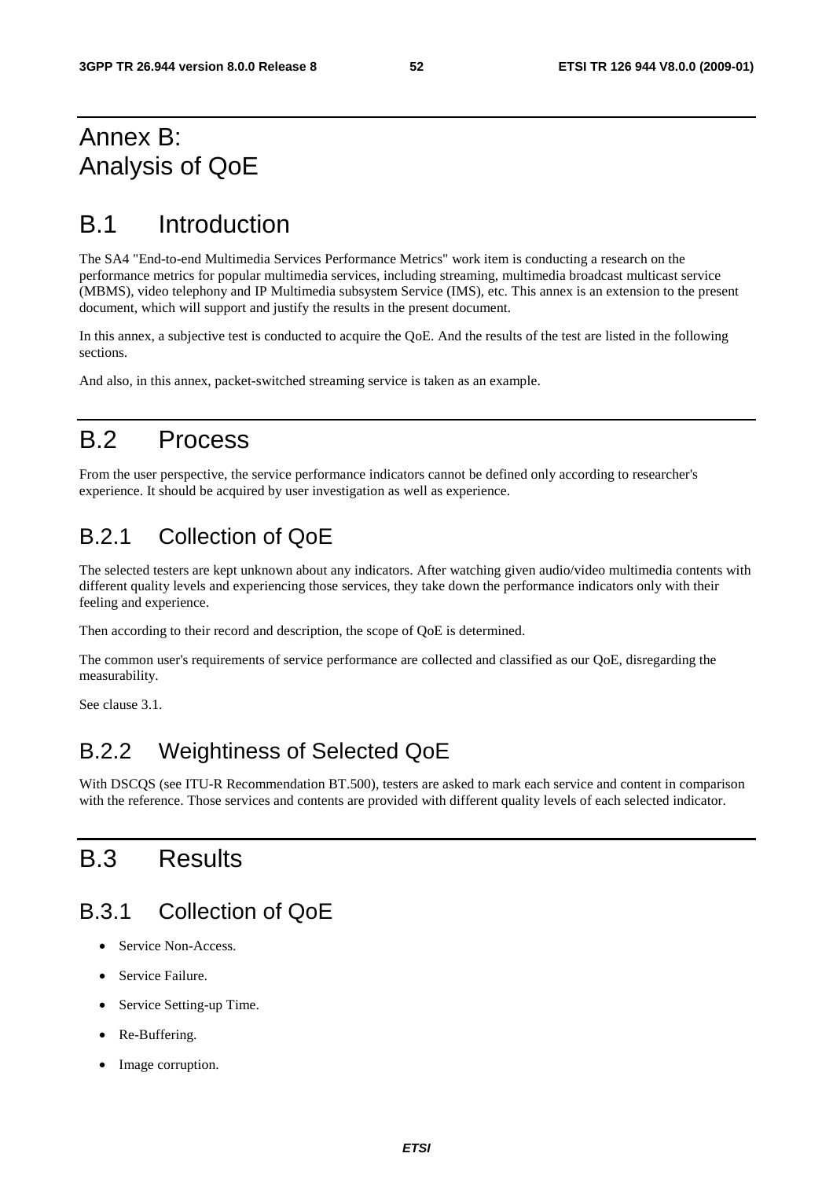# Annex B: Analysis of QoE

# B.1 Introduction

The SA4 "End-to-end Multimedia Services Performance Metrics" work item is conducting a research on the performance metrics for popular multimedia services, including streaming, multimedia broadcast multicast service (MBMS), video telephony and IP Multimedia subsystem Service (IMS), etc. This annex is an extension to the present document, which will support and justify the results in the present document.

In this annex, a subjective test is conducted to acquire the QoE. And the results of the test are listed in the following sections.

And also, in this annex, packet-switched streaming service is taken as an example.

# B.2 Process

From the user perspective, the service performance indicators cannot be defined only according to researcher's experience. It should be acquired by user investigation as well as experience.

## B.2.1 Collection of QoE

The selected testers are kept unknown about any indicators. After watching given audio/video multimedia contents with different quality levels and experiencing those services, they take down the performance indicators only with their feeling and experience.

Then according to their record and description, the scope of QoE is determined.

The common user's requirements of service performance are collected and classified as our QoE, disregarding the measurability.

See clause 3.1.

## B.2.2 Weightiness of Selected QoE

With DSCQS (see ITU-R Recommendation BT.500), testers are asked to mark each service and content in comparison with the reference. Those services and contents are provided with different quality levels of each selected indicator.

# B.3 Results

## B.3.1 Collection of QoE

- Service Non-Access.
- Service Failure.
- Service Setting-up Time.
- Re-Buffering.
- Image corruption.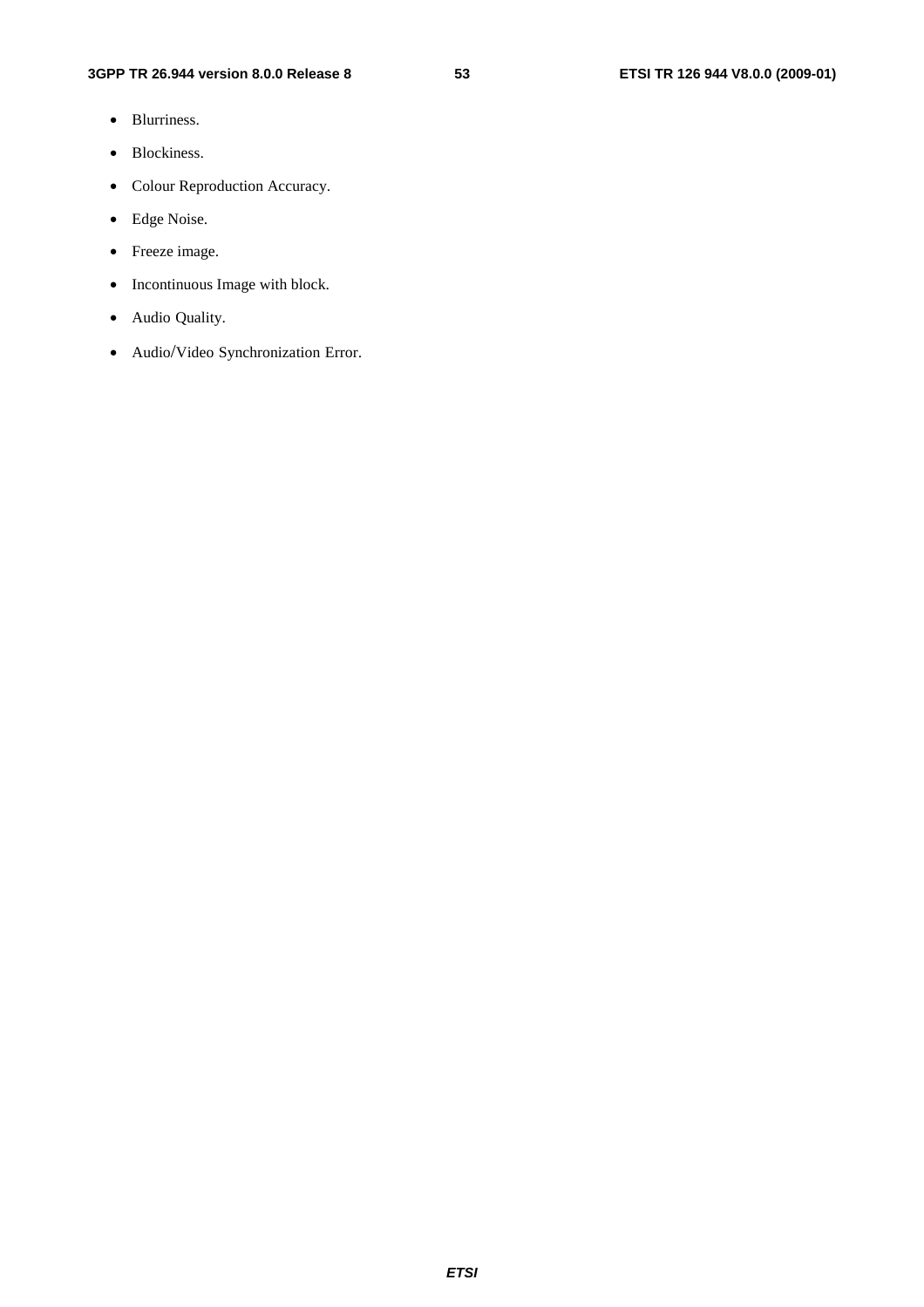- Blurriness.
- Blockiness.
- Colour Reproduction Accuracy.
- Edge Noise.
- Freeze image.
- Incontinuous Image with block.
- Audio Quality.
- Audio/Video Synchronization Error.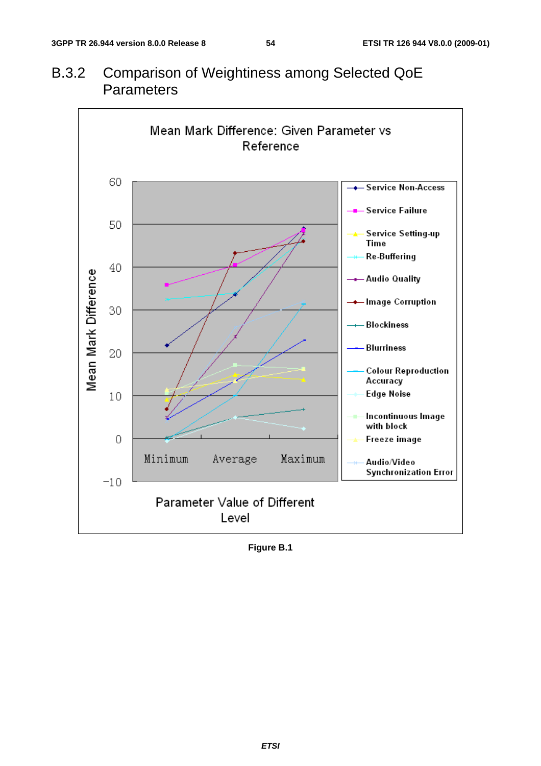## B.3.2 Comparison of Weightiness among Selected QoE Parameters

Mean Mark Difference: Given Parameter vs Reference

Mean Mark Difference

60
50
40
30
20
10
0
-10

Minimum
Average
Maximum

Parameter Value of Different Level

Service Non-Access
Service Failure
Service Setting-up Time
Re-Buffering
Audio Quality
Image Corruption
Blockiness
Blurriness
Colour Reproduction Accuracy
Edge Noise
Incontinuous Image with block
Freeze image
Audio/Video Synchronization Error

**Figure B.1**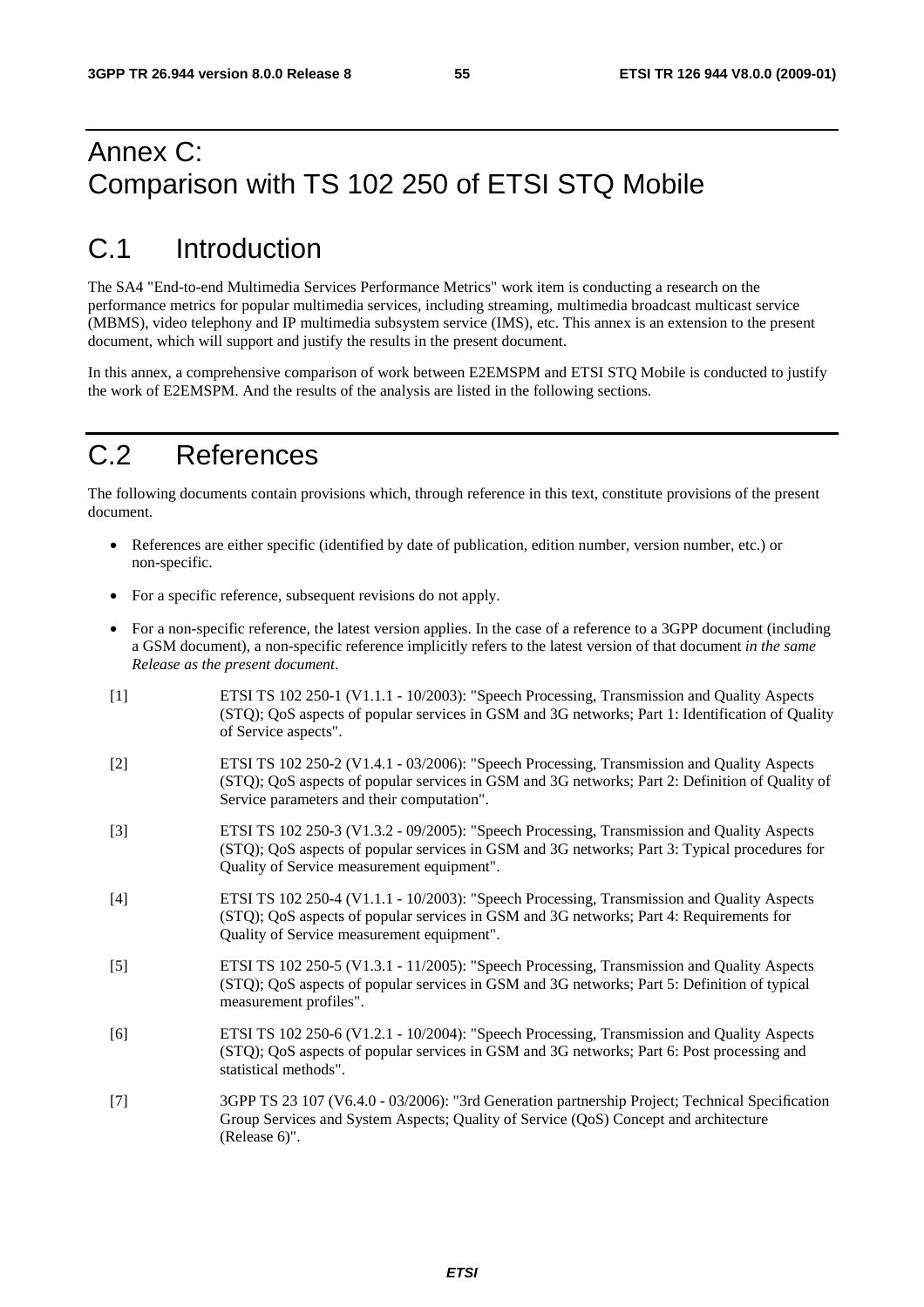# Annex C: Comparison with TS 102 250 of ETSI STQ Mobile

# C.1 Introduction

The SA4 "End-to-end Multimedia Services Performance Metrics" work item is conducting a research on the performance metrics for popular multimedia services, including streaming, multimedia broadcast multicast service (MBMS), video telephony and IP multimedia subsystem service (IMS), etc. This annex is an extension to the present document, which will support and justify the results in the present document.

In this annex, a comprehensive comparison of work between E2EMSPM and ETSI STQ Mobile is conducted to justify the work of E2EMSPM. And the results of the analysis are listed in the following sections.

# C.2 References

The following documents contain provisions which, through reference in this text, constitute provisions of the present document.

- References are either specific (identified by date of publication, edition number, version number, etc.) or non-specific.
- For a specific reference, subsequent revisions do not apply.
- For a non-specific reference, the latest version applies. In the case of a reference to a 3GPP document (including a GSM document), a non-specific reference implicitly refers to the latest version of that document *in the same Release as the present document*.

[1] ETSI TS 102 250-1 (V1.1.1 - 10/2003): "Speech Processing, Transmission and Quality Aspects (STQ); QoS aspects of popular services in GSM and 3G networks; Part 1: Identification of Quality of Service aspects".

[2] ETSI TS 102 250-2 (V1.4.1 - 03/2006): "Speech Processing, Transmission and Quality Aspects (STQ); QoS aspects of popular services in GSM and 3G networks; Part 2: Definition of Quality of Service parameters and their computation".

[3] ETSI TS 102 250-3 (V1.3.2 - 09/2005): "Speech Processing, Transmission and Quality Aspects (STQ); QoS aspects of popular services in GSM and 3G networks; Part 3: Typical procedures for Quality of Service measurement equipment".

[4] ETSI TS 102 250-4 (V1.1.1 - 10/2003): "Speech Processing, Transmission and Quality Aspects (STQ); QoS aspects of popular services in GSM and 3G networks; Part 4: Requirements for Quality of Service measurement equipment".

[5] ETSI TS 102 250-5 (V1.3.1 - 11/2005): "Speech Processing, Transmission and Quality Aspects (STQ); QoS aspects of popular services in GSM and 3G networks; Part 5: Definition of typical measurement profiles".

[6] ETSI TS 102 250-6 (V1.2.1 - 10/2004): "Speech Processing, Transmission and Quality Aspects (STQ); QoS aspects of popular services in GSM and 3G networks; Part 6: Post processing and statistical methods".

[7] 3GPP TS 23 107 (V6.4.0 - 03/2006): "3rd Generation partnership Project; Technical Specification Group Services and System Aspects; Quality of Service (QoS) Concept and architecture (Release 6)".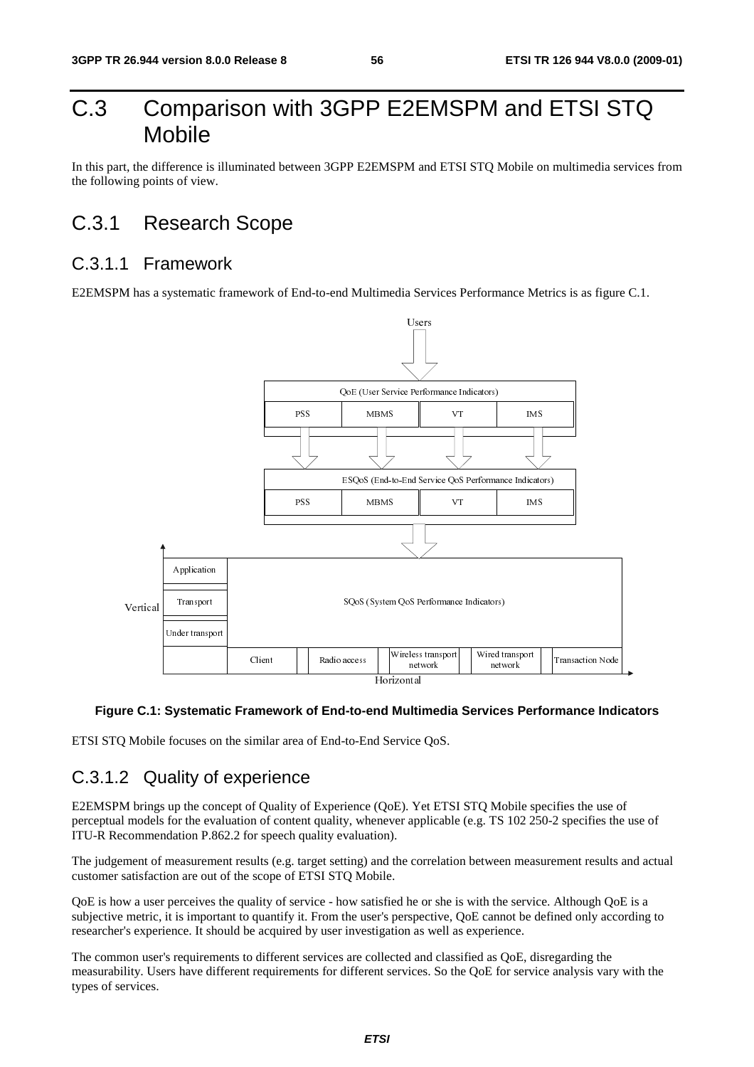# C.3 Comparison with 3GPP E2EMSPM and ETSI STQ Mobile

In this part, the difference is illuminated between 3GPP E2EMSPM and ETSI STQ Mobile on multimedia services from the following points of view.

## C.3.1 Research Scope

### C.3.1.1 Framework

E2EMSPM has a systematic framework of End-to-end Multimedia Services Performance Metrics is as figure C.1.

Users

QoE (User Service Performance Indicators)

PSS MBMS VT IMS

ESQoS (End-to-End Service QoS Performance Indicators)

PSS MBMS VT IMS

Vertical

Application

Transport

Under transport

SQoS (System QoS Performance Indicators)

Client Radio access Wireless transport network Wired transport network Transaction Node

Horizontal

**Figure C.1: Systematic Framework of End-to-end Multimedia Services Performance Indicators**

ETSI STQ Mobile focuses on the similar area of End-to-End Service QoS.

### C.3.1.2 Quality of experience

E2EMSPM brings up the concept of Quality of Experience (QoE). Yet ETSI STQ Mobile specifies the use of perceptual models for the evaluation of content quality, whenever applicable (e.g. TS 102 250-2 specifies the use of ITU-R Recommendation P.862.2 for speech quality evaluation).

The judgement of measurement results (e.g. target setting) and the correlation between measurement results and actual customer satisfaction are out of the scope of ETSI STQ Mobile.

QoE is how a user perceives the quality of service - how satisfied he or she is with the service. Although QoE is a subjective metric, it is important to quantify it. From the user's perspective, QoE cannot be defined only according to researcher's experience. It should be acquired by user investigation as well as experience.

The common user's requirements to different services are collected and classified as QoE, disregarding the measurability. Users have different requirements for different services. So the QoE for service analysis vary with the types of services.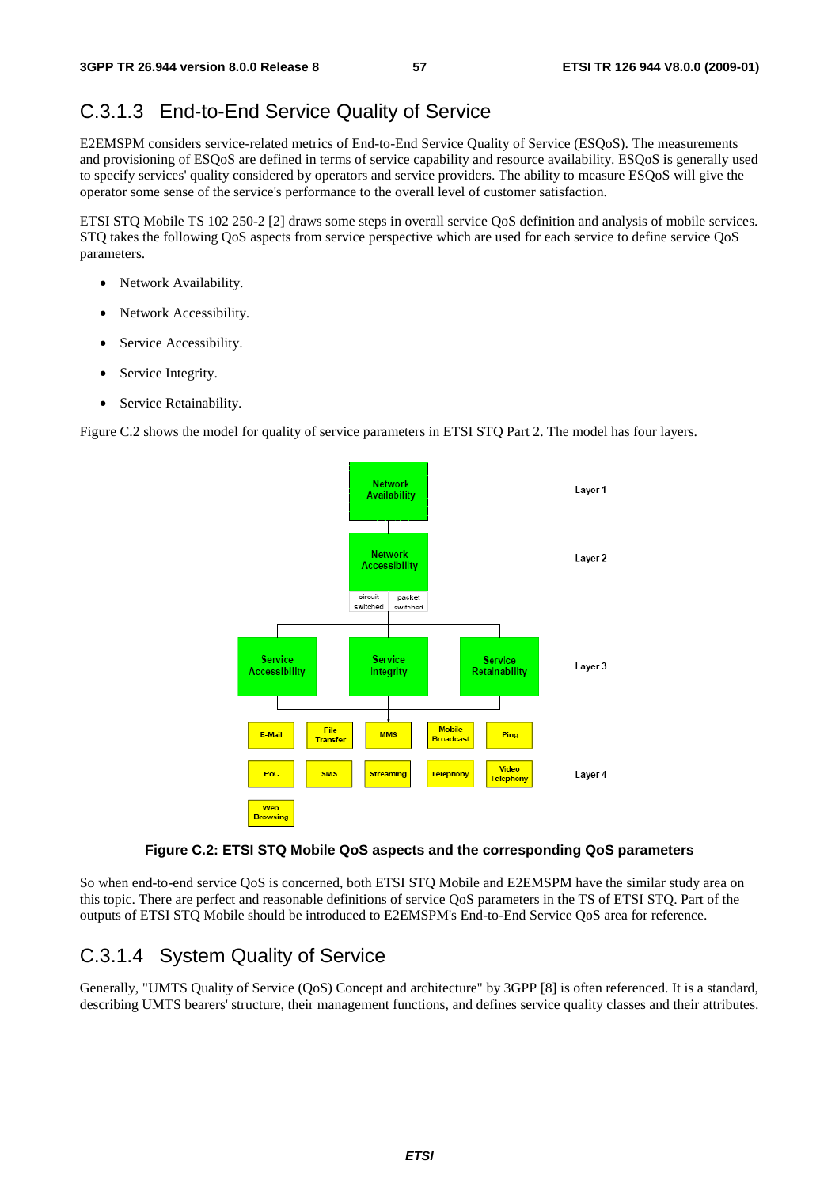## C.3.1.3 End-to-End Service Quality of Service

E2EMSPM considers service-related metrics of End-to-End Service Quality of Service (ESQoS). The measurements and provisioning of ESQoS are defined in terms of service capability and resource availability. ESQoS is generally used to specify services' quality considered by operators and service providers. The ability to measure ESQoS will give the operator some sense of the service's performance to the overall level of customer satisfaction.

ETSI STQ Mobile TS 102 250-2 [2] draws some steps in overall service QoS definition and analysis of mobile services. STQ takes the following QoS aspects from service perspective which are used for each service to define service QoS parameters.

- Network Availability.
- Network Accessibility.
- Service Accessibility.
- Service Integrity.
- Service Retainability.

Figure C.2 shows the model for quality of service parameters in ETSI STQ Part 2. The model has four layers.

**Figure C.2: ETSI STQ Mobile QoS aspects and the corresponding QoS parameters**

So when end-to-end service QoS is concerned, both ETSI STQ Mobile and E2EMSPM have the similar study area on this topic. There are perfect and reasonable definitions of service QoS parameters in the TS of ETSI STQ. Part of the outputs of ETSI STQ Mobile should be introduced to E2EMSPM's End-to-End Service QoS area for reference.

## C.3.1.4 System Quality of Service

Generally, "UMTS Quality of Service (QoS) Concept and architecture" by 3GPP [8] is often referenced. It is a standard, describing UMTS bearers' structure, their management functions, and defines service quality classes and their attributes.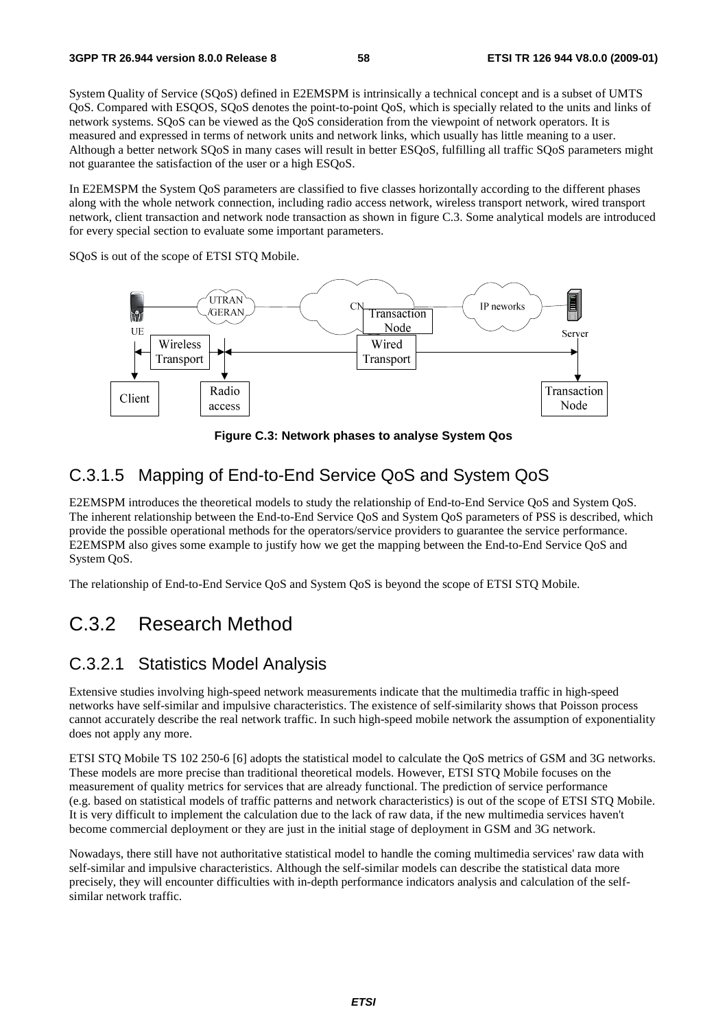System Quality of Service (SQoS) defined in E2EMSPM is intrinsically a technical concept and is a subset of UMTS QoS. Compared with ESQOS, SQoS denotes the point-to-point QoS, which is specially related to the units and links of network systems. SQoS can be viewed as the QoS consideration from the viewpoint of network operators. It is measured and expressed in terms of network units and network links, which usually has little meaning to a user. Although a better network SQoS in many cases will result in better ESQoS, fulfilling all traffic SQoS parameters might not guarantee the satisfaction of the user or a high ESQoS.

In E2EMSPM the System QoS parameters are classified to five classes horizontally according to the different phases along with the whole network connection, including radio access network, wireless transport network, wired transport network, client transaction and network node transaction as shown in figure C.3. Some analytical models are introduced for every special section to evaluate some important parameters.

SQoS is out of the scope of ETSI STQ Mobile.

UE
UTRAN /GERAN
CN
Transaction Node
IP neworks
Server
Wireless Transport
Wired Transport
Client
Radio access
Transaction Node

**Figure C.3: Network phases to analyse System Qos**

### C.3.1.5 Mapping of End-to-End Service QoS and System QoS

E2EMSPM introduces the theoretical models to study the relationship of End-to-End Service QoS and System QoS. The inherent relationship between the End-to-End Service QoS and System QoS parameters of PSS is described, which provide the possible operational methods for the operators/service providers to guarantee the service performance. E2EMSPM also gives some example to justify how we get the mapping between the End-to-End Service QoS and System QoS.

The relationship of End-to-End Service QoS and System QoS is beyond the scope of ETSI STQ Mobile.

## C.3.2 Research Method

### C.3.2.1 Statistics Model Analysis

Extensive studies involving high-speed network measurements indicate that the multimedia traffic in high-speed networks have self-similar and impulsive characteristics. The existence of self-similarity shows that Poisson process cannot accurately describe the real network traffic. In such high-speed mobile network the assumption of exponentiality does not apply any more.

ETSI STQ Mobile TS 102 250-6 [6] adopts the statistical model to calculate the QoS metrics of GSM and 3G networks. These models are more precise than traditional theoretical models. However, ETSI STQ Mobile focuses on the measurement of quality metrics for services that are already functional. The prediction of service performance (e.g. based on statistical models of traffic patterns and network characteristics) is out of the scope of ETSI STQ Mobile. It is very difficult to implement the calculation due to the lack of raw data, if the new multimedia services haven't become commercial deployment or they are just in the initial stage of deployment in GSM and 3G network.

Nowadays, there still have not authoritative statistical model to handle the coming multimedia services' raw data with self-similar and impulsive characteristics. Although the self-similar models can describe the statistical data more precisely, they will encounter difficulties with in-depth performance indicators analysis and calculation of the self-similar network traffic.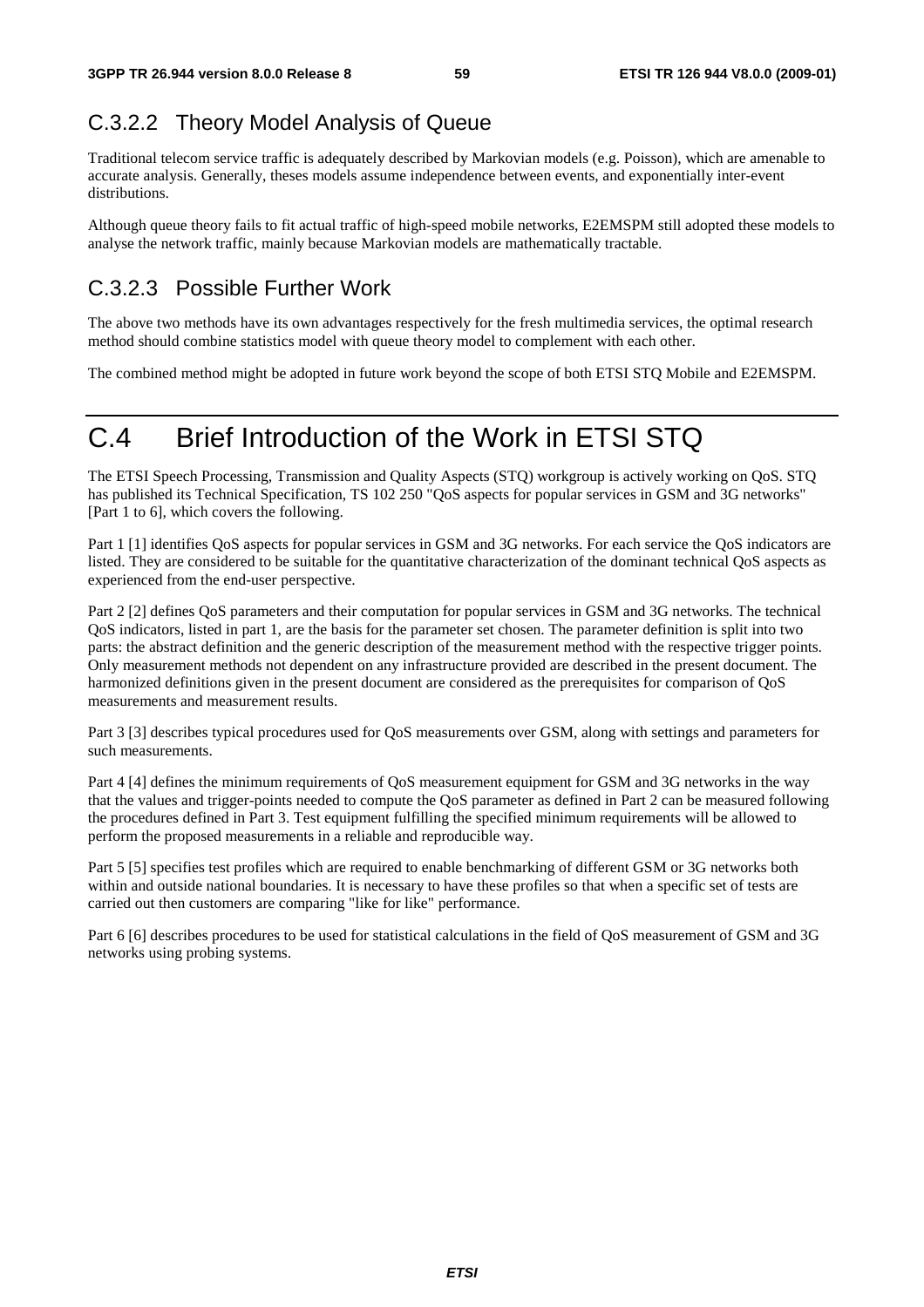### C.3.2.2 Theory Model Analysis of Queue

Traditional telecom service traffic is adequately described by Markovian models (e.g. Poisson), which are amenable to accurate analysis. Generally, theses models assume independence between events, and exponentially inter-event distributions.

Although queue theory fails to fit actual traffic of high-speed mobile networks, E2EMSPM still adopted these models to analyse the network traffic, mainly because Markovian models are mathematically tractable.

### C.3.2.3 Possible Further Work

The above two methods have its own advantages respectively for the fresh multimedia services, the optimal research method should combine statistics model with queue theory model to complement with each other.

The combined method might be adopted in future work beyond the scope of both ETSI STQ Mobile and E2EMSPM.

# C.4 Brief Introduction of the Work in ETSI STQ

The ETSI Speech Processing, Transmission and Quality Aspects (STQ) workgroup is actively working on QoS. STQ has published its Technical Specification, TS 102 250 "QoS aspects for popular services in GSM and 3G networks" [Part 1 to 6], which covers the following.

Part 1 [1] identifies QoS aspects for popular services in GSM and 3G networks. For each service the QoS indicators are listed. They are considered to be suitable for the quantitative characterization of the dominant technical QoS aspects as experienced from the end-user perspective.

Part 2 [2] defines QoS parameters and their computation for popular services in GSM and 3G networks. The technical QoS indicators, listed in part 1, are the basis for the parameter set chosen. The parameter definition is split into two parts: the abstract definition and the generic description of the measurement method with the respective trigger points. Only measurement methods not dependent on any infrastructure provided are described in the present document. The harmonized definitions given in the present document are considered as the prerequisites for comparison of QoS measurements and measurement results.

Part 3 [3] describes typical procedures used for QoS measurements over GSM, along with settings and parameters for such measurements.

Part 4 [4] defines the minimum requirements of QoS measurement equipment for GSM and 3G networks in the way that the values and trigger-points needed to compute the QoS parameter as defined in Part 2 can be measured following the procedures defined in Part 3. Test equipment fulfilling the specified minimum requirements will be allowed to perform the proposed measurements in a reliable and reproducible way.

Part 5 [5] specifies test profiles which are required to enable benchmarking of different GSM or 3G networks both within and outside national boundaries. It is necessary to have these profiles so that when a specific set of tests are carried out then customers are comparing "like for like" performance.

Part 6 [6] describes procedures to be used for statistical calculations in the field of QoS measurement of GSM and 3G networks using probing systems.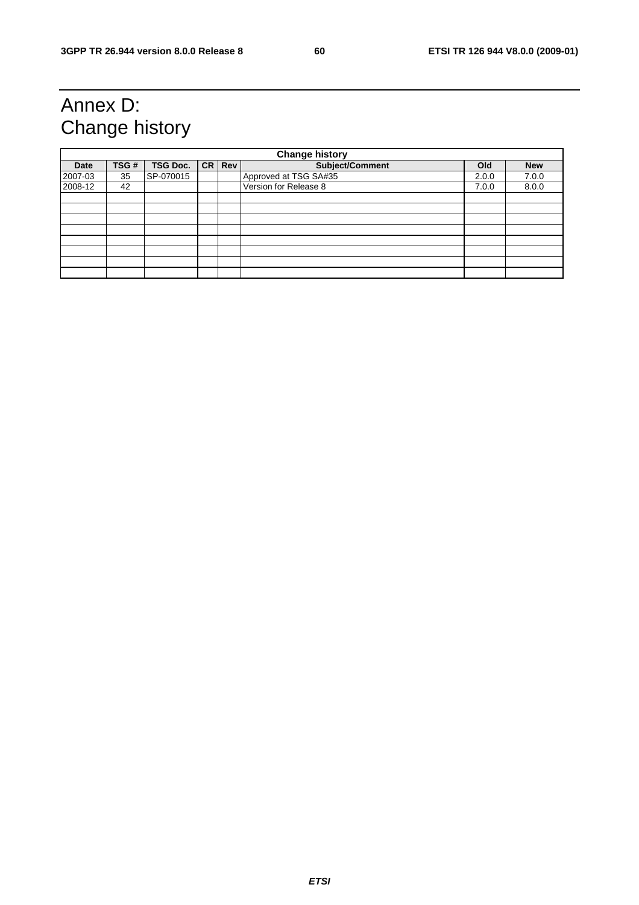# Annex D: Change history

| Change history | | | | | | | |
|---|---|---|---|---|---|---|---|
| **Date** | **TSG #** | **TSG Doc.** | **CR** | **Rev** | **Subject/Comment** | **Old** | **New** |
| 2007-03 | 35 | SP-070015 | | | Approved at TSG SA#35 | 2.0.0 | 7.0.0 |
| 2008-12 | 42 | | | | Version for Release 8 | 7.0.0 | 8.0.0 |
| | | | | | | | |
| | | | | | | | |
| | | | | | | | |
| | | | | | | | |
| | | | | | | | |
| | | | | | | | |
| | | | | | | | |
| | | | | | | | |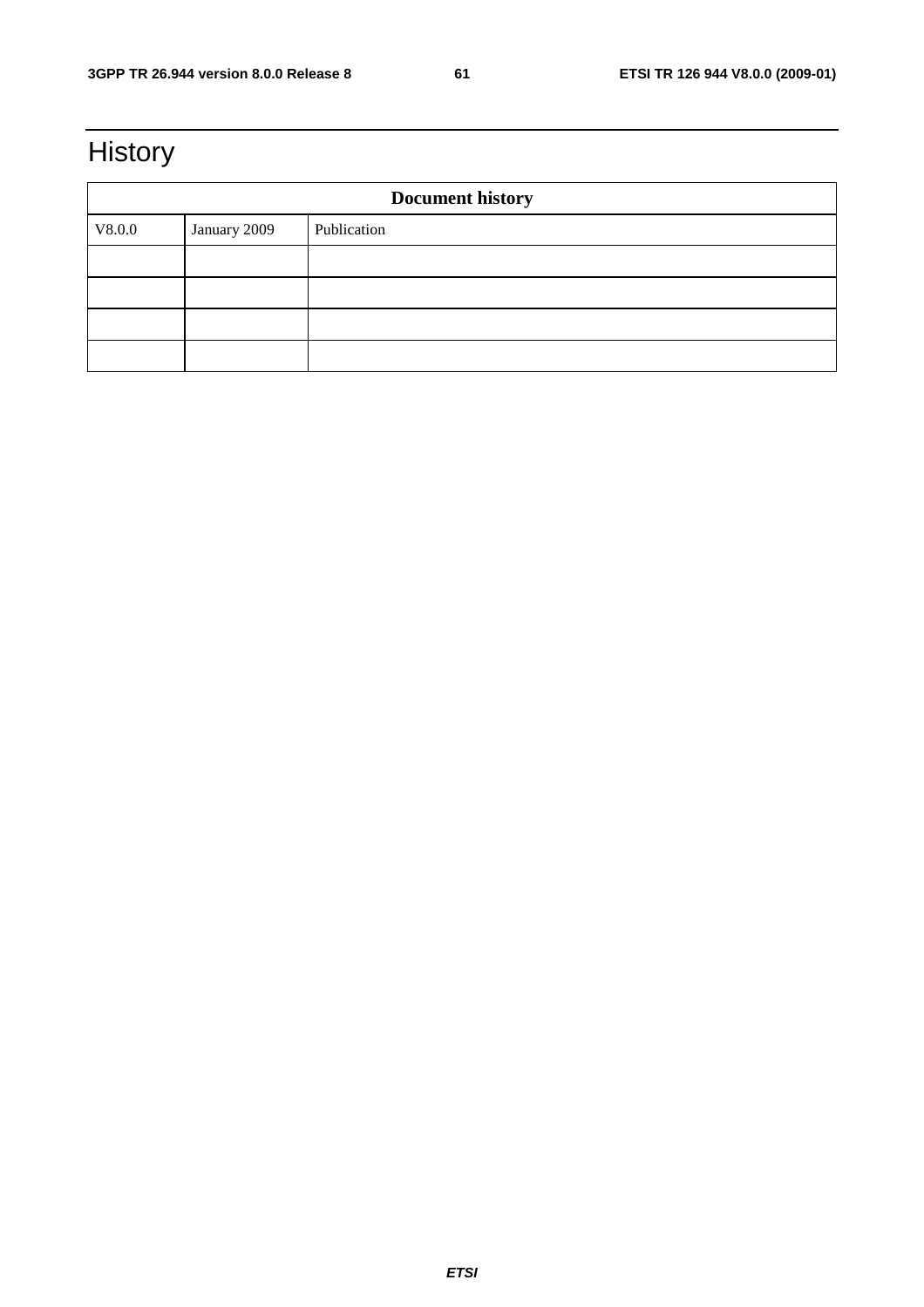# History

| Document history | | |
|---|---|---|
| V8.0.0 | January 2009 | Publication |
| | | |
| | | |
| | | |
| | | |